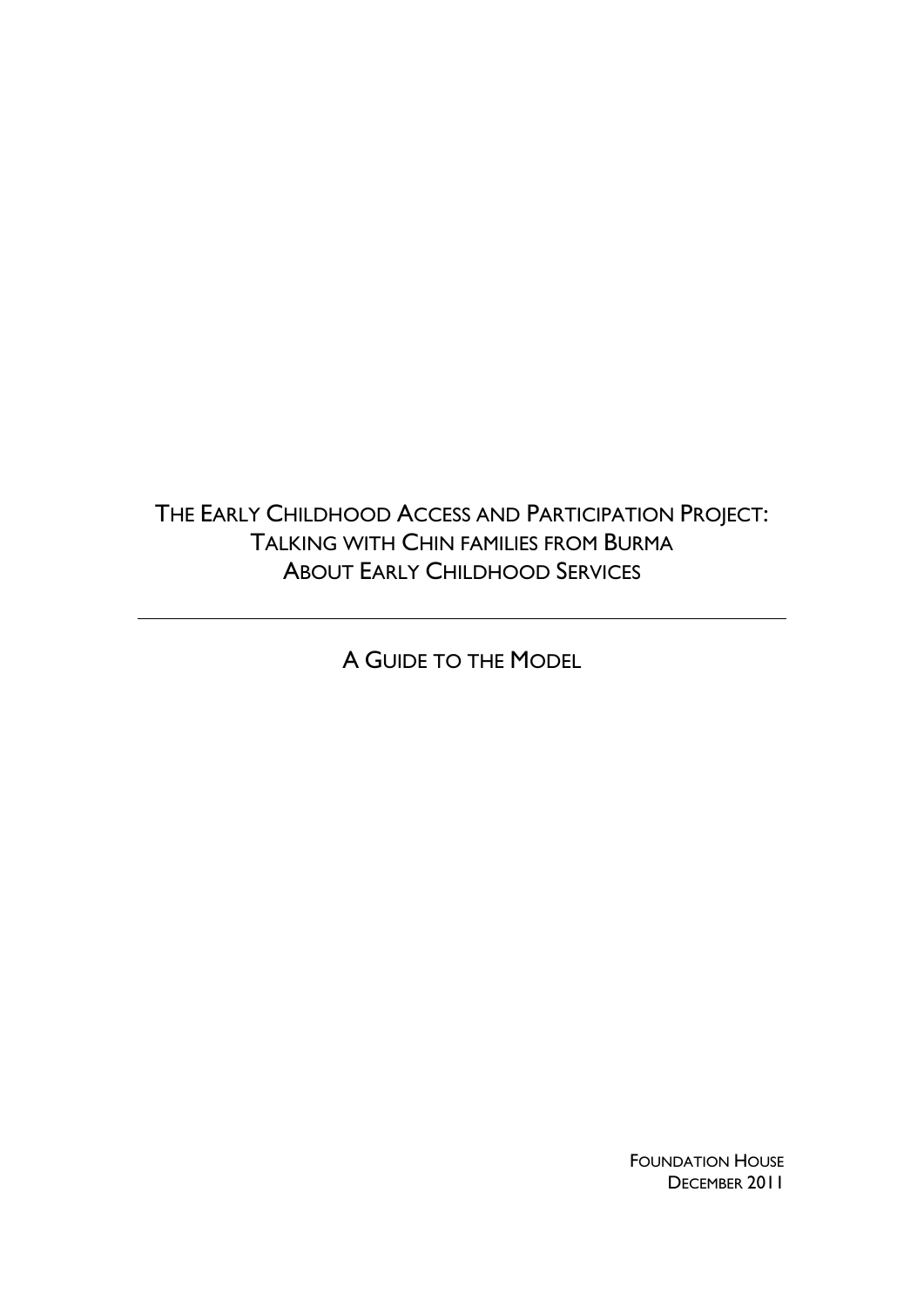# The Early Childhood Access and Participation Project: Talking with Chin families from Burma About Early Childhood Services

---

## A Guide to the Model

Foundation House
December 2011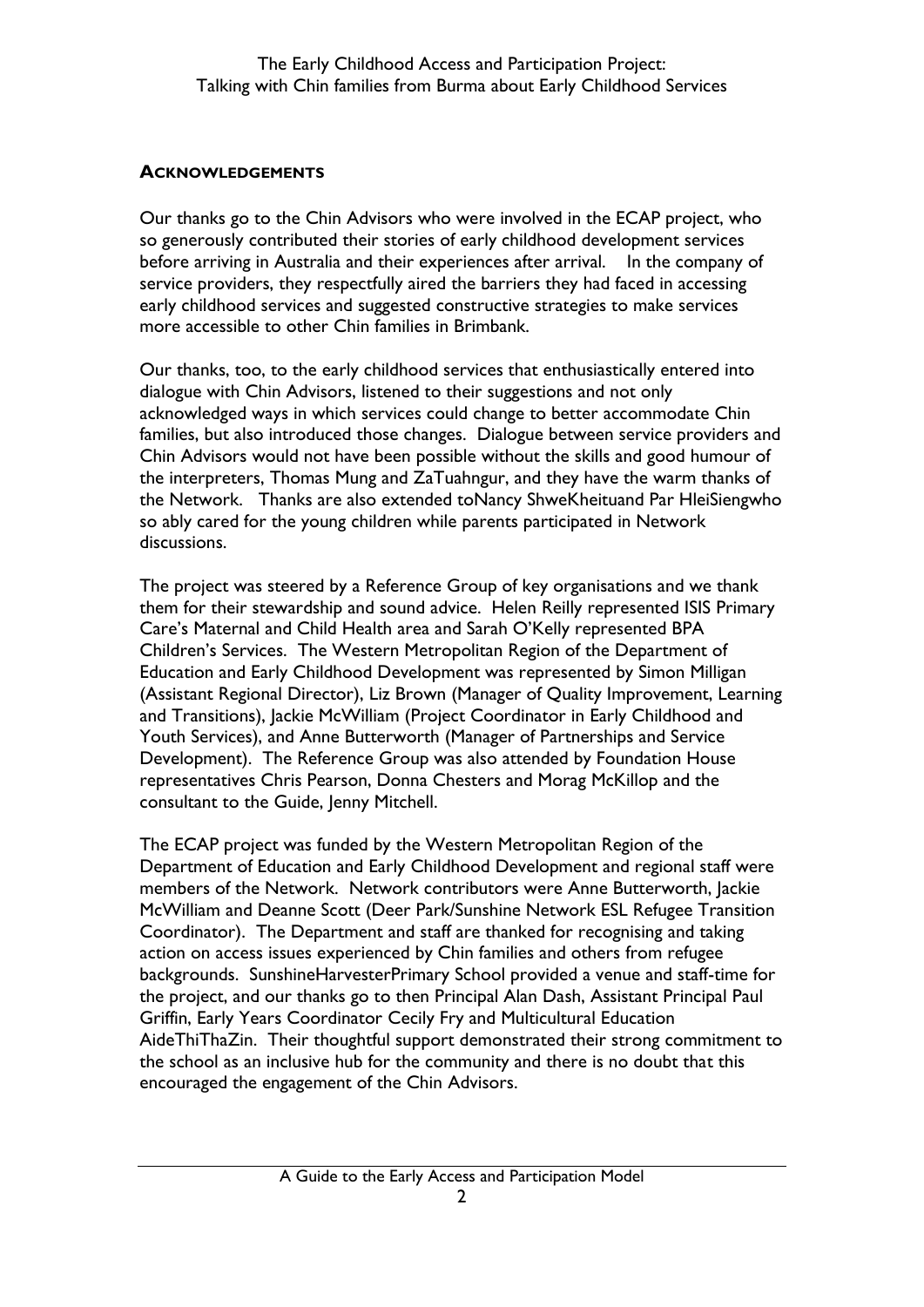## ACKNOWLEDGEMENTS

Our thanks go to the Chin Advisors who were involved in the ECAP project, who so generously contributed their stories of early childhood development services before arriving in Australia and their experiences after arrival. In the company of service providers, they respectfully aired the barriers they had faced in accessing early childhood services and suggested constructive strategies to make services more accessible to other Chin families in Brimbank.

Our thanks, too, to the early childhood services that enthusiastically entered into dialogue with Chin Advisors, listened to their suggestions and not only acknowledged ways in which services could change to better accommodate Chin families, but also introduced those changes. Dialogue between service providers and Chin Advisors would not have been possible without the skills and good humour of the interpreters, Thomas Mung and ZaTuahngur, and they have the warm thanks of the Network. Thanks are also extended toNancy ShweKheituand Par HleiSiengwho so ably cared for the young children while parents participated in Network discussions.

The project was steered by a Reference Group of key organisations and we thank them for their stewardship and sound advice. Helen Reilly represented ISIS Primary Care's Maternal and Child Health area and Sarah O'Kelly represented BPA Children's Services. The Western Metropolitan Region of the Department of Education and Early Childhood Development was represented by Simon Milligan (Assistant Regional Director), Liz Brown (Manager of Quality Improvement, Learning and Transitions), Jackie McWilliam (Project Coordinator in Early Childhood and Youth Services), and Anne Butterworth (Manager of Partnerships and Service Development). The Reference Group was also attended by Foundation House representatives Chris Pearson, Donna Chesters and Morag McKillop and the consultant to the Guide, Jenny Mitchell.

The ECAP project was funded by the Western Metropolitan Region of the Department of Education and Early Childhood Development and regional staff were members of the Network. Network contributors were Anne Butterworth, Jackie McWilliam and Deanne Scott (Deer Park/Sunshine Network ESL Refugee Transition Coordinator). The Department and staff are thanked for recognising and taking action on access issues experienced by Chin families and others from refugee backgrounds. SunshineHarvesterPrimary School provided a venue and staff-time for the project, and our thanks go to then Principal Alan Dash, Assistant Principal Paul Griffin, Early Years Coordinator Cecily Fry and Multicultural Education AideThiThaZin. Their thoughtful support demonstrated their strong commitment to the school as an inclusive hub for the community and there is no doubt that this encouraged the engagement of the Chin Advisors.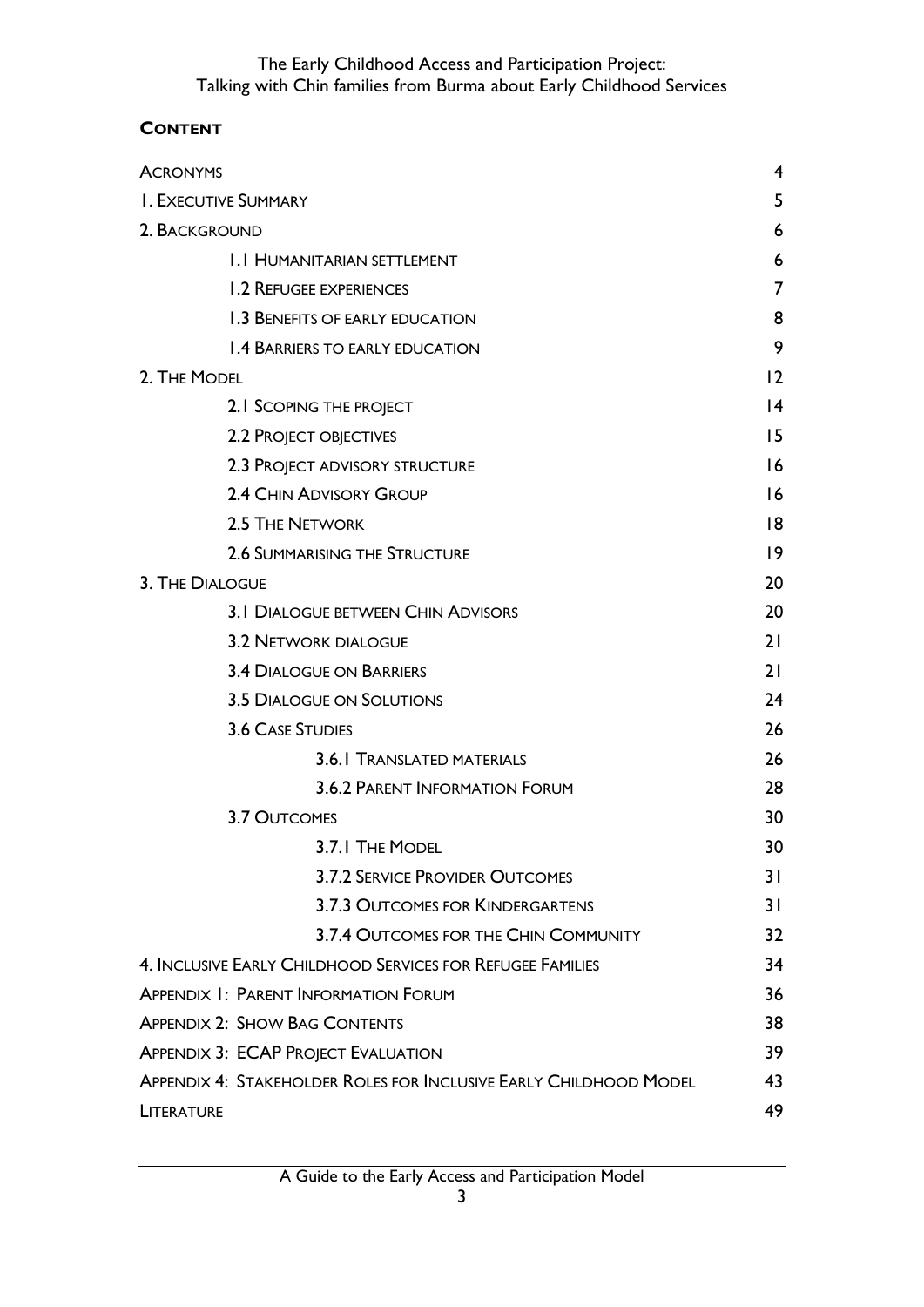## CONTENT

| | |
|---|---|
| ACRONYMS | 4 |
| 1. EXECUTIVE SUMMARY | 5 |
| 2. BACKGROUND | 6 |
| 1.1 HUMANITARIAN SETTLEMENT | 6 |
| 1.2 REFUGEE EXPERIENCES | 7 |
| 1.3 BENEFITS OF EARLY EDUCATION | 8 |
| 1.4 BARRIERS TO EARLY EDUCATION | 9 |
| 2. THE MODEL | 12 |
| 2.1 SCOPING THE PROJECT | 14 |
| 2.2 PROJECT OBJECTIVES | 15 |
| 2.3 PROJECT ADVISORY STRUCTURE | 16 |
| 2.4 CHIN ADVISORY GROUP | 16 |
| 2.5 THE NETWORK | 18 |
| 2.6 SUMMARISING THE STRUCTURE | 19 |
| 3. THE DIALOGUE | 20 |
| 3.1 DIALOGUE BETWEEN CHIN ADVISORS | 20 |
| 3.2 NETWORK DIALOGUE | 21 |
| 3.4 DIALOGUE ON BARRIERS | 21 |
| 3.5 DIALOGUE ON SOLUTIONS | 24 |
| 3.6 CASE STUDIES | 26 |
| 3.6.1 TRANSLATED MATERIALS | 26 |
| 3.6.2 PARENT INFORMATION FORUM | 28 |
| 3.7 OUTCOMES | 30 |
| 3.7.1 THE MODEL | 30 |
| 3.7.2 SERVICE PROVIDER OUTCOMES | 31 |
| 3.7.3 OUTCOMES FOR KINDERGARTENS | 31 |
| 3.7.4 OUTCOMES FOR THE CHIN COMMUNITY | 32 |
| 4. INCLUSIVE EARLY CHILDHOOD SERVICES FOR REFUGEE FAMILIES | 34 |
| APPENDIX 1: PARENT INFORMATION FORUM | 36 |
| APPENDIX 2: SHOW BAG CONTENTS | 38 |
| APPENDIX 3: ECAP PROJECT EVALUATION | 39 |
| APPENDIX 4: STAKEHOLDER ROLES FOR INCLUSIVE EARLY CHILDHOOD MODEL | 43 |
| LITERATURE | 49 |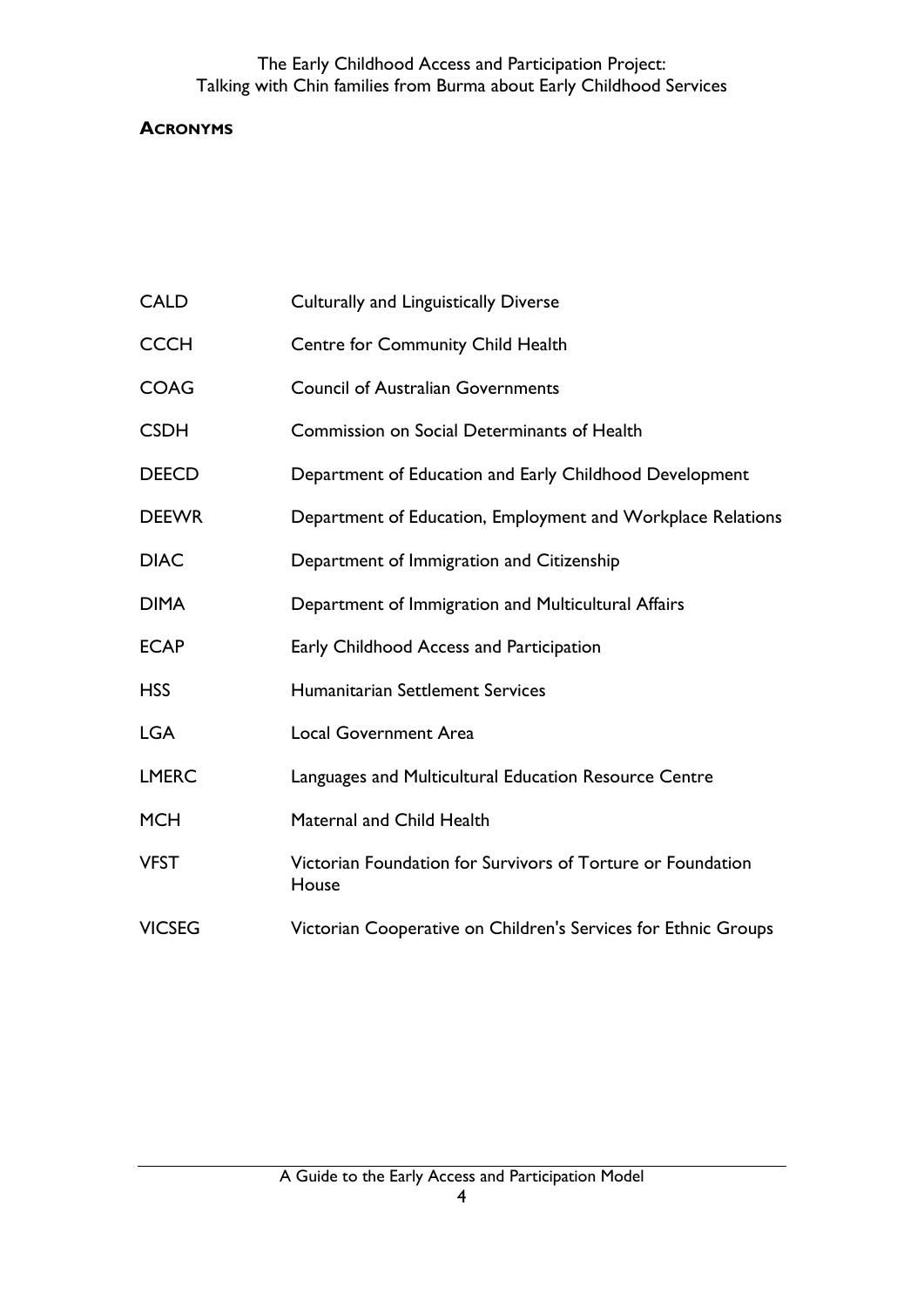## Acronyms

| | |
|---|---|
| CALD | Culturally and Linguistically Diverse |
| CCCH | Centre for Community Child Health |
| COAG | Council of Australian Governments |
| CSDH | Commission on Social Determinants of Health |
| DEECD | Department of Education and Early Childhood Development |
| DEEWR | Department of Education, Employment and Workplace Relations |
| DIAC | Department of Immigration and Citizenship |
| DIMA | Department of Immigration and Multicultural Affairs |
| ECAP | Early Childhood Access and Participation |
| HSS | Humanitarian Settlement Services |
| LGA | Local Government Area |
| LMERC | Languages and Multicultural Education Resource Centre |
| MCH | Maternal and Child Health |
| VFST | Victorian Foundation for Survivors of Torture or Foundation House |
| VICSEG | Victorian Cooperative on Children's Services for Ethnic Groups |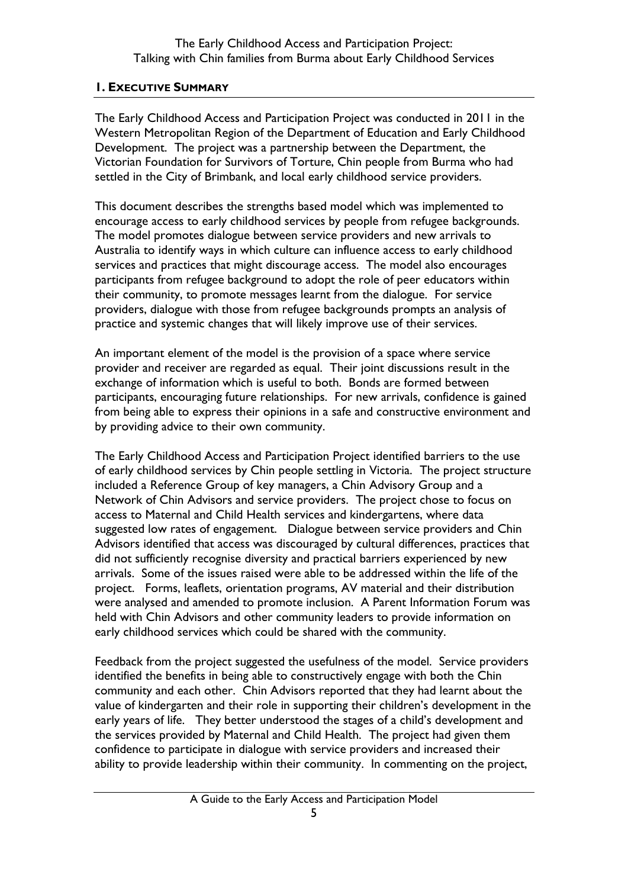## 1. EXECUTIVE SUMMARY

The Early Childhood Access and Participation Project was conducted in 2011 in the Western Metropolitan Region of the Department of Education and Early Childhood Development. The project was a partnership between the Department, the Victorian Foundation for Survivors of Torture, Chin people from Burma who had settled in the City of Brimbank, and local early childhood service providers.

This document describes the strengths based model which was implemented to encourage access to early childhood services by people from refugee backgrounds. The model promotes dialogue between service providers and new arrivals to Australia to identify ways in which culture can influence access to early childhood services and practices that might discourage access. The model also encourages participants from refugee background to adopt the role of peer educators within their community, to promote messages learnt from the dialogue. For service providers, dialogue with those from refugee backgrounds prompts an analysis of practice and systemic changes that will likely improve use of their services.

An important element of the model is the provision of a space where service provider and receiver are regarded as equal. Their joint discussions result in the exchange of information which is useful to both. Bonds are formed between participants, encouraging future relationships. For new arrivals, confidence is gained from being able to express their opinions in a safe and constructive environment and by providing advice to their own community.

The Early Childhood Access and Participation Project identified barriers to the use of early childhood services by Chin people settling in Victoria. The project structure included a Reference Group of key managers, a Chin Advisory Group and a Network of Chin Advisors and service providers. The project chose to focus on access to Maternal and Child Health services and kindergartens, where data suggested low rates of engagement. Dialogue between service providers and Chin Advisors identified that access was discouraged by cultural differences, practices that did not sufficiently recognise diversity and practical barriers experienced by new arrivals. Some of the issues raised were able to be addressed within the life of the project. Forms, leaflets, orientation programs, AV material and their distribution were analysed and amended to promote inclusion. A Parent Information Forum was held with Chin Advisors and other community leaders to provide information on early childhood services which could be shared with the community.

Feedback from the project suggested the usefulness of the model. Service providers identified the benefits in being able to constructively engage with both the Chin community and each other. Chin Advisors reported that they had learnt about the value of kindergarten and their role in supporting their children's development in the early years of life. They better understood the stages of a child's development and the services provided by Maternal and Child Health. The project had given them confidence to participate in dialogue with service providers and increased their ability to provide leadership within their community. In commenting on the project,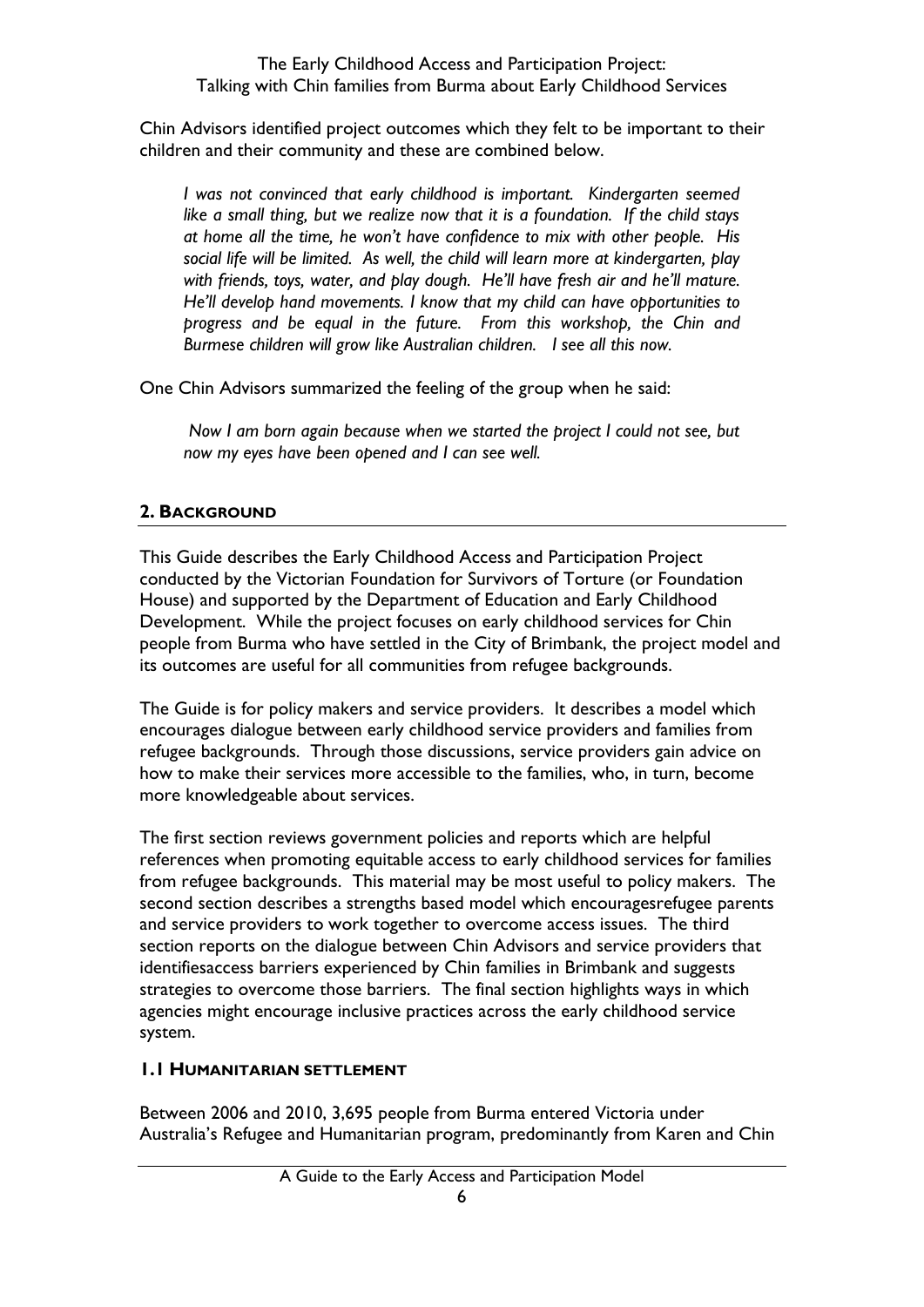Chin Advisors identified project outcomes which they felt to be important to their children and their community and these are combined below.

> *I was not convinced that early childhood is important. Kindergarten seemed like a small thing, but we realize now that it is a foundation. If the child stays at home all the time, he won't have confidence to mix with other people. His social life will be limited. As well, the child will learn more at kindergarten, play with friends, toys, water, and play dough. He'll have fresh air and he'll mature. He'll develop hand movements. I know that my child can have opportunities to progress and be equal in the future. From this workshop, the Chin and Burmese children will grow like Australian children. I see all this now.*

One Chin Advisors summarized the feeling of the group when he said:

> *Now I am born again because when we started the project I could not see, but now my eyes have been opened and I can see well.*

## 2. BACKGROUND

This Guide describes the Early Childhood Access and Participation Project conducted by the Victorian Foundation for Survivors of Torture (or Foundation House) and supported by the Department of Education and Early Childhood Development. While the project focuses on early childhood services for Chin people from Burma who have settled in the City of Brimbank, the project model and its outcomes are useful for all communities from refugee backgrounds.

The Guide is for policy makers and service providers. It describes a model which encourages dialogue between early childhood service providers and families from refugee backgrounds. Through those discussions, service providers gain advice on how to make their services more accessible to the families, who, in turn, become more knowledgeable about services.

The first section reviews government policies and reports which are helpful references when promoting equitable access to early childhood services for families from refugee backgrounds. This material may be most useful to policy makers. The second section describes a strengths based model which encouragesrefugee parents and service providers to work together to overcome access issues. The third section reports on the dialogue between Chin Advisors and service providers that identifiesaccess barriers experienced by Chin families in Brimbank and suggests strategies to overcome those barriers. The final section highlights ways in which agencies might encourage inclusive practices across the early childhood service system.

### 1.1 HUMANITARIAN SETTLEMENT

Between 2006 and 2010, 3,695 people from Burma entered Victoria under Australia's Refugee and Humanitarian program, predominantly from Karen and Chin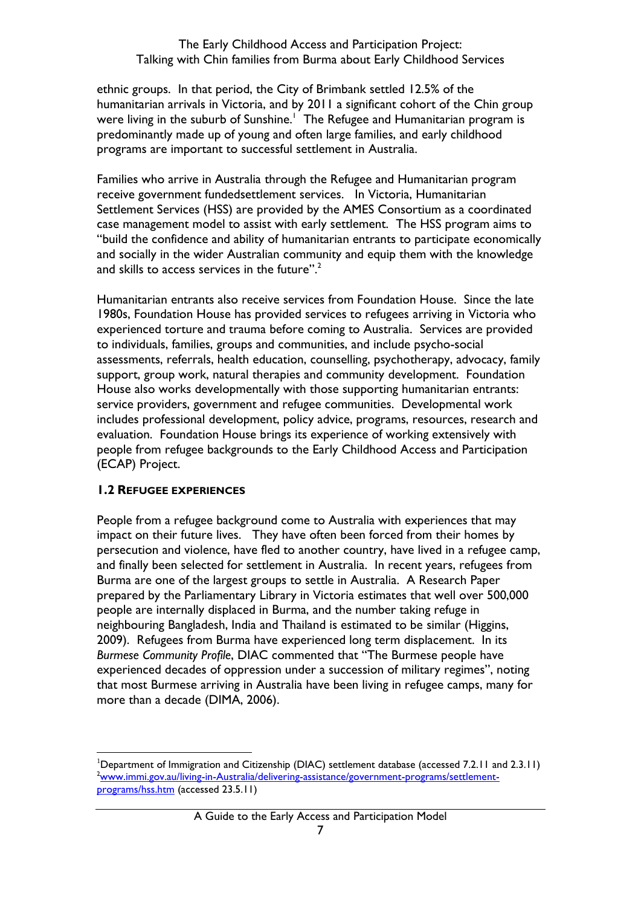ethnic groups. In that period, the City of Brimbank settled 12.5% of the humanitarian arrivals in Victoria, and by 2011 a significant cohort of the Chin group were living in the suburb of Sunshine.[1] The Refugee and Humanitarian program is predominantly made up of young and often large families, and early childhood programs are important to successful settlement in Australia.

Families who arrive in Australia through the Refugee and Humanitarian program receive government fundedsettlement services. In Victoria, Humanitarian Settlement Services (HSS) are provided by the AMES Consortium as a coordinated case management model to assist with early settlement. The HSS program aims to "build the confidence and ability of humanitarian entrants to participate economically and socially in the wider Australian community and equip them with the knowledge and skills to access services in the future".[2]

Humanitarian entrants also receive services from Foundation House. Since the late 1980s, Foundation House has provided services to refugees arriving in Victoria who experienced torture and trauma before coming to Australia. Services are provided to individuals, families, groups and communities, and include psycho-social assessments, referrals, health education, counselling, psychotherapy, advocacy, family support, group work, natural therapies and community development. Foundation House also works developmentally with those supporting humanitarian entrants: service providers, government and refugee communities. Developmental work includes professional development, policy advice, programs, resources, research and evaluation. Foundation House brings its experience of working extensively with people from refugee backgrounds to the Early Childhood Access and Participation (ECAP) Project.

### 1.2 Refugee experiences

People from a refugee background come to Australia with experiences that may impact on their future lives. They have often been forced from their homes by persecution and violence, have fled to another country, have lived in a refugee camp, and finally been selected for settlement in Australia. In recent years, refugees from Burma are one of the largest groups to settle in Australia. A Research Paper prepared by the Parliamentary Library in Victoria estimates that well over 500,000 people are internally displaced in Burma, and the number taking refuge in neighbouring Bangladesh, India and Thailand is estimated to be similar (Higgins, 2009). Refugees from Burma have experienced long term displacement. In its *Burmese Community Profile*, DIAC commented that "The Burmese people have experienced decades of oppression under a succession of military regimes", noting that most Burmese arriving in Australia have been living in refugee camps, many for more than a decade (DIMA, 2006).

---

[1] Department of Immigration and Citizenship (DIAC) settlement database (accessed 7.2.11 and 2.3.11)

[2] www.immi.gov.au/living-in-Australia/delivering-assistance/government-programs/settlement-programs/hss.htm (accessed 23.5.11)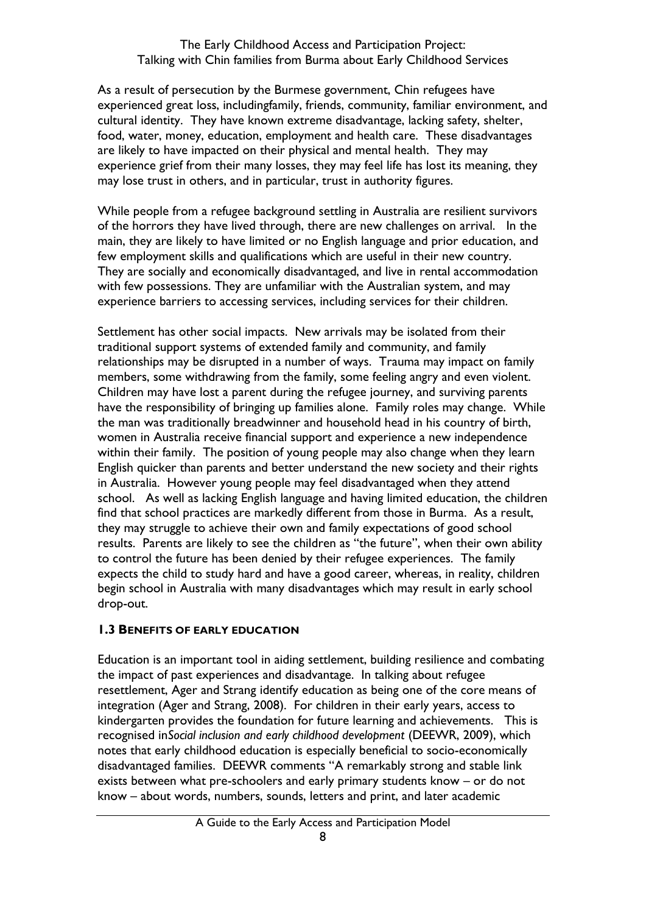As a result of persecution by the Burmese government, Chin refugees have experienced great loss, includingfamily, friends, community, familiar environment, and cultural identity. They have known extreme disadvantage, lacking safety, shelter, food, water, money, education, employment and health care. These disadvantages are likely to have impacted on their physical and mental health. They may experience grief from their many losses, they may feel life has lost its meaning, they may lose trust in others, and in particular, trust in authority figures.

While people from a refugee background settling in Australia are resilient survivors of the horrors they have lived through, there are new challenges on arrival. In the main, they are likely to have limited or no English language and prior education, and few employment skills and qualifications which are useful in their new country. They are socially and economically disadvantaged, and live in rental accommodation with few possessions. They are unfamiliar with the Australian system, and may experience barriers to accessing services, including services for their children.

Settlement has other social impacts. New arrivals may be isolated from their traditional support systems of extended family and community, and family relationships may be disrupted in a number of ways. Trauma may impact on family members, some withdrawing from the family, some feeling angry and even violent. Children may have lost a parent during the refugee journey, and surviving parents have the responsibility of bringing up families alone. Family roles may change. While the man was traditionally breadwinner and household head in his country of birth, women in Australia receive financial support and experience a new independence within their family. The position of young people may also change when they learn English quicker than parents and better understand the new society and their rights in Australia. However young people may feel disadvantaged when they attend school. As well as lacking English language and having limited education, the children find that school practices are markedly different from those in Burma. As a result, they may struggle to achieve their own and family expectations of good school results. Parents are likely to see the children as "the future", when their own ability to control the future has been denied by their refugee experiences. The family expects the child to study hard and have a good career, whereas, in reality, children begin school in Australia with many disadvantages which may result in early school drop-out.

### 1.3 Benefits of early education

Education is an important tool in aiding settlement, building resilience and combating the impact of past experiences and disadvantage. In talking about refugee resettlement, Ager and Strang identify education as being one of the core means of integration (Ager and Strang, 2008). For children in their early years, access to kindergarten provides the foundation for future learning and achievements. This is recognised in*Social inclusion and early childhood development* (DEEWR, 2009), which notes that early childhood education is especially beneficial to socio-economically disadvantaged families. DEEWR comments "A remarkably strong and stable link exists between what pre-schoolers and early primary students know – or do not know – about words, numbers, sounds, letters and print, and later academic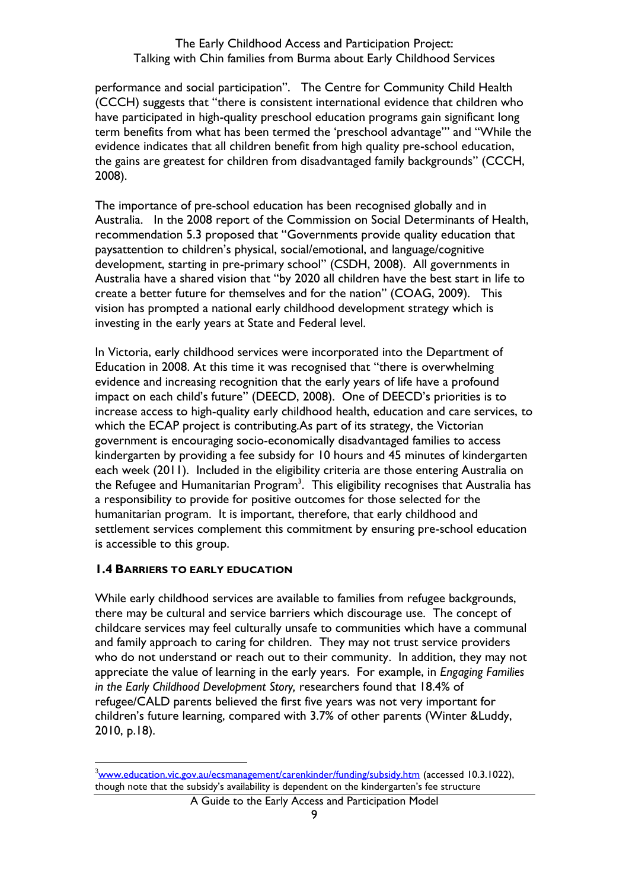performance and social participation". The Centre for Community Child Health (CCCH) suggests that "there is consistent international evidence that children who have participated in high-quality preschool education programs gain significant long term benefits from what has been termed the 'preschool advantage'" and "While the evidence indicates that all children benefit from high quality pre-school education, the gains are greatest for children from disadvantaged family backgrounds" (CCCH, 2008).

The importance of pre-school education has been recognised globally and in Australia. In the 2008 report of the Commission on Social Determinants of Health, recommendation 5.3 proposed that "Governments provide quality education that paysattention to children's physical, social/emotional, and language/cognitive development, starting in pre-primary school" (CSDH, 2008). All governments in Australia have a shared vision that "by 2020 all children have the best start in life to create a better future for themselves and for the nation" (COAG, 2009). This vision has prompted a national early childhood development strategy which is investing in the early years at State and Federal level.

In Victoria, early childhood services were incorporated into the Department of Education in 2008. At this time it was recognised that "there is overwhelming evidence and increasing recognition that the early years of life have a profound impact on each child's future" (DEECD, 2008). One of DEECD's priorities is to increase access to high-quality early childhood health, education and care services, to which the ECAP project is contributing.As part of its strategy, the Victorian government is encouraging socio-economically disadvantaged families to access kindergarten by providing a fee subsidy for 10 hours and 45 minutes of kindergarten each week (2011). Included in the eligibility criteria are those entering Australia on the Refugee and Humanitarian Program[3]. This eligibility recognises that Australia has a responsibility to provide for positive outcomes for those selected for the humanitarian program. It is important, therefore, that early childhood and settlement services complement this commitment by ensuring pre-school education is accessible to this group.

### 1.4 Barriers to early education

While early childhood services are available to families from refugee backgrounds, there may be cultural and service barriers which discourage use. The concept of childcare services may feel culturally unsafe to communities which have a communal and family approach to caring for children. They may not trust service providers who do not understand or reach out to their community. In addition, they may not appreciate the value of learning in the early years. For example, in *Engaging Families in the Early Childhood Development Story,* researchers found that 18.4% of refugee/CALD parents believed the first five years was not very important for children's future learning, compared with 3.7% of other parents (Winter &Luddy, 2010, p.18).

---

[3] www.education.vic.gov.au/ecsmanagement/carenkinder/funding/subsidy.htm (accessed 10.3.1022), though note that the subsidy's availability is dependent on the kindergarten's fee structure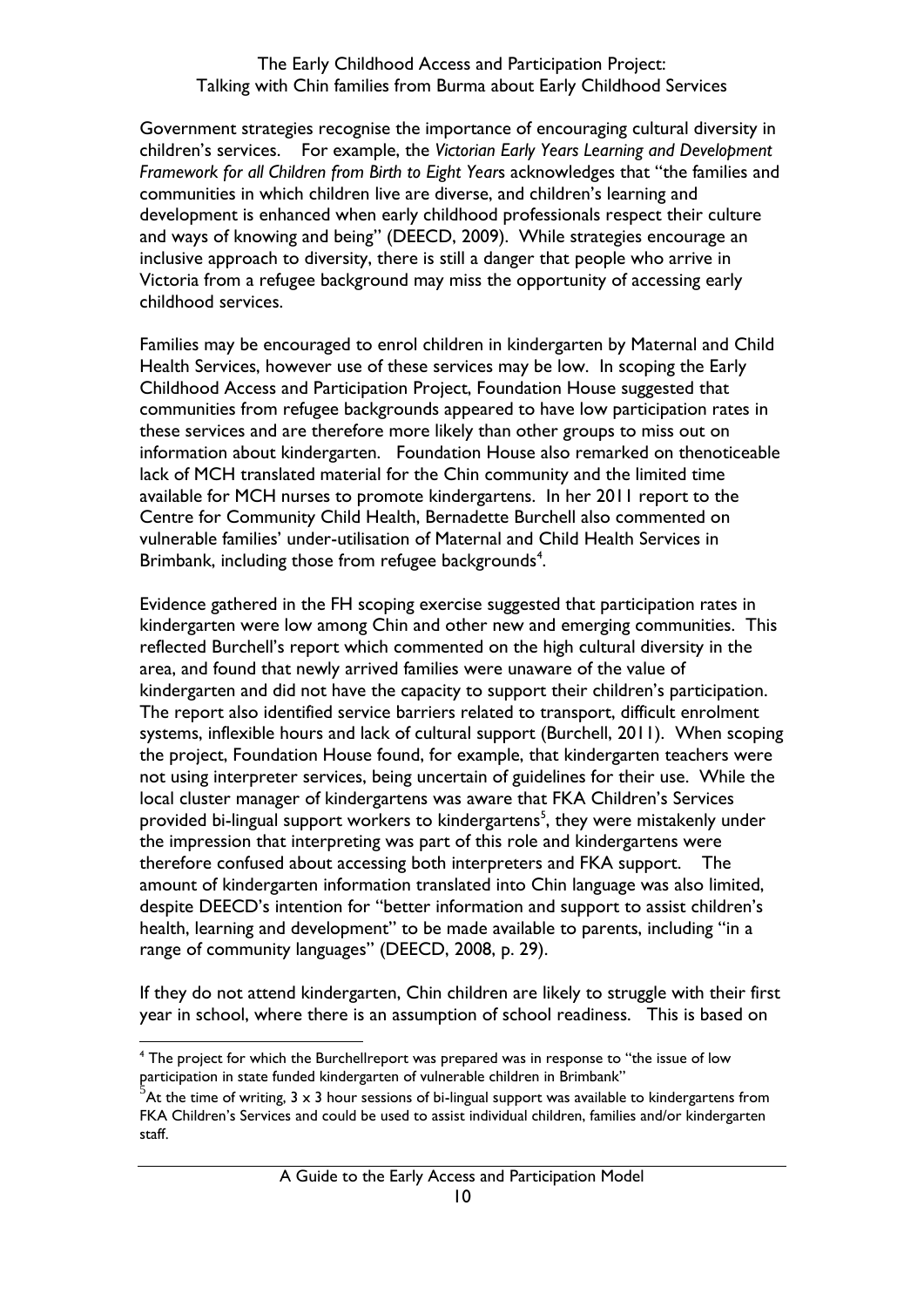Government strategies recognise the importance of encouraging cultural diversity in children's services. For example, the *Victorian Early Years Learning and Development Framework for all Children from Birth to Eight Years* acknowledges that "the families and communities in which children live are diverse, and children's learning and development is enhanced when early childhood professionals respect their culture and ways of knowing and being" (DEECD, 2009). While strategies encourage an inclusive approach to diversity, there is still a danger that people who arrive in Victoria from a refugee background may miss the opportunity of accessing early childhood services.

Families may be encouraged to enrol children in kindergarten by Maternal and Child Health Services, however use of these services may be low. In scoping the Early Childhood Access and Participation Project, Foundation House suggested that communities from refugee backgrounds appeared to have low participation rates in these services and are therefore more likely than other groups to miss out on information about kindergarten. Foundation House also remarked on thenoticeable lack of MCH translated material for the Chin community and the limited time available for MCH nurses to promote kindergartens. In her 2011 report to the Centre for Community Child Health, Bernadette Burchell also commented on vulnerable families' under-utilisation of Maternal and Child Health Services in Brimbank, including those from refugee backgrounds[4].

Evidence gathered in the FH scoping exercise suggested that participation rates in kindergarten were low among Chin and other new and emerging communities. This reflected Burchell's report which commented on the high cultural diversity in the area, and found that newly arrived families were unaware of the value of kindergarten and did not have the capacity to support their children's participation. The report also identified service barriers related to transport, difficult enrolment systems, inflexible hours and lack of cultural support (Burchell, 2011). When scoping the project, Foundation House found, for example, that kindergarten teachers were not using interpreter services, being uncertain of guidelines for their use. While the local cluster manager of kindergartens was aware that FKA Children's Services provided bi-lingual support workers to kindergartens[5], they were mistakenly under the impression that interpreting was part of this role and kindergartens were therefore confused about accessing both interpreters and FKA support. The amount of kindergarten information translated into Chin language was also limited, despite DEECD's intention for "better information and support to assist children's health, learning and development" to be made available to parents, including "in a range of community languages" (DEECD, 2008, p. 29).

If they do not attend kindergarten, Chin children are likely to struggle with their first year in school, where there is an assumption of school readiness. This is based on

[4] The project for which the Burchellreport was prepared was in response to "the issue of low participation in state funded kindergarten of vulnerable children in Brimbank"

[5] At the time of writing, 3 x 3 hour sessions of bi-lingual support was available to kindergartens from FKA Children's Services and could be used to assist individual children, families and/or kindergarten staff.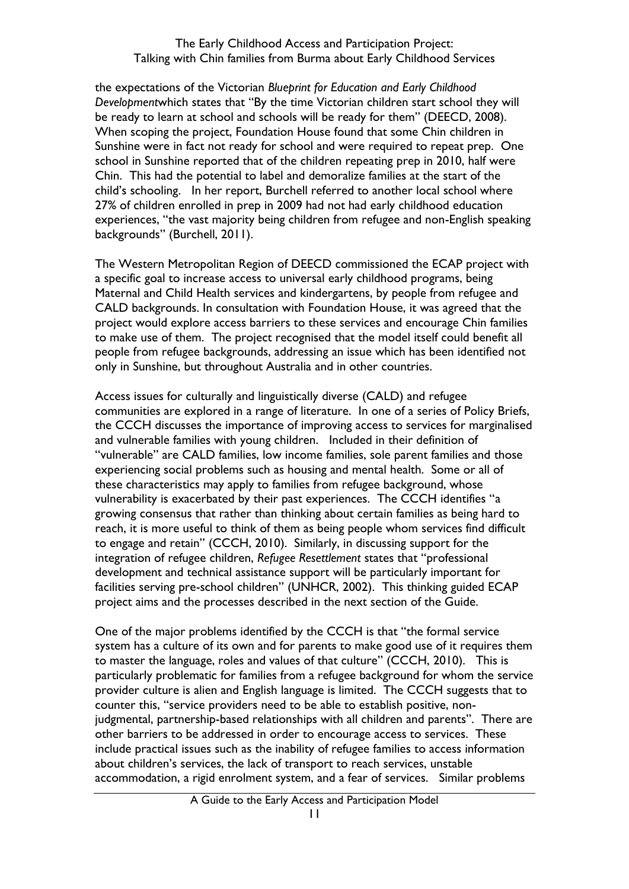the expectations of the Victorian *Blueprint for Education and Early Childhood Development*which states that "By the time Victorian children start school they will be ready to learn at school and schools will be ready for them" (DEECD, 2008). When scoping the project, Foundation House found that some Chin children in Sunshine were in fact not ready for school and were required to repeat prep. One school in Sunshine reported that of the children repeating prep in 2010, half were Chin. This had the potential to label and demoralize families at the start of the child's schooling. In her report, Burchell referred to another local school where 27% of children enrolled in prep in 2009 had not had early childhood education experiences, "the vast majority being children from refugee and non-English speaking backgrounds" (Burchell, 2011).

The Western Metropolitan Region of DEECD commissioned the ECAP project with a specific goal to increase access to universal early childhood programs, being Maternal and Child Health services and kindergartens, by people from refugee and CALD backgrounds. In consultation with Foundation House, it was agreed that the project would explore access barriers to these services and encourage Chin families to make use of them. The project recognised that the model itself could benefit all people from refugee backgrounds, addressing an issue which has been identified not only in Sunshine, but throughout Australia and in other countries.

Access issues for culturally and linguistically diverse (CALD) and refugee communities are explored in a range of literature. In one of a series of Policy Briefs, the CCCH discusses the importance of improving access to services for marginalised and vulnerable families with young children. Included in their definition of "vulnerable" are CALD families, low income families, sole parent families and those experiencing social problems such as housing and mental health. Some or all of these characteristics may apply to families from refugee background, whose vulnerability is exacerbated by their past experiences. The CCCH identifies "a growing consensus that rather than thinking about certain families as being hard to reach, it is more useful to think of them as being people whom services find difficult to engage and retain" (CCCH, 2010). Similarly, in discussing support for the integration of refugee children, *Refugee Resettlement* states that "professional development and technical assistance support will be particularly important for facilities serving pre-school children" (UNHCR, 2002). This thinking guided ECAP project aims and the processes described in the next section of the Guide.

One of the major problems identified by the CCCH is that "the formal service system has a culture of its own and for parents to make good use of it requires them to master the language, roles and values of that culture" (CCCH, 2010). This is particularly problematic for families from a refugee background for whom the service provider culture is alien and English language is limited. The CCCH suggests that to counter this, "service providers need to be able to establish positive, non-judgmental, partnership-based relationships with all children and parents". There are other barriers to be addressed in order to encourage access to services. These include practical issues such as the inability of refugee families to access information about children's services, the lack of transport to reach services, unstable accommodation, a rigid enrolment system, and a fear of services. Similar problems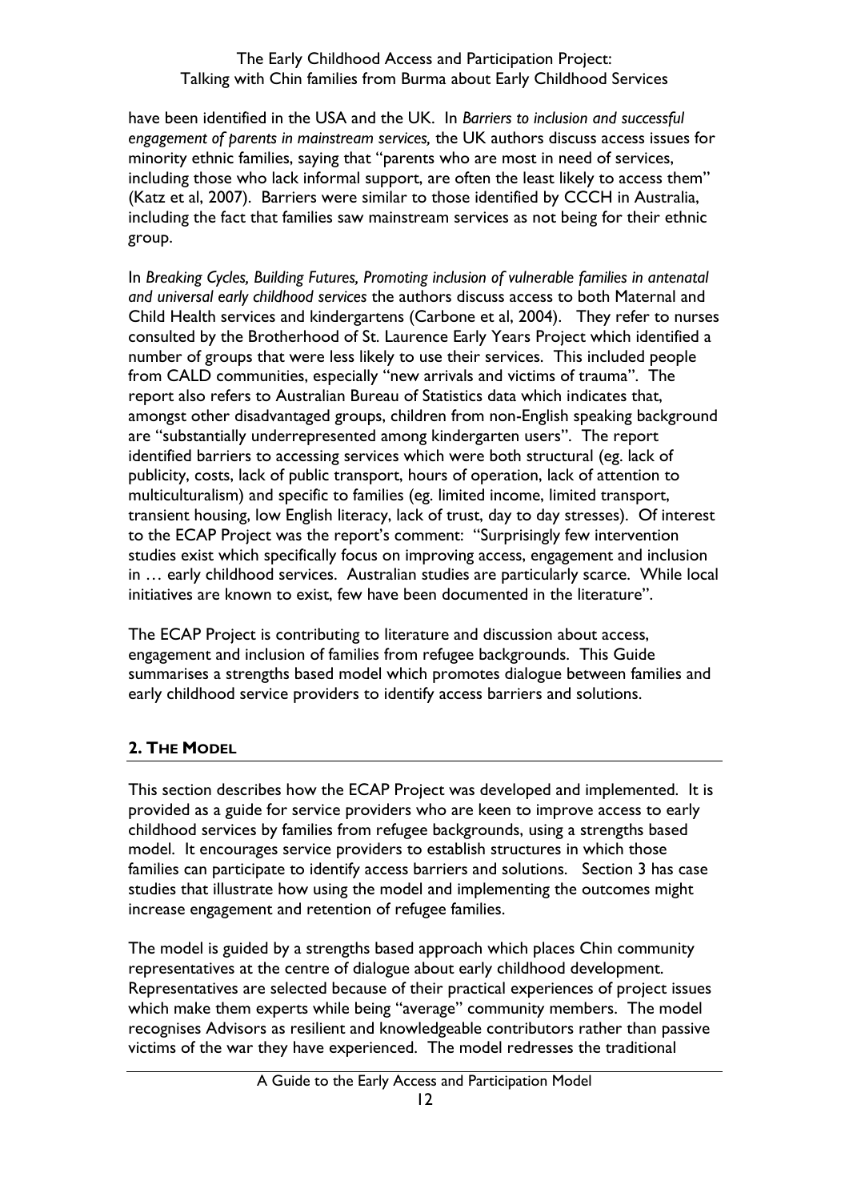have been identified in the USA and the UK. In *Barriers to inclusion and successful engagement of parents in mainstream services,* the UK authors discuss access issues for minority ethnic families, saying that "parents who are most in need of services, including those who lack informal support, are often the least likely to access them" (Katz et al, 2007). Barriers were similar to those identified by CCCH in Australia, including the fact that families saw mainstream services as not being for their ethnic group.

In *Breaking Cycles, Building Futures, Promoting inclusion of vulnerable families in antenatal and universal early childhood services* the authors discuss access to both Maternal and Child Health services and kindergartens (Carbone et al, 2004). They refer to nurses consulted by the Brotherhood of St. Laurence Early Years Project which identified a number of groups that were less likely to use their services. This included people from CALD communities, especially "new arrivals and victims of trauma". The report also refers to Australian Bureau of Statistics data which indicates that, amongst other disadvantaged groups, children from non-English speaking background are "substantially underrepresented among kindergarten users". The report identified barriers to accessing services which were both structural (eg. lack of publicity, costs, lack of public transport, hours of operation, lack of attention to multiculturalism) and specific to families (eg. limited income, limited transport, transient housing, low English literacy, lack of trust, day to day stresses). Of interest to the ECAP Project was the report's comment: "Surprisingly few intervention studies exist which specifically focus on improving access, engagement and inclusion in … early childhood services. Australian studies are particularly scarce. While local initiatives are known to exist, few have been documented in the literature".

The ECAP Project is contributing to literature and discussion about access, engagement and inclusion of families from refugee backgrounds. This Guide summarises a strengths based model which promotes dialogue between families and early childhood service providers to identify access barriers and solutions.

## 2. The Model

This section describes how the ECAP Project was developed and implemented. It is provided as a guide for service providers who are keen to improve access to early childhood services by families from refugee backgrounds, using a strengths based model. It encourages service providers to establish structures in which those families can participate to identify access barriers and solutions. Section 3 has case studies that illustrate how using the model and implementing the outcomes might increase engagement and retention of refugee families.

The model is guided by a strengths based approach which places Chin community representatives at the centre of dialogue about early childhood development. Representatives are selected because of their practical experiences of project issues which make them experts while being "average" community members. The model recognises Advisors as resilient and knowledgeable contributors rather than passive victims of the war they have experienced. The model redresses the traditional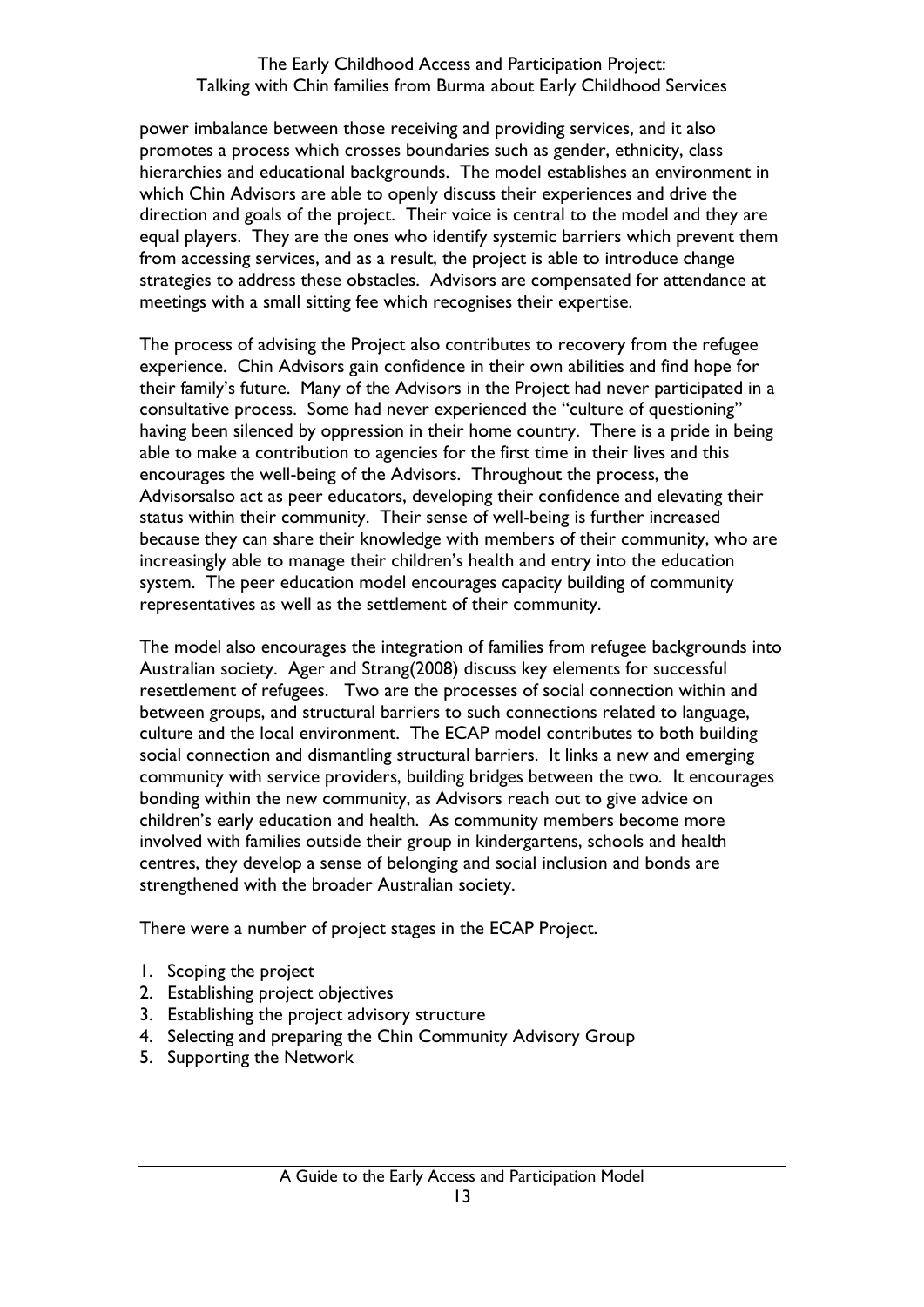power imbalance between those receiving and providing services, and it also promotes a process which crosses boundaries such as gender, ethnicity, class hierarchies and educational backgrounds. The model establishes an environment in which Chin Advisors are able to openly discuss their experiences and drive the direction and goals of the project. Their voice is central to the model and they are equal players. They are the ones who identify systemic barriers which prevent them from accessing services, and as a result, the project is able to introduce change strategies to address these obstacles. Advisors are compensated for attendance at meetings with a small sitting fee which recognises their expertise.

The process of advising the Project also contributes to recovery from the refugee experience. Chin Advisors gain confidence in their own abilities and find hope for their family's future. Many of the Advisors in the Project had never participated in a consultative process. Some had never experienced the "culture of questioning" having been silenced by oppression in their home country. There is a pride in being able to make a contribution to agencies for the first time in their lives and this encourages the well-being of the Advisors. Throughout the process, the Advisorsalso act as peer educators, developing their confidence and elevating their status within their community. Their sense of well-being is further increased because they can share their knowledge with members of their community, who are increasingly able to manage their children's health and entry into the education system. The peer education model encourages capacity building of community representatives as well as the settlement of their community.

The model also encourages the integration of families from refugee backgrounds into Australian society. Ager and Strang(2008) discuss key elements for successful resettlement of refugees. Two are the processes of social connection within and between groups, and structural barriers to such connections related to language, culture and the local environment. The ECAP model contributes to both building social connection and dismantling structural barriers. It links a new and emerging community with service providers, building bridges between the two. It encourages bonding within the new community, as Advisors reach out to give advice on children's early education and health. As community members become more involved with families outside their group in kindergartens, schools and health centres, they develop a sense of belonging and social inclusion and bonds are strengthened with the broader Australian society.

There were a number of project stages in the ECAP Project.

1. Scoping the project
2. Establishing project objectives
3. Establishing the project advisory structure
4. Selecting and preparing the Chin Community Advisory Group
5. Supporting the Network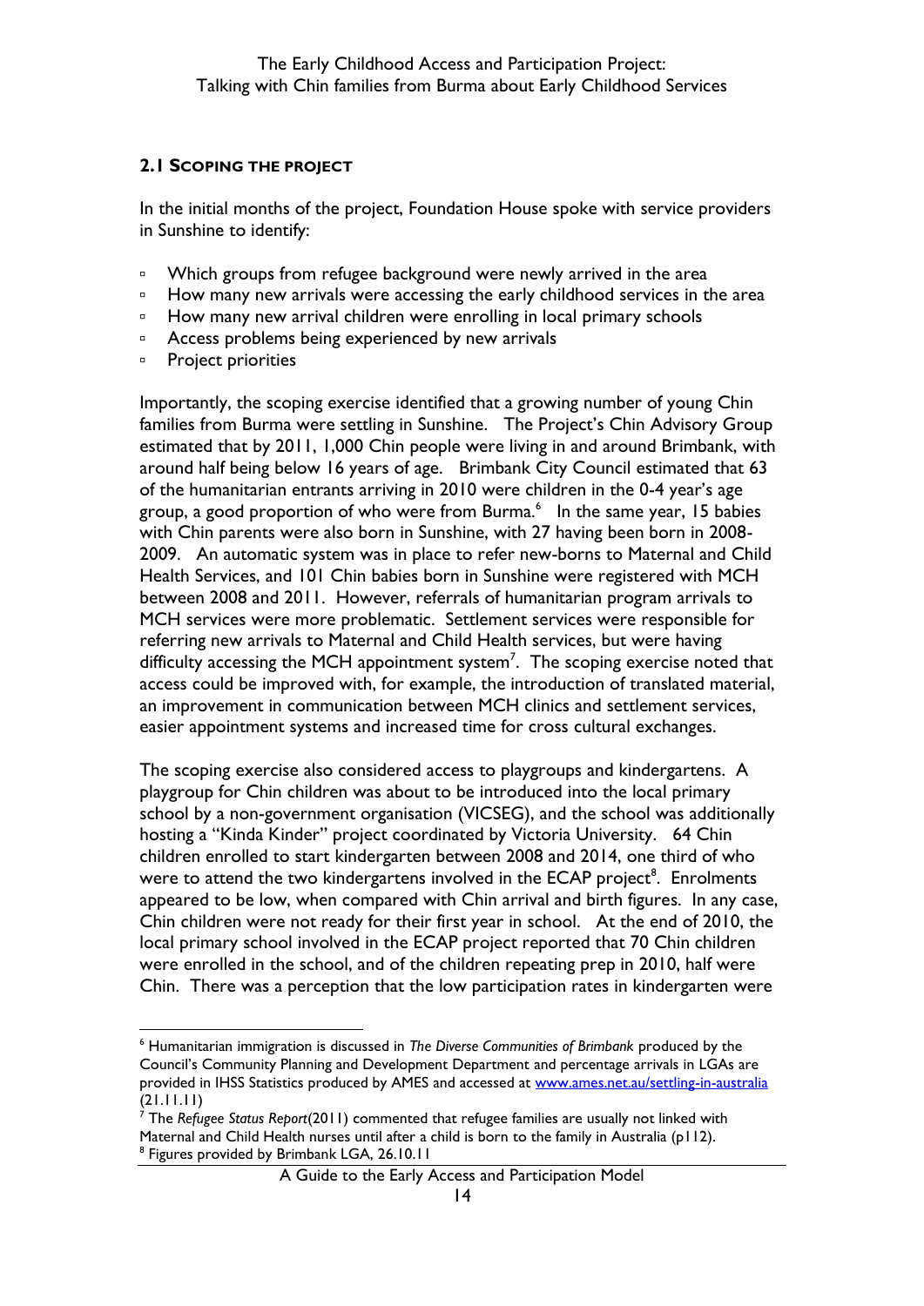## 2.1 Scoping the project

In the initial months of the project, Foundation House spoke with service providers in Sunshine to identify:

- Which groups from refugee background were newly arrived in the area
- How many new arrivals were accessing the early childhood services in the area
- How many new arrival children were enrolling in local primary schools
- Access problems being experienced by new arrivals
- Project priorities

Importantly, the scoping exercise identified that a growing number of young Chin families from Burma were settling in Sunshine. The Project's Chin Advisory Group estimated that by 2011, 1,000 Chin people were living in and around Brimbank, with around half being below 16 years of age. Brimbank City Council estimated that 63 of the humanitarian entrants arriving in 2010 were children in the 0-4 year's age group, a good proportion of who were from Burma.[6] In the same year, 15 babies with Chin parents were also born in Sunshine, with 27 having been born in 2008-2009. An automatic system was in place to refer new-borns to Maternal and Child Health Services, and 101 Chin babies born in Sunshine were registered with MCH between 2008 and 2011. However, referrals of humanitarian program arrivals to MCH services were more problematic. Settlement services were responsible for referring new arrivals to Maternal and Child Health services, but were having difficulty accessing the MCH appointment system[7]. The scoping exercise noted that access could be improved with, for example, the introduction of translated material, an improvement in communication between MCH clinics and settlement services, easier appointment systems and increased time for cross cultural exchanges.

The scoping exercise also considered access to playgroups and kindergartens. A playgroup for Chin children was about to be introduced into the local primary school by a non-government organisation (VICSEG), and the school was additionally hosting a "Kinda Kinder" project coordinated by Victoria University. 64 Chin children enrolled to start kindergarten between 2008 and 2014, one third of who were to attend the two kindergartens involved in the ECAP project[8]. Enrolments appeared to be low, when compared with Chin arrival and birth figures. In any case, Chin children were not ready for their first year in school. At the end of 2010, the local primary school involved in the ECAP project reported that 70 Chin children were enrolled in the school, and of the children repeating prep in 2010, half were Chin. There was a perception that the low participation rates in kindergarten were

---

[6] Humanitarian immigration is discussed in *The Diverse Communities of Brimbank* produced by the Council's Community Planning and Development Department and percentage arrivals in LGAs are provided in IHSS Statistics produced by AMES and accessed at www.ames.net.au/settling-in-australia (21.11.11)

[7] The *Refugee Status Report*(2011) commented that refugee families are usually not linked with Maternal and Child Health nurses until after a child is born to the family in Australia (p112).

[8] Figures provided by Brimbank LGA, 26.10.11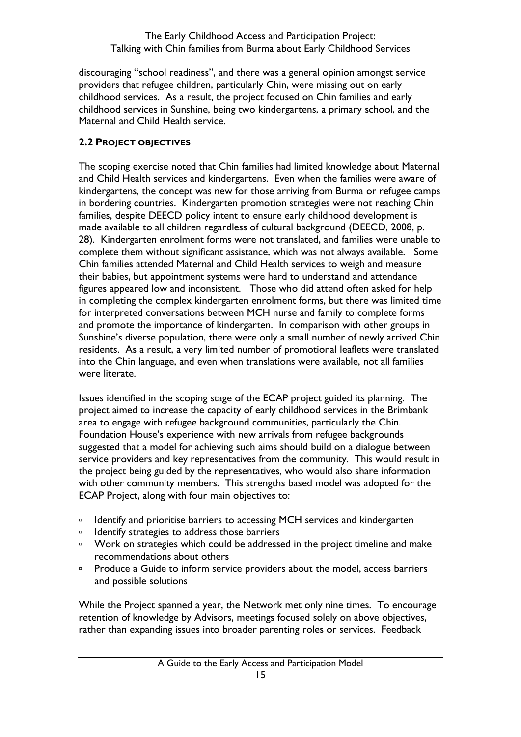discouraging "school readiness", and there was a general opinion amongst service providers that refugee children, particularly Chin, were missing out on early childhood services. As a result, the project focused on Chin families and early childhood services in Sunshine, being two kindergartens, a primary school, and the Maternal and Child Health service.

### 2.2 Project objectives

The scoping exercise noted that Chin families had limited knowledge about Maternal and Child Health services and kindergartens. Even when the families were aware of kindergartens, the concept was new for those arriving from Burma or refugee camps in bordering countries. Kindergarten promotion strategies were not reaching Chin families, despite DEECD policy intent to ensure early childhood development is made available to all children regardless of cultural background (DEECD, 2008, p. 28). Kindergarten enrolment forms were not translated, and families were unable to complete them without significant assistance, which was not always available. Some Chin families attended Maternal and Child Health services to weigh and measure their babies, but appointment systems were hard to understand and attendance figures appeared low and inconsistent. Those who did attend often asked for help in completing the complex kindergarten enrolment forms, but there was limited time for interpreted conversations between MCH nurse and family to complete forms and promote the importance of kindergarten. In comparison with other groups in Sunshine's diverse population, there were only a small number of newly arrived Chin residents. As a result, a very limited number of promotional leaflets were translated into the Chin language, and even when translations were available, not all families were literate.

Issues identified in the scoping stage of the ECAP project guided its planning. The project aimed to increase the capacity of early childhood services in the Brimbank area to engage with refugee background communities, particularly the Chin. Foundation House's experience with new arrivals from refugee backgrounds suggested that a model for achieving such aims should build on a dialogue between service providers and key representatives from the community. This would result in the project being guided by the representatives, who would also share information with other community members. This strengths based model was adopted for the ECAP Project, along with four main objectives to:

- Identify and prioritise barriers to accessing MCH services and kindergarten
- Identify strategies to address those barriers
- Work on strategies which could be addressed in the project timeline and make recommendations about others
- Produce a Guide to inform service providers about the model, access barriers and possible solutions

While the Project spanned a year, the Network met only nine times. To encourage retention of knowledge by Advisors, meetings focused solely on above objectives, rather than expanding issues into broader parenting roles or services. Feedback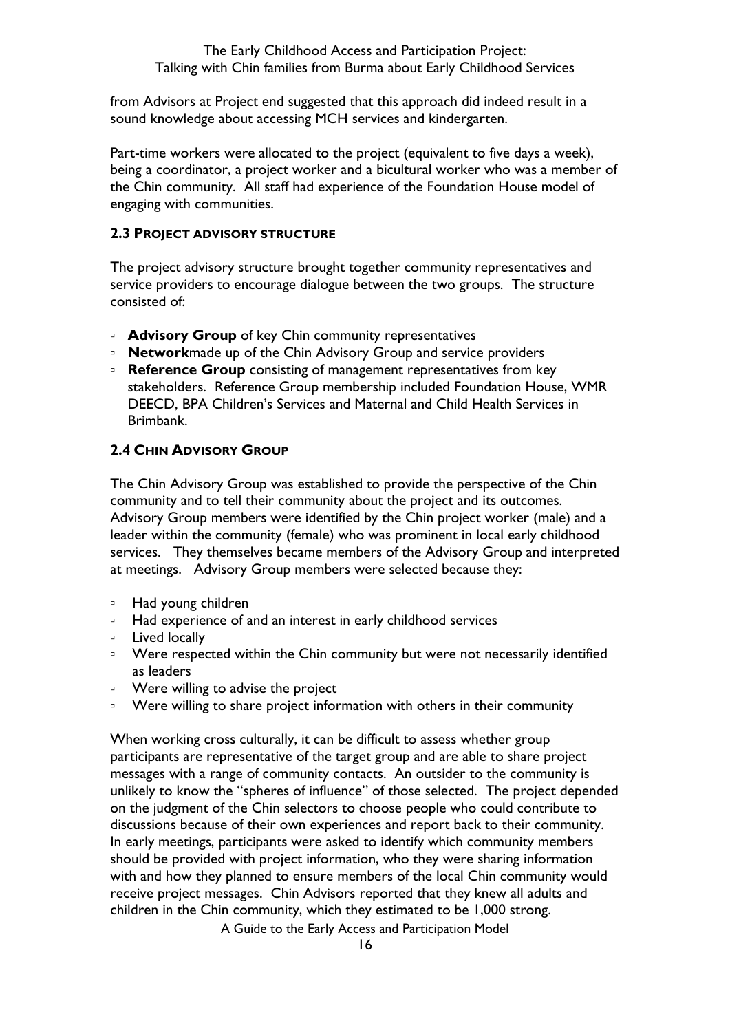from Advisors at Project end suggested that this approach did indeed result in a sound knowledge about accessing MCH services and kindergarten.

Part-time workers were allocated to the project (equivalent to five days a week), being a coordinator, a project worker and a bicultural worker who was a member of the Chin community. All staff had experience of the Foundation House model of engaging with communities.

### 2.3 PROJECT ADVISORY STRUCTURE

The project advisory structure brought together community representatives and service providers to encourage dialogue between the two groups. The structure consisted of:

- **Advisory Group** of key Chin community representatives
- **Network**made up of the Chin Advisory Group and service providers
- **Reference Group** consisting of management representatives from key stakeholders. Reference Group membership included Foundation House, WMR DEECD, BPA Children's Services and Maternal and Child Health Services in Brimbank.

### 2.4 CHIN ADVISORY GROUP

The Chin Advisory Group was established to provide the perspective of the Chin community and to tell their community about the project and its outcomes. Advisory Group members were identified by the Chin project worker (male) and a leader within the community (female) who was prominent in local early childhood services. They themselves became members of the Advisory Group and interpreted at meetings. Advisory Group members were selected because they:

- Had young children
- Had experience of and an interest in early childhood services
- Lived locally
- Were respected within the Chin community but were not necessarily identified as leaders
- Were willing to advise the project
- Were willing to share project information with others in their community

When working cross culturally, it can be difficult to assess whether group participants are representative of the target group and are able to share project messages with a range of community contacts. An outsider to the community is unlikely to know the "spheres of influence" of those selected. The project depended on the judgment of the Chin selectors to choose people who could contribute to discussions because of their own experiences and report back to their community. In early meetings, participants were asked to identify which community members should be provided with project information, who they were sharing information with and how they planned to ensure members of the local Chin community would receive project messages. Chin Advisors reported that they knew all adults and children in the Chin community, which they estimated to be 1,000 strong.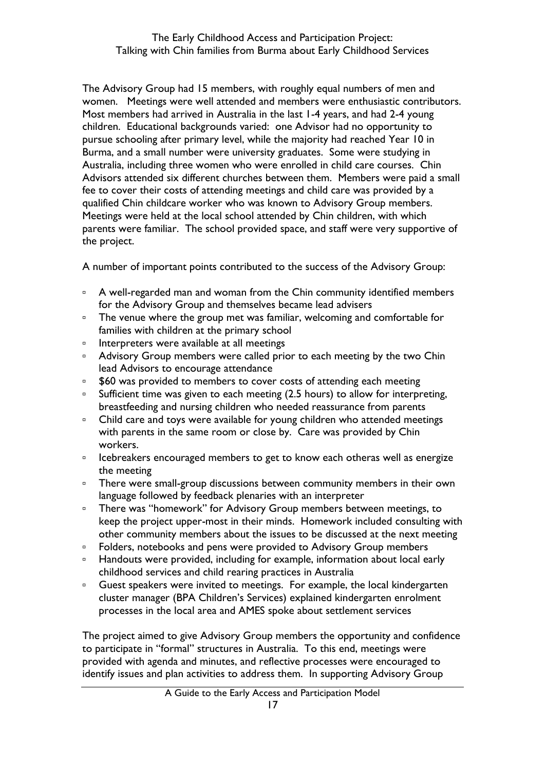The Advisory Group had 15 members, with roughly equal numbers of men and women. Meetings were well attended and members were enthusiastic contributors. Most members had arrived in Australia in the last 1-4 years, and had 2-4 young children. Educational backgrounds varied: one Advisor had no opportunity to pursue schooling after primary level, while the majority had reached Year 10 in Burma, and a small number were university graduates. Some were studying in Australia, including three women who were enrolled in child care courses. Chin Advisors attended six different churches between them. Members were paid a small fee to cover their costs of attending meetings and child care was provided by a qualified Chin childcare worker who was known to Advisory Group members. Meetings were held at the local school attended by Chin children, with which parents were familiar. The school provided space, and staff were very supportive of the project.

A number of important points contributed to the success of the Advisory Group:

- A well-regarded man and woman from the Chin community identified members for the Advisory Group and themselves became lead advisers
- The venue where the group met was familiar, welcoming and comfortable for families with children at the primary school
- Interpreters were available at all meetings
- Advisory Group members were called prior to each meeting by the two Chin lead Advisors to encourage attendance
- $60 was provided to members to cover costs of attending each meeting
- Sufficient time was given to each meeting (2.5 hours) to allow for interpreting, breastfeeding and nursing children who needed reassurance from parents
- Child care and toys were available for young children who attended meetings with parents in the same room or close by. Care was provided by Chin workers.
- Icebreakers encouraged members to get to know each otheras well as energize the meeting
- There were small-group discussions between community members in their own language followed by feedback plenaries with an interpreter
- There was "homework" for Advisory Group members between meetings, to keep the project upper-most in their minds. Homework included consulting with other community members about the issues to be discussed at the next meeting
- Folders, notebooks and pens were provided to Advisory Group members
- Handouts were provided, including for example, information about local early childhood services and child rearing practices in Australia
- Guest speakers were invited to meetings. For example, the local kindergarten cluster manager (BPA Children's Services) explained kindergarten enrolment processes in the local area and AMES spoke about settlement services

The project aimed to give Advisory Group members the opportunity and confidence to participate in "formal" structures in Australia. To this end, meetings were provided with agenda and minutes, and reflective processes were encouraged to identify issues and plan activities to address them. In supporting Advisory Group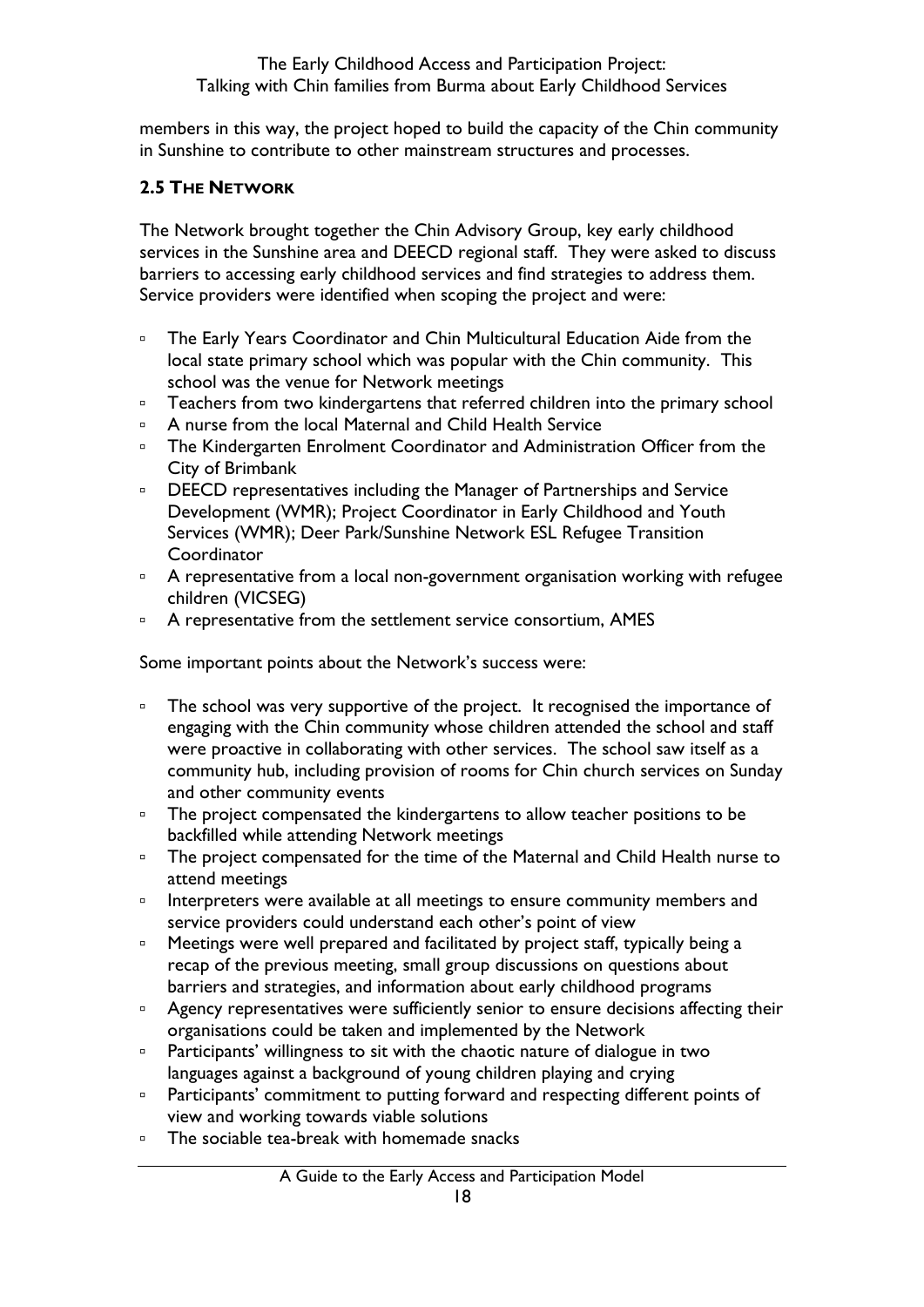members in this way, the project hoped to build the capacity of the Chin community in Sunshine to contribute to other mainstream structures and processes.

## 2.5 The Network

The Network brought together the Chin Advisory Group, key early childhood services in the Sunshine area and DEECD regional staff. They were asked to discuss barriers to accessing early childhood services and find strategies to address them. Service providers were identified when scoping the project and were:

- The Early Years Coordinator and Chin Multicultural Education Aide from the local state primary school which was popular with the Chin community. This school was the venue for Network meetings
- Teachers from two kindergartens that referred children into the primary school
- A nurse from the local Maternal and Child Health Service
- The Kindergarten Enrolment Coordinator and Administration Officer from the City of Brimbank
- DEECD representatives including the Manager of Partnerships and Service Development (WMR); Project Coordinator in Early Childhood and Youth Services (WMR); Deer Park/Sunshine Network ESL Refugee Transition Coordinator
- A representative from a local non-government organisation working with refugee children (VICSEG)
- A representative from the settlement service consortium, AMES

Some important points about the Network's success were:

- The school was very supportive of the project. It recognised the importance of engaging with the Chin community whose children attended the school and staff were proactive in collaborating with other services. The school saw itself as a community hub, including provision of rooms for Chin church services on Sunday and other community events
- The project compensated the kindergartens to allow teacher positions to be backfilled while attending Network meetings
- The project compensated for the time of the Maternal and Child Health nurse to attend meetings
- Interpreters were available at all meetings to ensure community members and service providers could understand each other's point of view
- Meetings were well prepared and facilitated by project staff, typically being a recap of the previous meeting, small group discussions on questions about barriers and strategies, and information about early childhood programs
- Agency representatives were sufficiently senior to ensure decisions affecting their organisations could be taken and implemented by the Network
- Participants' willingness to sit with the chaotic nature of dialogue in two languages against a background of young children playing and crying
- Participants' commitment to putting forward and respecting different points of view and working towards viable solutions
- The sociable tea-break with homemade snacks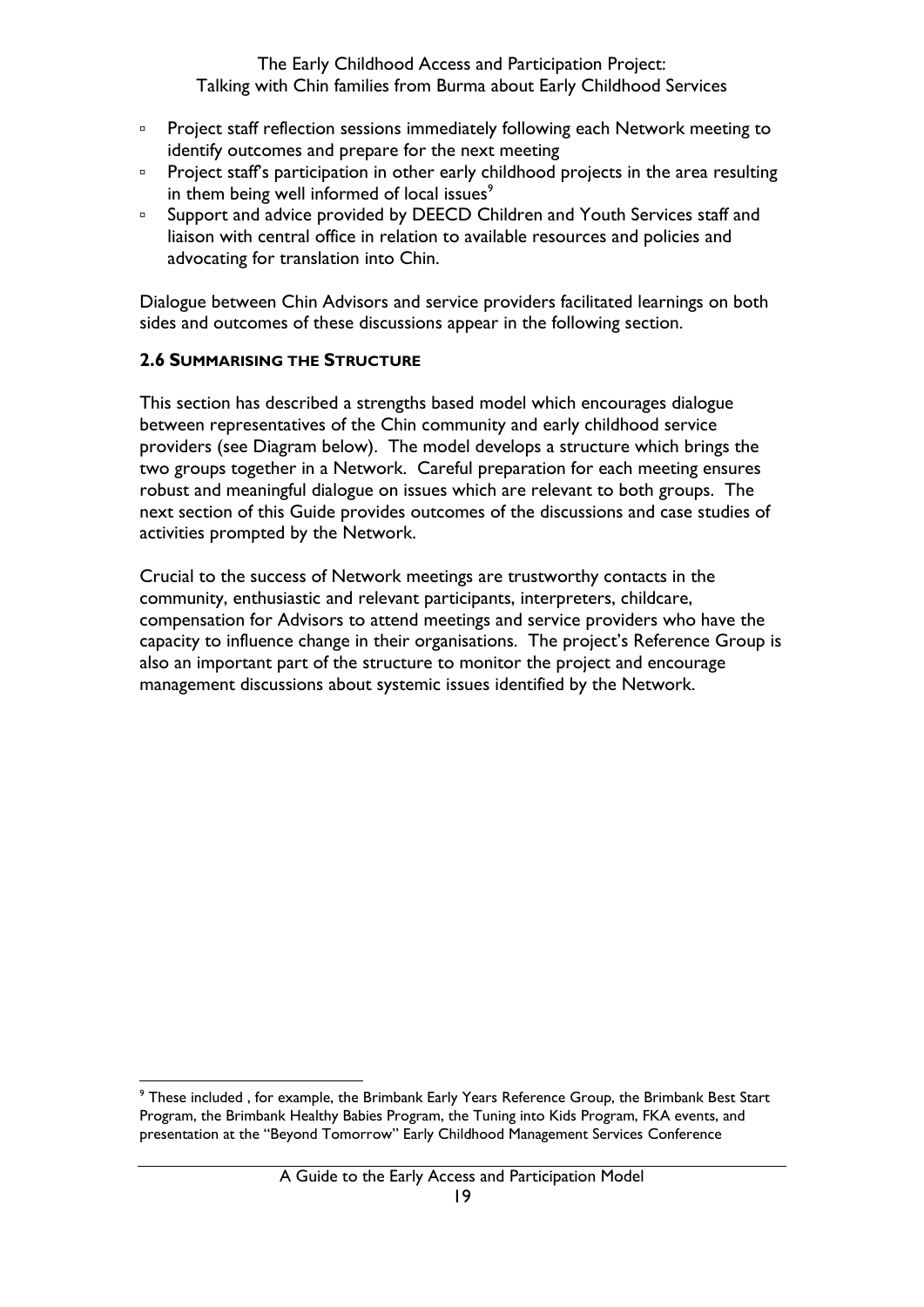- Project staff reflection sessions immediately following each Network meeting to identify outcomes and prepare for the next meeting
- Project staff's participation in other early childhood projects in the area resulting in them being well informed of local issues[9]
- Support and advice provided by DEECD Children and Youth Services staff and liaison with central office in relation to available resources and policies and advocating for translation into Chin.

Dialogue between Chin Advisors and service providers facilitated learnings on both sides and outcomes of these discussions appear in the following section.

### 2.6 Summarising the Structure

This section has described a strengths based model which encourages dialogue between representatives of the Chin community and early childhood service providers (see Diagram below). The model develops a structure which brings the two groups together in a Network. Careful preparation for each meeting ensures robust and meaningful dialogue on issues which are relevant to both groups. The next section of this Guide provides outcomes of the discussions and case studies of activities prompted by the Network.

Crucial to the success of Network meetings are trustworthy contacts in the community, enthusiastic and relevant participants, interpreters, childcare, compensation for Advisors to attend meetings and service providers who have the capacity to influence change in their organisations. The project's Reference Group is also an important part of the structure to monitor the project and encourage management discussions about systemic issues identified by the Network.

---

[9] These included , for example, the Brimbank Early Years Reference Group, the Brimbank Best Start Program, the Brimbank Healthy Babies Program, the Tuning into Kids Program, FKA events, and presentation at the "Beyond Tomorrow" Early Childhood Management Services Conference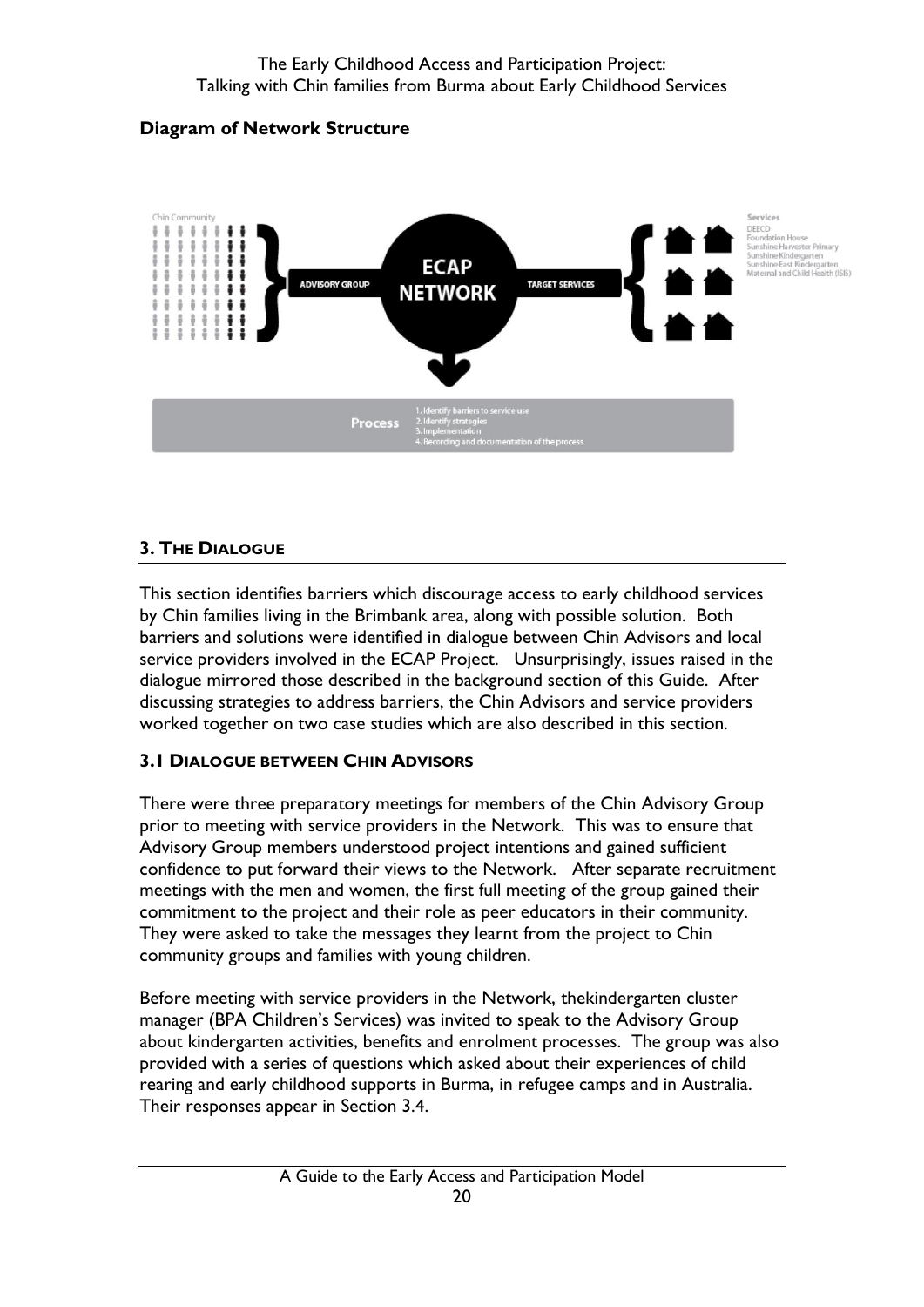**Diagram of Network Structure**

Chin Community

ADVISORY GROUP

ECAP NETWORK

TARGET SERVICES

Services
DEECD
Foundation House
Sunshine Harvester Primary
Sunshine Kindergarten
Sunshine East Kindergarten
Maternal and Child Health (ISIS)

Process
1. Identify barriers to service use
2. Identify strategies
3. Implementation
4. Recording and documentation of the process

## 3. The Dialogue

This section identifies barriers which discourage access to early childhood services by Chin families living in the Brimbank area, along with possible solution. Both barriers and solutions were identified in dialogue between Chin Advisors and local service providers involved in the ECAP Project. Unsurprisingly, issues raised in the dialogue mirrored those described in the background section of this Guide. After discussing strategies to address barriers, the Chin Advisors and service providers worked together on two case studies which are also described in this section.

### 3.1 Dialogue between Chin Advisors

There were three preparatory meetings for members of the Chin Advisory Group prior to meeting with service providers in the Network. This was to ensure that Advisory Group members understood project intentions and gained sufficient confidence to put forward their views to the Network. After separate recruitment meetings with the men and women, the first full meeting of the group gained their commitment to the project and their role as peer educators in their community. They were asked to take the messages they learnt from the project to Chin community groups and families with young children.

Before meeting with service providers in the Network, thekindergarten cluster manager (BPA Children's Services) was invited to speak to the Advisory Group about kindergarten activities, benefits and enrolment processes. The group was also provided with a series of questions which asked about their experiences of child rearing and early childhood supports in Burma, in refugee camps and in Australia. Their responses appear in Section 3.4.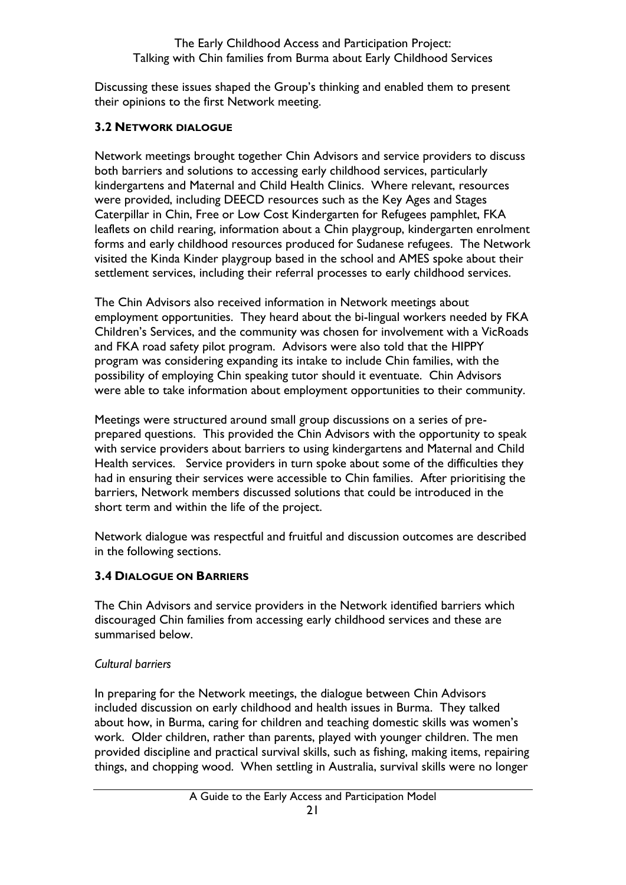Discussing these issues shaped the Group's thinking and enabled them to present their opinions to the first Network meeting.

### 3.2 NETWORK DIALOGUE

Network meetings brought together Chin Advisors and service providers to discuss both barriers and solutions to accessing early childhood services, particularly kindergartens and Maternal and Child Health Clinics. Where relevant, resources were provided, including DEECD resources such as the Key Ages and Stages Caterpillar in Chin, Free or Low Cost Kindergarten for Refugees pamphlet, FKA leaflets on child rearing, information about a Chin playgroup, kindergarten enrolment forms and early childhood resources produced for Sudanese refugees. The Network visited the Kinda Kinder playgroup based in the school and AMES spoke about their settlement services, including their referral processes to early childhood services.

The Chin Advisors also received information in Network meetings about employment opportunities. They heard about the bi-lingual workers needed by FKA Children's Services, and the community was chosen for involvement with a VicRoads and FKA road safety pilot program. Advisors were also told that the HIPPY program was considering expanding its intake to include Chin families, with the possibility of employing Chin speaking tutor should it eventuate. Chin Advisors were able to take information about employment opportunities to their community.

Meetings were structured around small group discussions on a series of pre-prepared questions. This provided the Chin Advisors with the opportunity to speak with service providers about barriers to using kindergartens and Maternal and Child Health services. Service providers in turn spoke about some of the difficulties they had in ensuring their services were accessible to Chin families. After prioritising the barriers, Network members discussed solutions that could be introduced in the short term and within the life of the project.

Network dialogue was respectful and fruitful and discussion outcomes are described in the following sections.

### 3.4 DIALOGUE ON BARRIERS

The Chin Advisors and service providers in the Network identified barriers which discouraged Chin families from accessing early childhood services and these are summarised below.

*Cultural barriers*

In preparing for the Network meetings, the dialogue between Chin Advisors included discussion on early childhood and health issues in Burma. They talked about how, in Burma, caring for children and teaching domestic skills was women's work. Older children, rather than parents, played with younger children. The men provided discipline and practical survival skills, such as fishing, making items, repairing things, and chopping wood. When settling in Australia, survival skills were no longer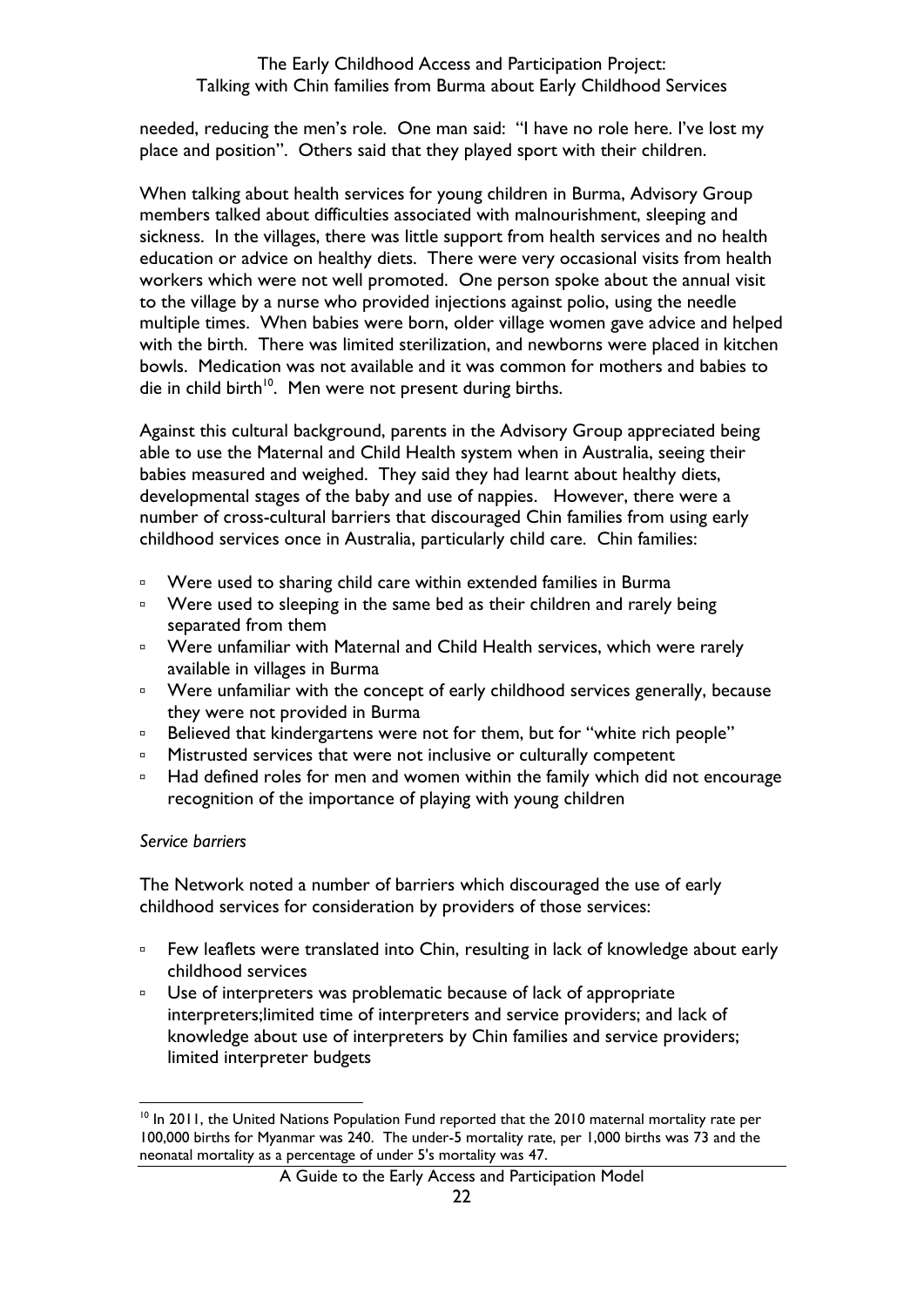needed, reducing the men's role. One man said: "I have no role here. I've lost my place and position". Others said that they played sport with their children.

When talking about health services for young children in Burma, Advisory Group members talked about difficulties associated with malnourishment, sleeping and sickness. In the villages, there was little support from health services and no health education or advice on healthy diets. There were very occasional visits from health workers which were not well promoted. One person spoke about the annual visit to the village by a nurse who provided injections against polio, using the needle multiple times. When babies were born, older village women gave advice and helped with the birth. There was limited sterilization, and newborns were placed in kitchen bowls. Medication was not available and it was common for mothers and babies to die in child birth[10]. Men were not present during births.

Against this cultural background, parents in the Advisory Group appreciated being able to use the Maternal and Child Health system when in Australia, seeing their babies measured and weighed. They said they had learnt about healthy diets, developmental stages of the baby and use of nappies. However, there were a number of cross-cultural barriers that discouraged Chin families from using early childhood services once in Australia, particularly child care. Chin families:

- Were used to sharing child care within extended families in Burma
- Were used to sleeping in the same bed as their children and rarely being separated from them
- Were unfamiliar with Maternal and Child Health services, which were rarely available in villages in Burma
- Were unfamiliar with the concept of early childhood services generally, because they were not provided in Burma
- Believed that kindergartens were not for them, but for "white rich people"
- Mistrusted services that were not inclusive or culturally competent
- Had defined roles for men and women within the family which did not encourage recognition of the importance of playing with young children

*Service barriers*

The Network noted a number of barriers which discouraged the use of early childhood services for consideration by providers of those services:

- Few leaflets were translated into Chin, resulting in lack of knowledge about early childhood services
- Use of interpreters was problematic because of lack of appropriate interpreters;limited time of interpreters and service providers; and lack of knowledge about use of interpreters by Chin families and service providers; limited interpreter budgets

---

[10] In 2011, the United Nations Population Fund reported that the 2010 maternal mortality rate per 100,000 births for Myanmar was 240. The under-5 mortality rate, per 1,000 births was 73 and the neonatal mortality as a percentage of under 5's mortality was 47.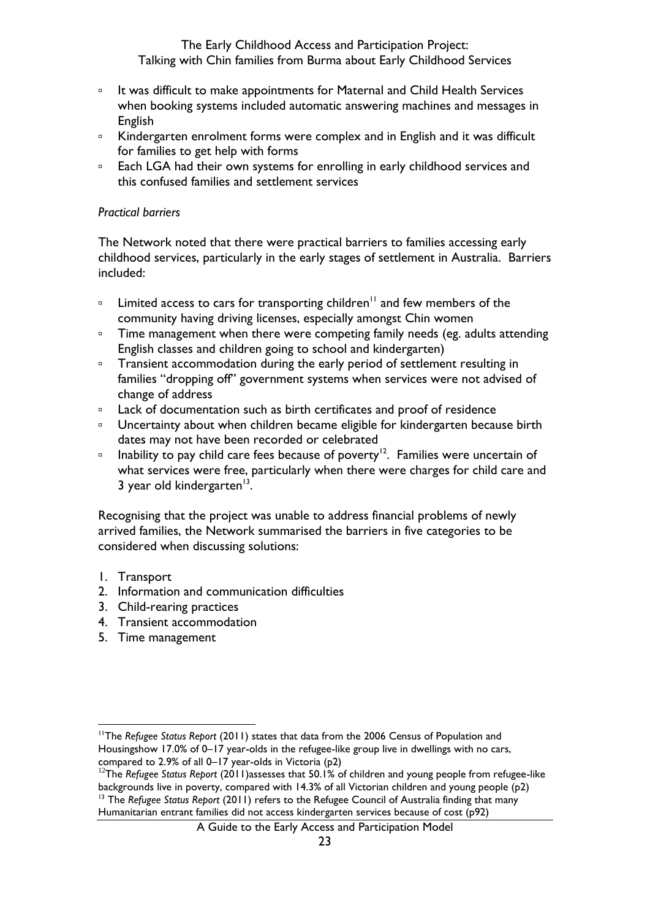- It was difficult to make appointments for Maternal and Child Health Services when booking systems included automatic answering machines and messages in English
- Kindergarten enrolment forms were complex and in English and it was difficult for families to get help with forms
- Each LGA had their own systems for enrolling in early childhood services and this confused families and settlement services

*Practical barriers*

The Network noted that there were practical barriers to families accessing early childhood services, particularly in the early stages of settlement in Australia. Barriers included:

- Limited access to cars for transporting children[11] and few members of the community having driving licenses, especially amongst Chin women
- Time management when there were competing family needs (eg. adults attending English classes and children going to school and kindergarten)
- Transient accommodation during the early period of settlement resulting in families "dropping off" government systems when services were not advised of change of address
- Lack of documentation such as birth certificates and proof of residence
- Uncertainty about when children became eligible for kindergarten because birth dates may not have been recorded or celebrated
- Inability to pay child care fees because of poverty[12]. Families were uncertain of what services were free, particularly when there were charges for child care and 3 year old kindergarten[13].

Recognising that the project was unable to address financial problems of newly arrived families, the Network summarised the barriers in five categories to be considered when discussing solutions:

1. Transport
2. Information and communication difficulties
3. Child-rearing practices
4. Transient accommodation
5. Time management

---

[11] The *Refugee Status Report* (2011) states that data from the 2006 Census of Population and Housingshow 17.0% of 0–17 year-olds in the refugee-like group live in dwellings with no cars, compared to 2.9% of all 0–17 year-olds in Victoria (p2)

[12] The *Refugee Status Report* (2011)assesses that 50.1% of children and young people from refugee-like backgrounds live in poverty, compared with 14.3% of all Victorian children and young people (p2)

[13] The *Refugee Status Report* (2011) refers to the Refugee Council of Australia finding that many Humanitarian entrant families did not access kindergarten services because of cost (p92)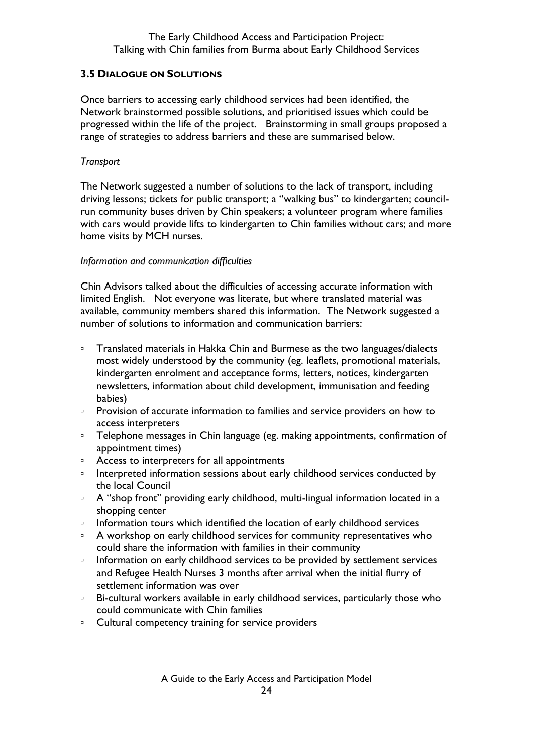## 3.5 DIALOGUE ON SOLUTIONS

Once barriers to accessing early childhood services had been identified, the Network brainstormed possible solutions, and prioritised issues which could be progressed within the life of the project. Brainstorming in small groups proposed a range of strategies to address barriers and these are summarised below.

*Transport*

The Network suggested a number of solutions to the lack of transport, including driving lessons; tickets for public transport; a "walking bus" to kindergarten; council-run community buses driven by Chin speakers; a volunteer program where families with cars would provide lifts to kindergarten to Chin families without cars; and more home visits by MCH nurses.

*Information and communication difficulties*

Chin Advisors talked about the difficulties of accessing accurate information with limited English. Not everyone was literate, but where translated material was available, community members shared this information. The Network suggested a number of solutions to information and communication barriers:

- Translated materials in Hakka Chin and Burmese as the two languages/dialects most widely understood by the community (eg. leaflets, promotional materials, kindergarten enrolment and acceptance forms, letters, notices, kindergarten newsletters, information about child development, immunisation and feeding babies)
- Provision of accurate information to families and service providers on how to access interpreters
- Telephone messages in Chin language (eg. making appointments, confirmation of appointment times)
- Access to interpreters for all appointments
- Interpreted information sessions about early childhood services conducted by the local Council
- A "shop front" providing early childhood, multi-lingual information located in a shopping center
- Information tours which identified the location of early childhood services
- A workshop on early childhood services for community representatives who could share the information with families in their community
- Information on early childhood services to be provided by settlement services and Refugee Health Nurses 3 months after arrival when the initial flurry of settlement information was over
- Bi-cultural workers available in early childhood services, particularly those who could communicate with Chin families
- Cultural competency training for service providers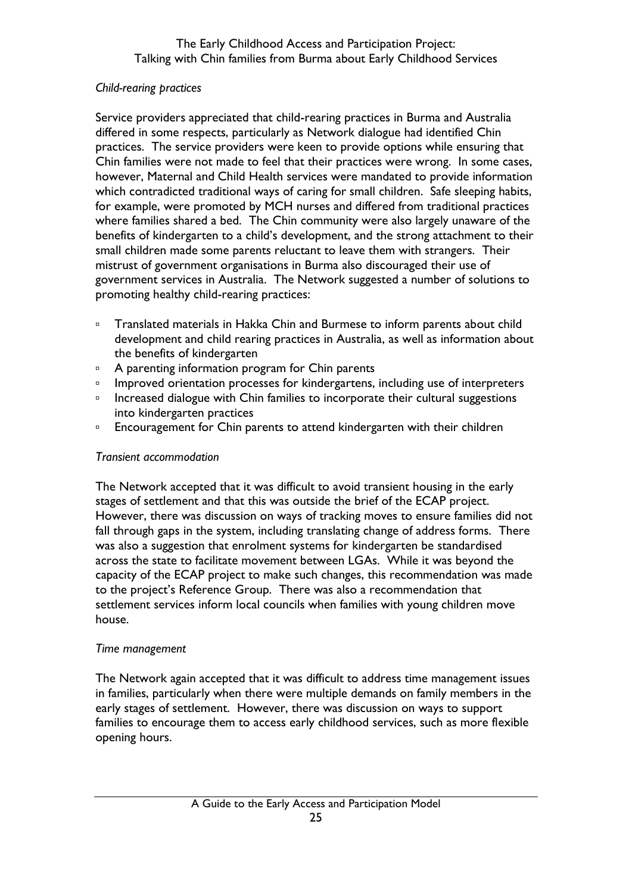*Child-rearing practices*

Service providers appreciated that child-rearing practices in Burma and Australia differed in some respects, particularly as Network dialogue had identified Chin practices. The service providers were keen to provide options while ensuring that Chin families were not made to feel that their practices were wrong. In some cases, however, Maternal and Child Health services were mandated to provide information which contradicted traditional ways of caring for small children. Safe sleeping habits, for example, were promoted by MCH nurses and differed from traditional practices where families shared a bed. The Chin community were also largely unaware of the benefits of kindergarten to a child's development, and the strong attachment to their small children made some parents reluctant to leave them with strangers. Their mistrust of government organisations in Burma also discouraged their use of government services in Australia. The Network suggested a number of solutions to promoting healthy child-rearing practices:

- Translated materials in Hakka Chin and Burmese to inform parents about child development and child rearing practices in Australia, as well as information about the benefits of kindergarten
- A parenting information program for Chin parents
- Improved orientation processes for kindergartens, including use of interpreters
- Increased dialogue with Chin families to incorporate their cultural suggestions into kindergarten practices
- Encouragement for Chin parents to attend kindergarten with their children

*Transient accommodation*

The Network accepted that it was difficult to avoid transient housing in the early stages of settlement and that this was outside the brief of the ECAP project. However, there was discussion on ways of tracking moves to ensure families did not fall through gaps in the system, including translating change of address forms. There was also a suggestion that enrolment systems for kindergarten be standardised across the state to facilitate movement between LGAs. While it was beyond the capacity of the ECAP project to make such changes, this recommendation was made to the project's Reference Group. There was also a recommendation that settlement services inform local councils when families with young children move house.

*Time management*

The Network again accepted that it was difficult to address time management issues in families, particularly when there were multiple demands on family members in the early stages of settlement. However, there was discussion on ways to support families to encourage them to access early childhood services, such as more flexible opening hours.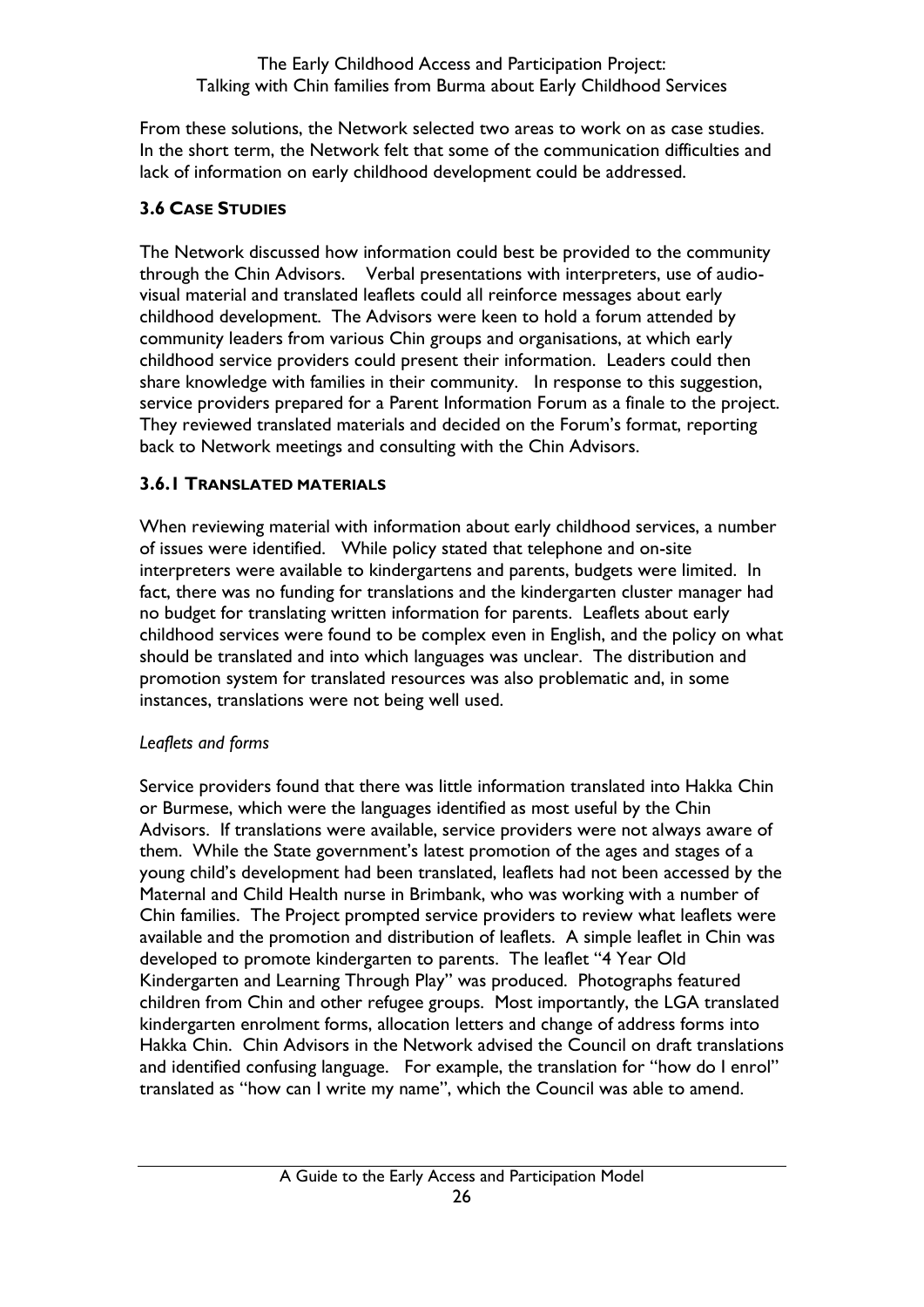From these solutions, the Network selected two areas to work on as case studies. In the short term, the Network felt that some of the communication difficulties and lack of information on early childhood development could be addressed.

### 3.6 Case Studies

The Network discussed how information could best be provided to the community through the Chin Advisors. Verbal presentations with interpreters, use of audio-visual material and translated leaflets could all reinforce messages about early childhood development. The Advisors were keen to hold a forum attended by community leaders from various Chin groups and organisations, at which early childhood service providers could present their information. Leaders could then share knowledge with families in their community. In response to this suggestion, service providers prepared for a Parent Information Forum as a finale to the project. They reviewed translated materials and decided on the Forum's format, reporting back to Network meetings and consulting with the Chin Advisors.

#### 3.6.1 Translated Materials

When reviewing material with information about early childhood services, a number of issues were identified. While policy stated that telephone and on-site interpreters were available to kindergartens and parents, budgets were limited. In fact, there was no funding for translations and the kindergarten cluster manager had no budget for translating written information for parents. Leaflets about early childhood services were found to be complex even in English, and the policy on what should be translated and into which languages was unclear. The distribution and promotion system for translated resources was also problematic and, in some instances, translations were not being well used.

*Leaflets and forms*

Service providers found that there was little information translated into Hakka Chin or Burmese, which were the languages identified as most useful by the Chin Advisors. If translations were available, service providers were not always aware of them. While the State government's latest promotion of the ages and stages of a young child's development had been translated, leaflets had not been accessed by the Maternal and Child Health nurse in Brimbank, who was working with a number of Chin families. The Project prompted service providers to review what leaflets were available and the promotion and distribution of leaflets. A simple leaflet in Chin was developed to promote kindergarten to parents. The leaflet "4 Year Old Kindergarten and Learning Through Play" was produced. Photographs featured children from Chin and other refugee groups. Most importantly, the LGA translated kindergarten enrolment forms, allocation letters and change of address forms into Hakka Chin. Chin Advisors in the Network advised the Council on draft translations and identified confusing language. For example, the translation for "how do I enrol" translated as "how can I write my name", which the Council was able to amend.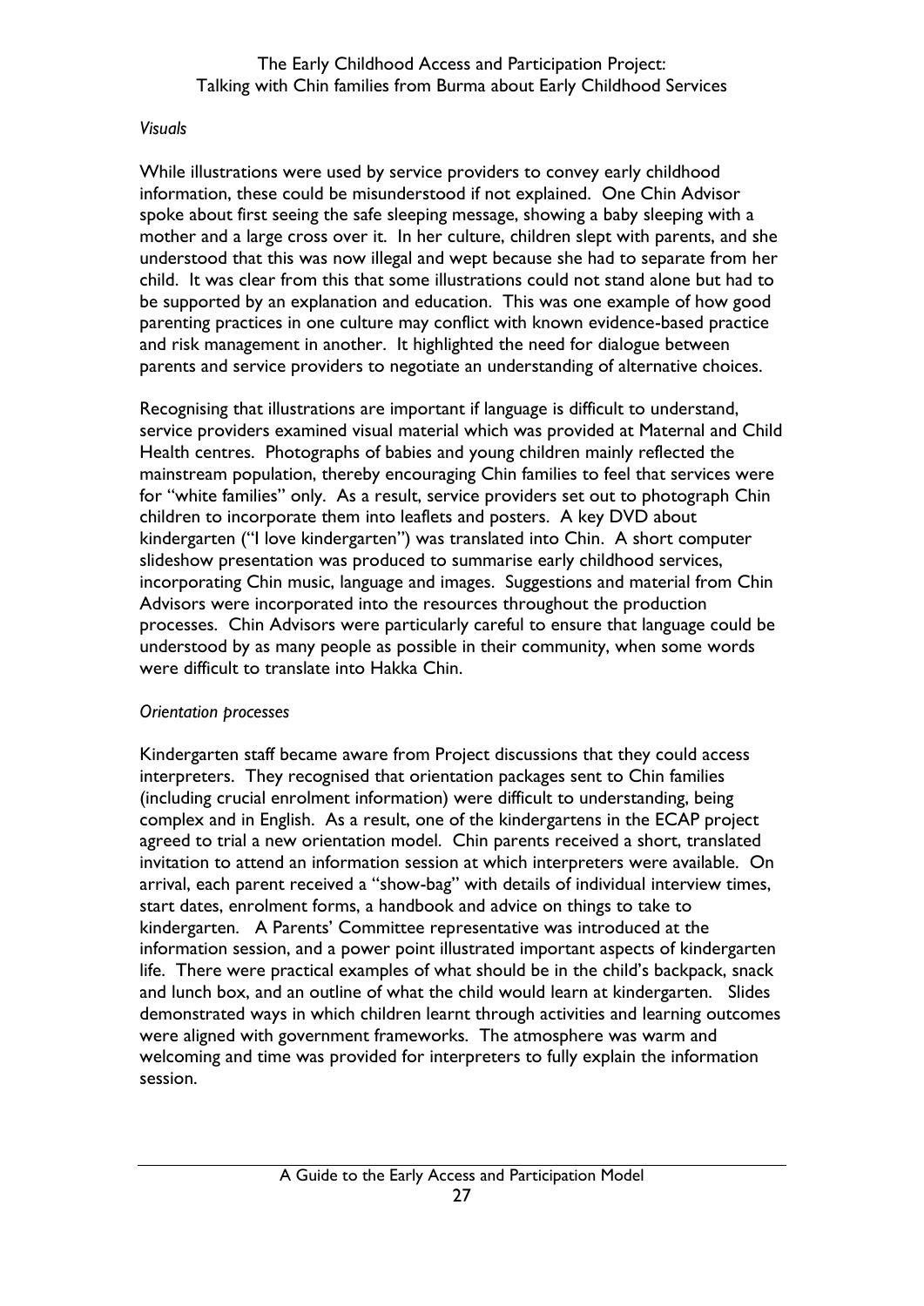*Visuals*

While illustrations were used by service providers to convey early childhood information, these could be misunderstood if not explained. One Chin Advisor spoke about first seeing the safe sleeping message, showing a baby sleeping with a mother and a large cross over it. In her culture, children slept with parents, and she understood that this was now illegal and wept because she had to separate from her child. It was clear from this that some illustrations could not stand alone but had to be supported by an explanation and education. This was one example of how good parenting practices in one culture may conflict with known evidence-based practice and risk management in another. It highlighted the need for dialogue between parents and service providers to negotiate an understanding of alternative choices.

Recognising that illustrations are important if language is difficult to understand, service providers examined visual material which was provided at Maternal and Child Health centres. Photographs of babies and young children mainly reflected the mainstream population, thereby encouraging Chin families to feel that services were for "white families" only. As a result, service providers set out to photograph Chin children to incorporate them into leaflets and posters. A key DVD about kindergarten ("I love kindergarten") was translated into Chin. A short computer slideshow presentation was produced to summarise early childhood services, incorporating Chin music, language and images. Suggestions and material from Chin Advisors were incorporated into the resources throughout the production processes. Chin Advisors were particularly careful to ensure that language could be understood by as many people as possible in their community, when some words were difficult to translate into Hakka Chin.

*Orientation processes*

Kindergarten staff became aware from Project discussions that they could access interpreters. They recognised that orientation packages sent to Chin families (including crucial enrolment information) were difficult to understanding, being complex and in English. As a result, one of the kindergartens in the ECAP project agreed to trial a new orientation model. Chin parents received a short, translated invitation to attend an information session at which interpreters were available. On arrival, each parent received a "show-bag" with details of individual interview times, start dates, enrolment forms, a handbook and advice on things to take to kindergarten. A Parents' Committee representative was introduced at the information session, and a power point illustrated important aspects of kindergarten life. There were practical examples of what should be in the child's backpack, snack and lunch box, and an outline of what the child would learn at kindergarten. Slides demonstrated ways in which children learnt through activities and learning outcomes were aligned with government frameworks. The atmosphere was warm and welcoming and time was provided for interpreters to fully explain the information session.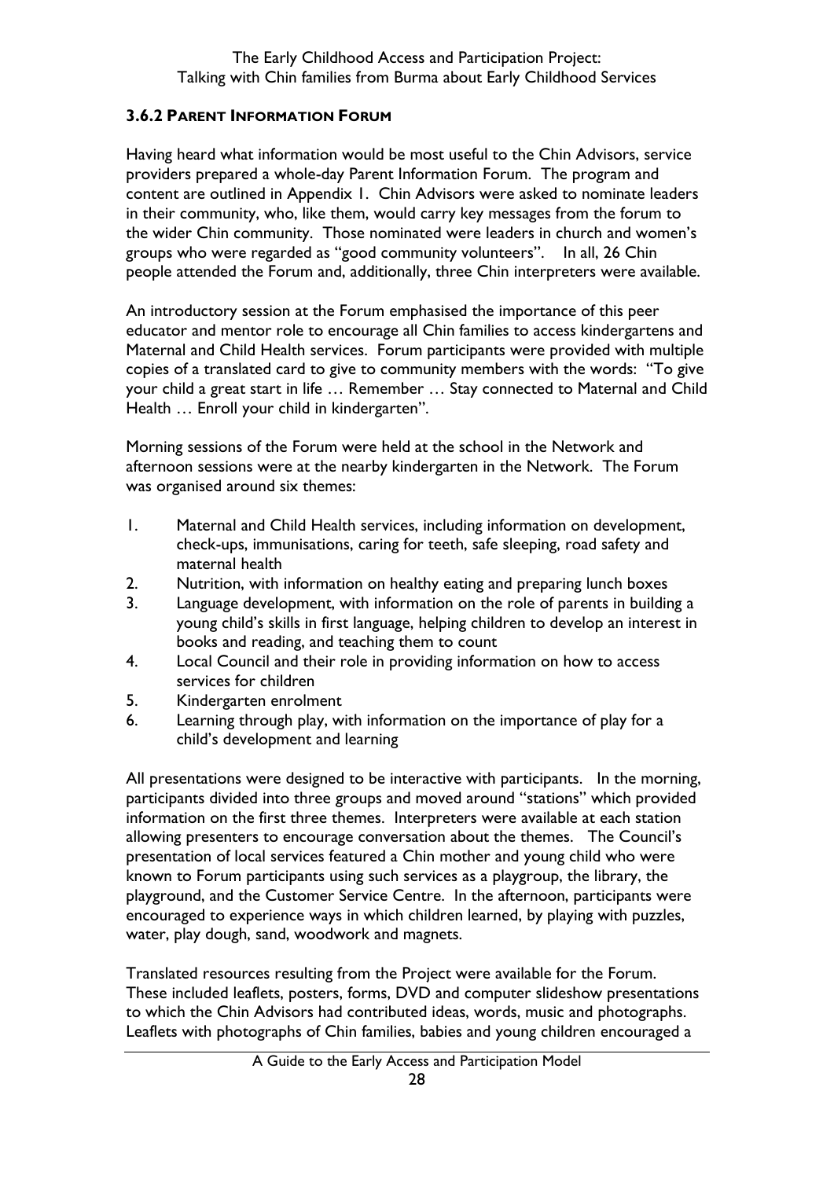### 3.6.2 Parent Information Forum

Having heard what information would be most useful to the Chin Advisors, service providers prepared a whole-day Parent Information Forum. The program and content are outlined in Appendix 1. Chin Advisors were asked to nominate leaders in their community, who, like them, would carry key messages from the forum to the wider Chin community. Those nominated were leaders in church and women's groups who were regarded as "good community volunteers". In all, 26 Chin people attended the Forum and, additionally, three Chin interpreters were available.

An introductory session at the Forum emphasised the importance of this peer educator and mentor role to encourage all Chin families to access kindergartens and Maternal and Child Health services. Forum participants were provided with multiple copies of a translated card to give to community members with the words: "To give your child a great start in life … Remember … Stay connected to Maternal and Child Health … Enroll your child in kindergarten".

Morning sessions of the Forum were held at the school in the Network and afternoon sessions were at the nearby kindergarten in the Network. The Forum was organised around six themes:

1. Maternal and Child Health services, including information on development, check-ups, immunisations, caring for teeth, safe sleeping, road safety and maternal health
2. Nutrition, with information on healthy eating and preparing lunch boxes
3. Language development, with information on the role of parents in building a young child's skills in first language, helping children to develop an interest in books and reading, and teaching them to count
4. Local Council and their role in providing information on how to access services for children
5. Kindergarten enrolment
6. Learning through play, with information on the importance of play for a child's development and learning

All presentations were designed to be interactive with participants. In the morning, participants divided into three groups and moved around "stations" which provided information on the first three themes. Interpreters were available at each station allowing presenters to encourage conversation about the themes. The Council's presentation of local services featured a Chin mother and young child who were known to Forum participants using such services as a playgroup, the library, the playground, and the Customer Service Centre. In the afternoon, participants were encouraged to experience ways in which children learned, by playing with puzzles, water, play dough, sand, woodwork and magnets.

Translated resources resulting from the Project were available for the Forum. These included leaflets, posters, forms, DVD and computer slideshow presentations to which the Chin Advisors had contributed ideas, words, music and photographs. Leaflets with photographs of Chin families, babies and young children encouraged a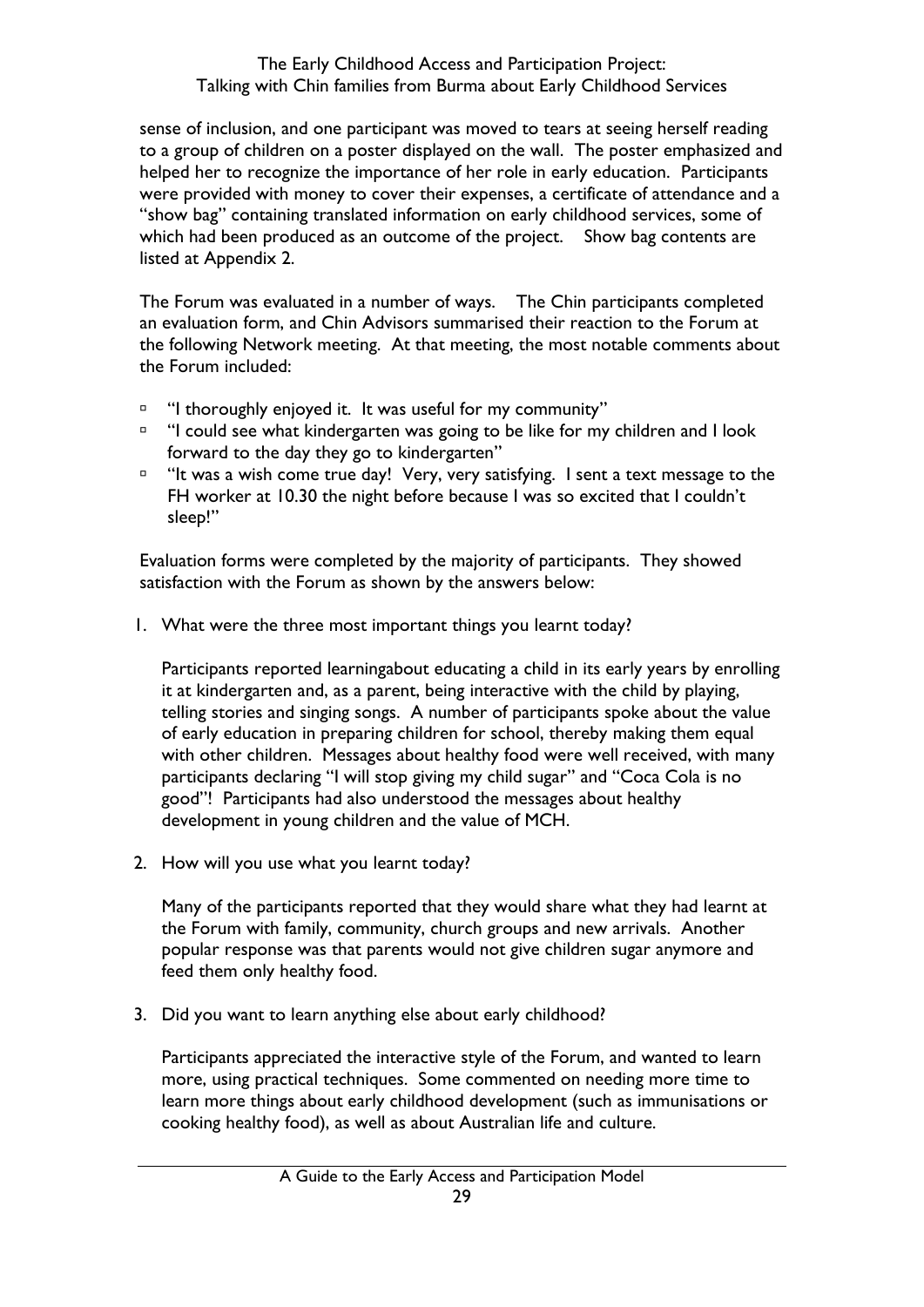sense of inclusion, and one participant was moved to tears at seeing herself reading to a group of children on a poster displayed on the wall. The poster emphasized and helped her to recognize the importance of her role in early education. Participants were provided with money to cover their expenses, a certificate of attendance and a "show bag" containing translated information on early childhood services, some of which had been produced as an outcome of the project. Show bag contents are listed at Appendix 2.

The Forum was evaluated in a number of ways. The Chin participants completed an evaluation form, and Chin Advisors summarised their reaction to the Forum at the following Network meeting. At that meeting, the most notable comments about the Forum included:

- "I thoroughly enjoyed it. It was useful for my community"
- "I could see what kindergarten was going to be like for my children and I look forward to the day they go to kindergarten"
- "It was a wish come true day! Very, very satisfying. I sent a text message to the FH worker at 10.30 the night before because I was so excited that I couldn't sleep!"

Evaluation forms were completed by the majority of participants. They showed satisfaction with the Forum as shown by the answers below:

1. What were the three most important things you learnt today?

   Participants reported learningabout educating a child in its early years by enrolling it at kindergarten and, as a parent, being interactive with the child by playing, telling stories and singing songs. A number of participants spoke about the value of early education in preparing children for school, thereby making them equal with other children. Messages about healthy food were well received, with many participants declaring "I will stop giving my child sugar" and "Coca Cola is no good"! Participants had also understood the messages about healthy development in young children and the value of MCH.

2. How will you use what you learnt today?

   Many of the participants reported that they would share what they had learnt at the Forum with family, community, church groups and new arrivals. Another popular response was that parents would not give children sugar anymore and feed them only healthy food.

3. Did you want to learn anything else about early childhood?

   Participants appreciated the interactive style of the Forum, and wanted to learn more, using practical techniques. Some commented on needing more time to learn more things about early childhood development (such as immunisations or cooking healthy food), as well as about Australian life and culture.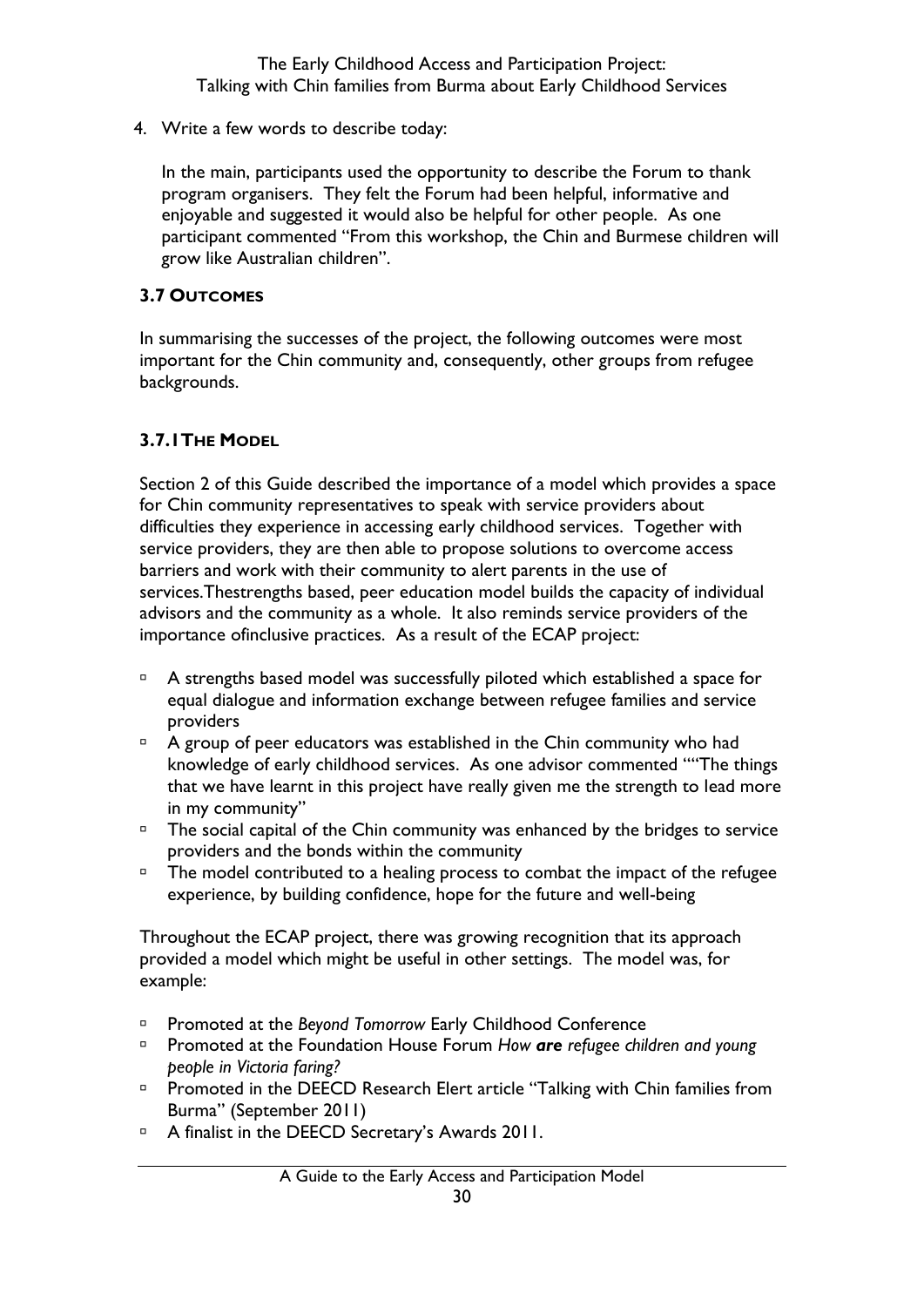4. Write a few words to describe today:

   In the main, participants used the opportunity to describe the Forum to thank program organisers. They felt the Forum had been helpful, informative and enjoyable and suggested it would also be helpful for other people. As one participant commented "From this workshop, the Chin and Burmese children will grow like Australian children".

### 3.7 OUTCOMES

In summarising the successes of the project, the following outcomes were most important for the Chin community and, consequently, other groups from refugee backgrounds.

#### 3.7.1THE MODEL

Section 2 of this Guide described the importance of a model which provides a space for Chin community representatives to speak with service providers about difficulties they experience in accessing early childhood services. Together with service providers, they are then able to propose solutions to overcome access barriers and work with their community to alert parents in the use of services.Thestrengths based, peer education model builds the capacity of individual advisors and the community as a whole. It also reminds service providers of the importance ofinclusive practices. As a result of the ECAP project:

- A strengths based model was successfully piloted which established a space for equal dialogue and information exchange between refugee families and service providers
- A group of peer educators was established in the Chin community who had knowledge of early childhood services. As one advisor commented ""The things that we have learnt in this project have really given me the strength to lead more in my community"
- The social capital of the Chin community was enhanced by the bridges to service providers and the bonds within the community
- The model contributed to a healing process to combat the impact of the refugee experience, by building confidence, hope for the future and well-being

Throughout the ECAP project, there was growing recognition that its approach provided a model which might be useful in other settings. The model was, for example:

- Promoted at the *Beyond Tomorrow* Early Childhood Conference
- Promoted at the Foundation House Forum *How **are** refugee children and young people in Victoria faring?*
- Promoted in the DEECD Research Elert article "Talking with Chin families from Burma" (September 2011)
- A finalist in the DEECD Secretary's Awards 2011.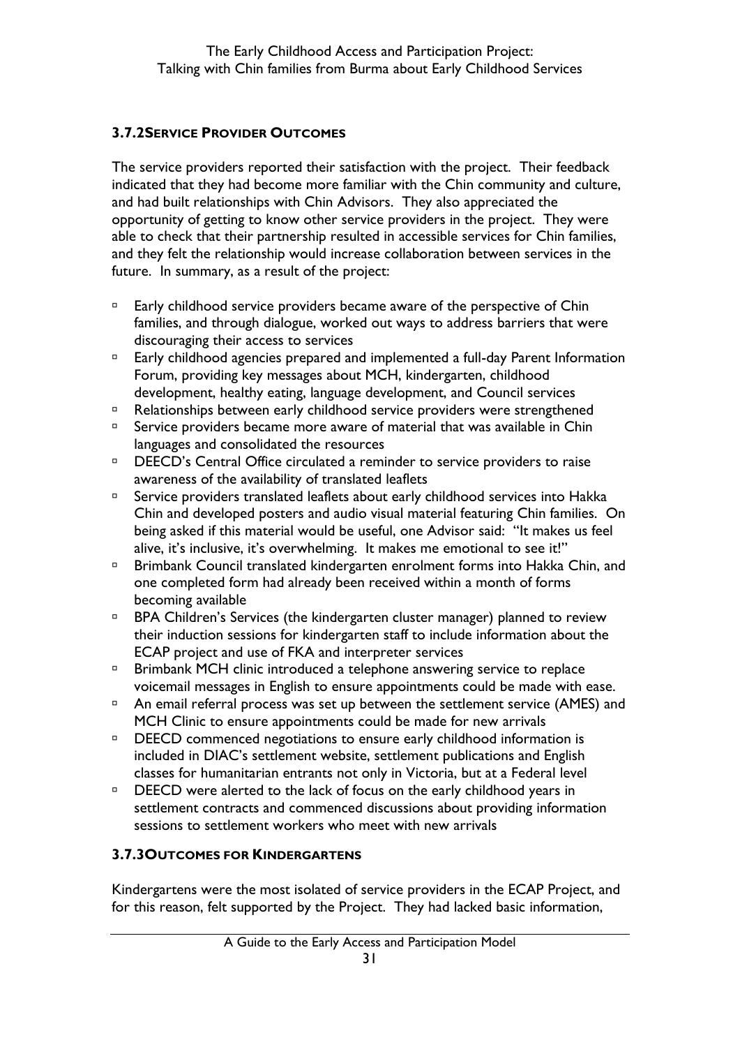### 3.7.2 SERVICE PROVIDER OUTCOMES

The service providers reported their satisfaction with the project. Their feedback indicated that they had become more familiar with the Chin community and culture, and had built relationships with Chin Advisors. They also appreciated the opportunity of getting to know other service providers in the project. They were able to check that their partnership resulted in accessible services for Chin families, and they felt the relationship would increase collaboration between services in the future. In summary, as a result of the project:

- Early childhood service providers became aware of the perspective of Chin families, and through dialogue, worked out ways to address barriers that were discouraging their access to services
- Early childhood agencies prepared and implemented a full-day Parent Information Forum, providing key messages about MCH, kindergarten, childhood development, healthy eating, language development, and Council services
- Relationships between early childhood service providers were strengthened
- Service providers became more aware of material that was available in Chin languages and consolidated the resources
- DEECD's Central Office circulated a reminder to service providers to raise awareness of the availability of translated leaflets
- Service providers translated leaflets about early childhood services into Hakka Chin and developed posters and audio visual material featuring Chin families. On being asked if this material would be useful, one Advisor said: "It makes us feel alive, it's inclusive, it's overwhelming. It makes me emotional to see it!"
- Brimbank Council translated kindergarten enrolment forms into Hakka Chin, and one completed form had already been received within a month of forms becoming available
- BPA Children's Services (the kindergarten cluster manager) planned to review their induction sessions for kindergarten staff to include information about the ECAP project and use of FKA and interpreter services
- Brimbank MCH clinic introduced a telephone answering service to replace voicemail messages in English to ensure appointments could be made with ease.
- An email referral process was set up between the settlement service (AMES) and MCH Clinic to ensure appointments could be made for new arrivals
- DEECD commenced negotiations to ensure early childhood information is included in DIAC's settlement website, settlement publications and English classes for humanitarian entrants not only in Victoria, but at a Federal level
- DEECD were alerted to the lack of focus on the early childhood years in settlement contracts and commenced discussions about providing information sessions to settlement workers who meet with new arrivals

### 3.7.3 OUTCOMES FOR KINDERGARTENS

Kindergartens were the most isolated of service providers in the ECAP Project, and for this reason, felt supported by the Project. They had lacked basic information,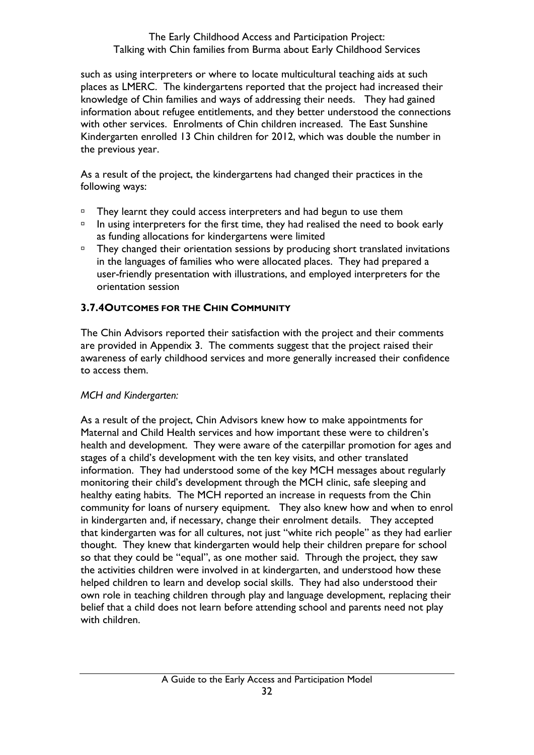such as using interpreters or where to locate multicultural teaching aids at such places as LMERC. The kindergartens reported that the project had increased their knowledge of Chin families and ways of addressing their needs. They had gained information about refugee entitlements, and they better understood the connections with other services. Enrolments of Chin children increased. The East Sunshine Kindergarten enrolled 13 Chin children for 2012, which was double the number in the previous year.

As a result of the project, the kindergartens had changed their practices in the following ways:

- They learnt they could access interpreters and had begun to use them
- In using interpreters for the first time, they had realised the need to book early as funding allocations for kindergartens were limited
- They changed their orientation sessions by producing short translated invitations in the languages of families who were allocated places. They had prepared a user-friendly presentation with illustrations, and employed interpreters for the orientation session

### 3.7.4 Outcomes for the Chin Community

The Chin Advisors reported their satisfaction with the project and their comments are provided in Appendix 3. The comments suggest that the project raised their awareness of early childhood services and more generally increased their confidence to access them.

*MCH and Kindergarten:*

As a result of the project, Chin Advisors knew how to make appointments for Maternal and Child Health services and how important these were to children's health and development. They were aware of the caterpillar promotion for ages and stages of a child's development with the ten key visits, and other translated information. They had understood some of the key MCH messages about regularly monitoring their child's development through the MCH clinic, safe sleeping and healthy eating habits. The MCH reported an increase in requests from the Chin community for loans of nursery equipment. They also knew how and when to enrol in kindergarten and, if necessary, change their enrolment details. They accepted that kindergarten was for all cultures, not just "white rich people" as they had earlier thought. They knew that kindergarten would help their children prepare for school so that they could be "equal", as one mother said. Through the project, they saw the activities children were involved in at kindergarten, and understood how these helped children to learn and develop social skills. They had also understood their own role in teaching children through play and language development, replacing their belief that a child does not learn before attending school and parents need not play with children.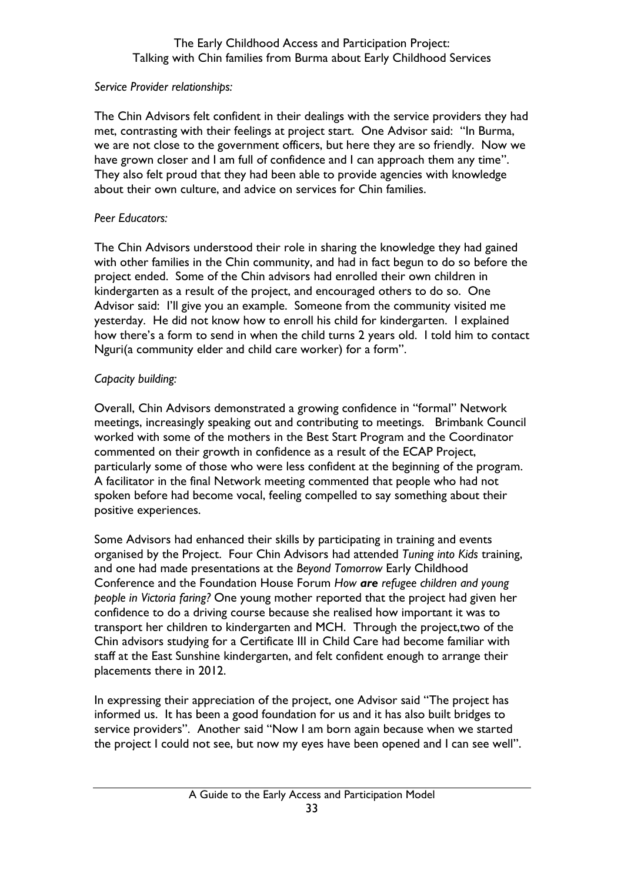*Service Provider relationships:*

The Chin Advisors felt confident in their dealings with the service providers they had met, contrasting with their feelings at project start. One Advisor said: "In Burma, we are not close to the government officers, but here they are so friendly. Now we have grown closer and I am full of confidence and I can approach them any time". They also felt proud that they had been able to provide agencies with knowledge about their own culture, and advice on services for Chin families.

*Peer Educators:*

The Chin Advisors understood their role in sharing the knowledge they had gained with other families in the Chin community, and had in fact begun to do so before the project ended. Some of the Chin advisors had enrolled their own children in kindergarten as a result of the project, and encouraged others to do so. One Advisor said: I'll give you an example. Someone from the community visited me yesterday. He did not know how to enroll his child for kindergarten. I explained how there's a form to send in when the child turns 2 years old. I told him to contact Nguri(a community elder and child care worker) for a form".

*Capacity building:*

Overall, Chin Advisors demonstrated a growing confidence in "formal" Network meetings, increasingly speaking out and contributing to meetings. Brimbank Council worked with some of the mothers in the Best Start Program and the Coordinator commented on their growth in confidence as a result of the ECAP Project, particularly some of those who were less confident at the beginning of the program. A facilitator in the final Network meeting commented that people who had not spoken before had become vocal, feeling compelled to say something about their positive experiences.

Some Advisors had enhanced their skills by participating in training and events organised by the Project. Four Chin Advisors had attended *Tuning into Kids* training, and one had made presentations at the *Beyond Tomorrow* Early Childhood Conference and the Foundation House Forum *How **are** refugee children and young people in Victoria faring?* One young mother reported that the project had given her confidence to do a driving course because she realised how important it was to transport her children to kindergarten and MCH. Through the project,two of the Chin advisors studying for a Certificate III in Child Care had become familiar with staff at the East Sunshine kindergarten, and felt confident enough to arrange their placements there in 2012.

In expressing their appreciation of the project, one Advisor said "The project has informed us. It has been a good foundation for us and it has also built bridges to service providers". Another said "Now I am born again because when we started the project I could not see, but now my eyes have been opened and I can see well".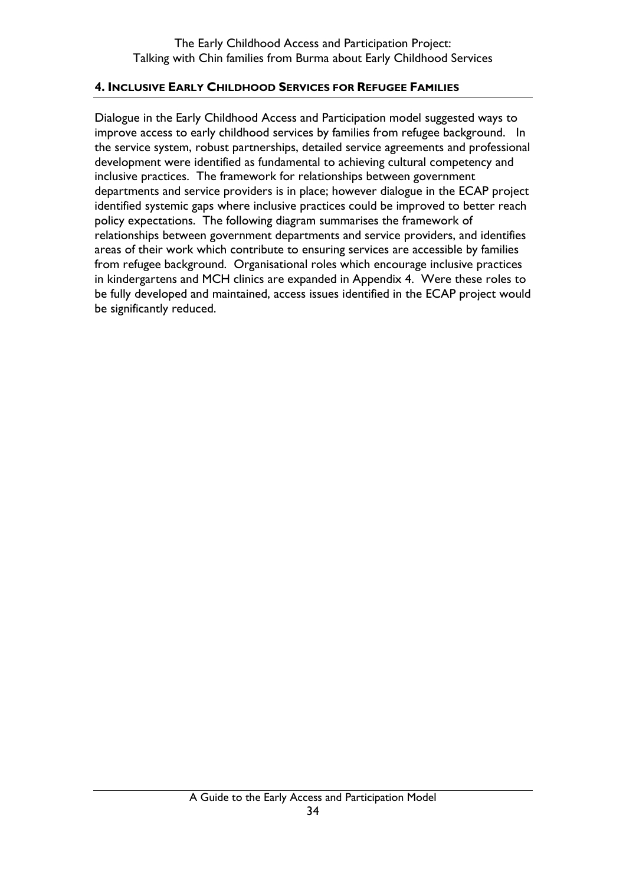## 4. Inclusive Early Childhood Services for Refugee Families

Dialogue in the Early Childhood Access and Participation model suggested ways to improve access to early childhood services by families from refugee background. In the service system, robust partnerships, detailed service agreements and professional development were identified as fundamental to achieving cultural competency and inclusive practices. The framework for relationships between government departments and service providers is in place; however dialogue in the ECAP project identified systemic gaps where inclusive practices could be improved to better reach policy expectations. The following diagram summarises the framework of relationships between government departments and service providers, and identifies areas of their work which contribute to ensuring services are accessible by families from refugee background. Organisational roles which encourage inclusive practices in kindergartens and MCH clinics are expanded in Appendix 4. Were these roles to be fully developed and maintained, access issues identified in the ECAP project would be significantly reduced.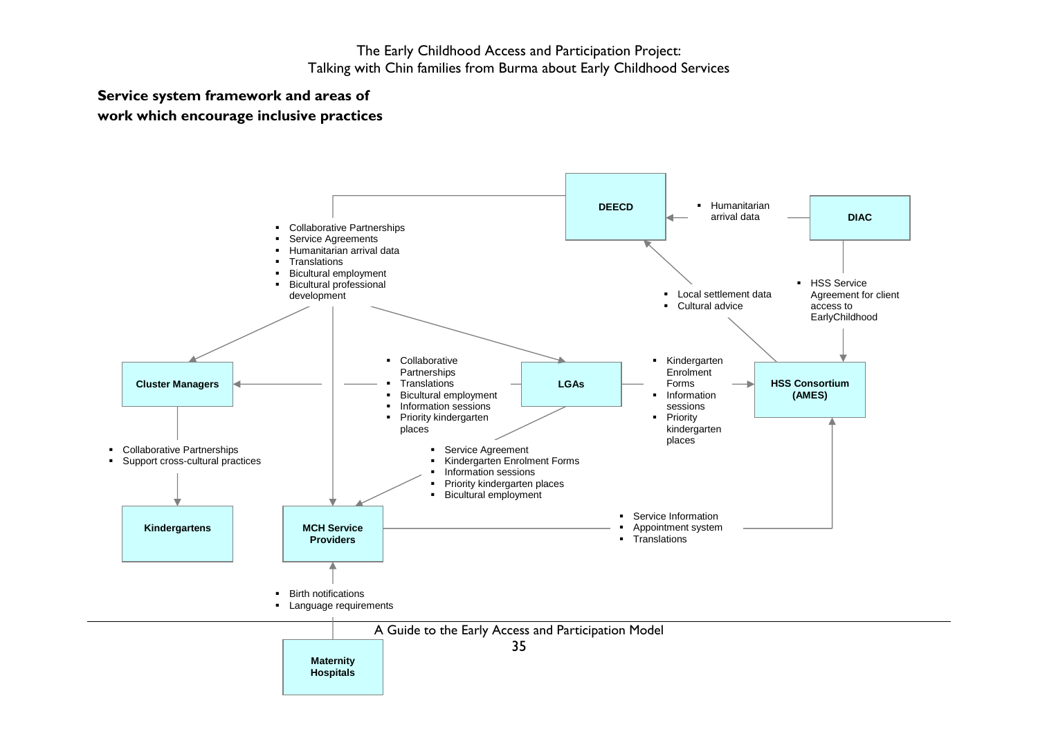## Service system framework and areas of work which encourage inclusive practices

**DEECD**

- Collaborative Partnerships
- Service Agreements
- Humanitarian arrival data
- Translations
- Bicultural employment
- Bicultural professional development

- Humanitarian arrival data

**DIAC**

- Local settlement data
- Cultural advice

- HSS Service Agreement for client access to EarlyChildhood

**Cluster Managers**

- Collaborative Partnerships
- Translations
- Bicultural employment
- Information sessions
- Priority kindergarten places

**LGAs**

- Kindergarten Enrolment Forms
- Information sessions
- Priority kindergarten places

**HSS Consortium (AMES)**

- Collaborative Partnerships
- Support cross-cultural practices

- Service Agreement
- Kindergarten Enrolment Forms
- Information sessions
- Priority kindergarten places
- Bicultural employment

**Kindergartens**

**MCH Service Providers**

- Service Information
- Appointment system
- Translations

- Birth notifications
- Language requirements

**Maternity Hospitals**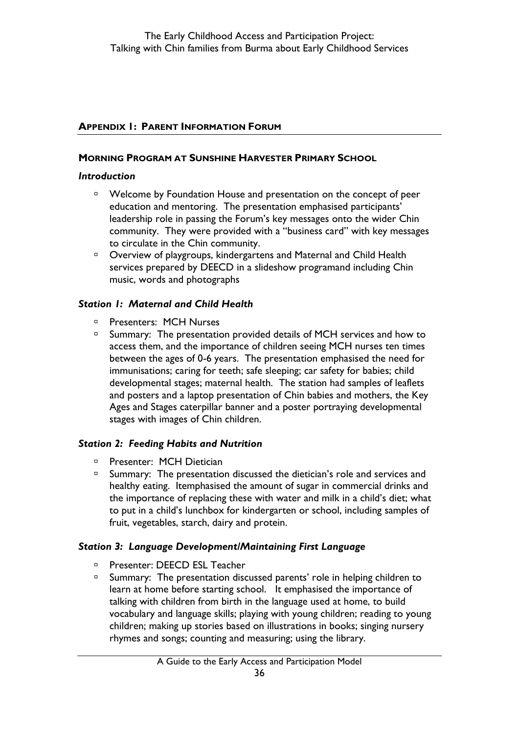## Appendix 1: Parent Information Forum

### Morning Program at Sunshine Harvester Primary School

#### *Introduction*

- Welcome by Foundation House and presentation on the concept of peer education and mentoring. The presentation emphasised participants' leadership role in passing the Forum's key messages onto the wider Chin community. They were provided with a "business card" with key messages to circulate in the Chin community.
- Overview of playgroups, kindergartens and Maternal and Child Health services prepared by DEECD in a slideshow programand including Chin music, words and photographs

#### *Station 1: Maternal and Child Health*

- Presenters: MCH Nurses
- Summary: The presentation provided details of MCH services and how to access them, and the importance of children seeing MCH nurses ten times between the ages of 0-6 years. The presentation emphasised the need for immunisations; caring for teeth; safe sleeping; car safety for babies; child developmental stages; maternal health. The station had samples of leaflets and posters and a laptop presentation of Chin babies and mothers, the Key Ages and Stages caterpillar banner and a poster portraying developmental stages with images of Chin children.

#### *Station 2: Feeding Habits and Nutrition*

- Presenter: MCH Dietician
- Summary: The presentation discussed the dietician's role and services and healthy eating. Itemphasised the amount of sugar in commercial drinks and the importance of replacing these with water and milk in a child's diet; what to put in a child's lunchbox for kindergarten or school, including samples of fruit, vegetables, starch, dairy and protein.

#### *Station 3: Language Development/Maintaining First Language*

- Presenter: DEECD ESL Teacher
- Summary: The presentation discussed parents' role in helping children to learn at home before starting school. It emphasised the importance of talking with children from birth in the language used at home, to build vocabulary and language skills; playing with young children; reading to young children; making up stories based on illustrations in books; singing nursery rhymes and songs; counting and measuring; using the library.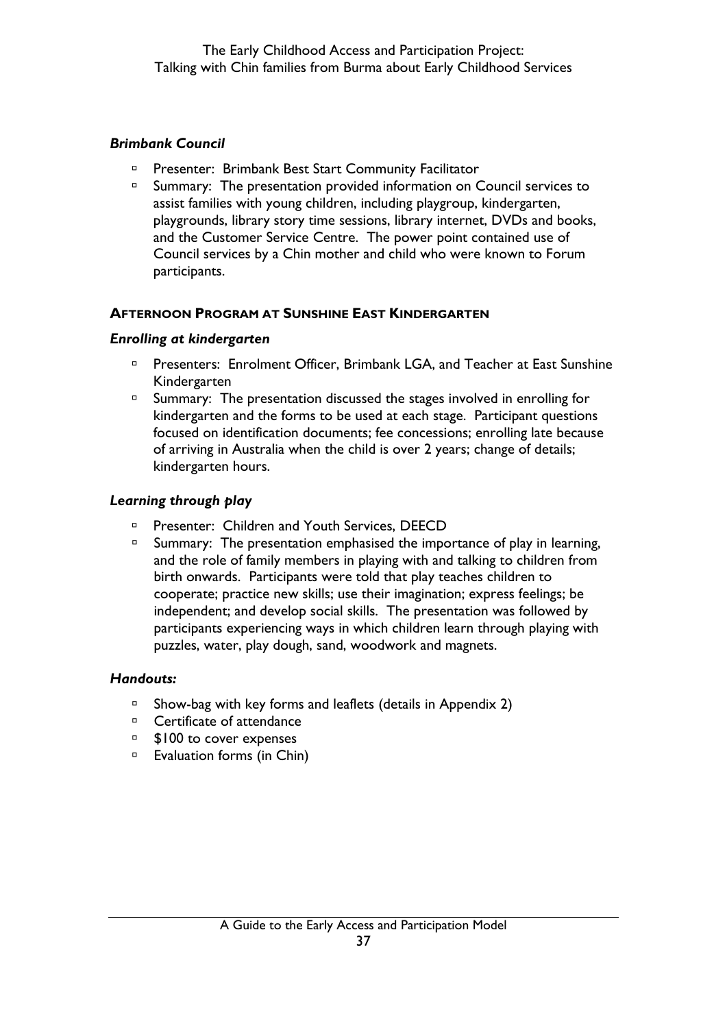### *Brimbank Council*

- Presenter: Brimbank Best Start Community Facilitator
- Summary: The presentation provided information on Council services to assist families with young children, including playgroup, kindergarten, playgrounds, library story time sessions, library internet, DVDs and books, and the Customer Service Centre. The power point contained use of Council services by a Chin mother and child who were known to Forum participants.

## AFTERNOON PROGRAM AT SUNSHINE EAST KINDERGARTEN

### *Enrolling at kindergarten*

- Presenters: Enrolment Officer, Brimbank LGA, and Teacher at East Sunshine Kindergarten
- Summary: The presentation discussed the stages involved in enrolling for kindergarten and the forms to be used at each stage. Participant questions focused on identification documents; fee concessions; enrolling late because of arriving in Australia when the child is over 2 years; change of details; kindergarten hours.

### *Learning through play*

- Presenter: Children and Youth Services, DEECD
- Summary: The presentation emphasised the importance of play in learning, and the role of family members in playing with and talking to children from birth onwards. Participants were told that play teaches children to cooperate; practice new skills; use their imagination; express feelings; be independent; and develop social skills. The presentation was followed by participants experiencing ways in which children learn through playing with puzzles, water, play dough, sand, woodwork and magnets.

### *Handouts:*

- Show-bag with key forms and leaflets (details in Appendix 2)
- Certificate of attendance
- $100 to cover expenses
- Evaluation forms (in Chin)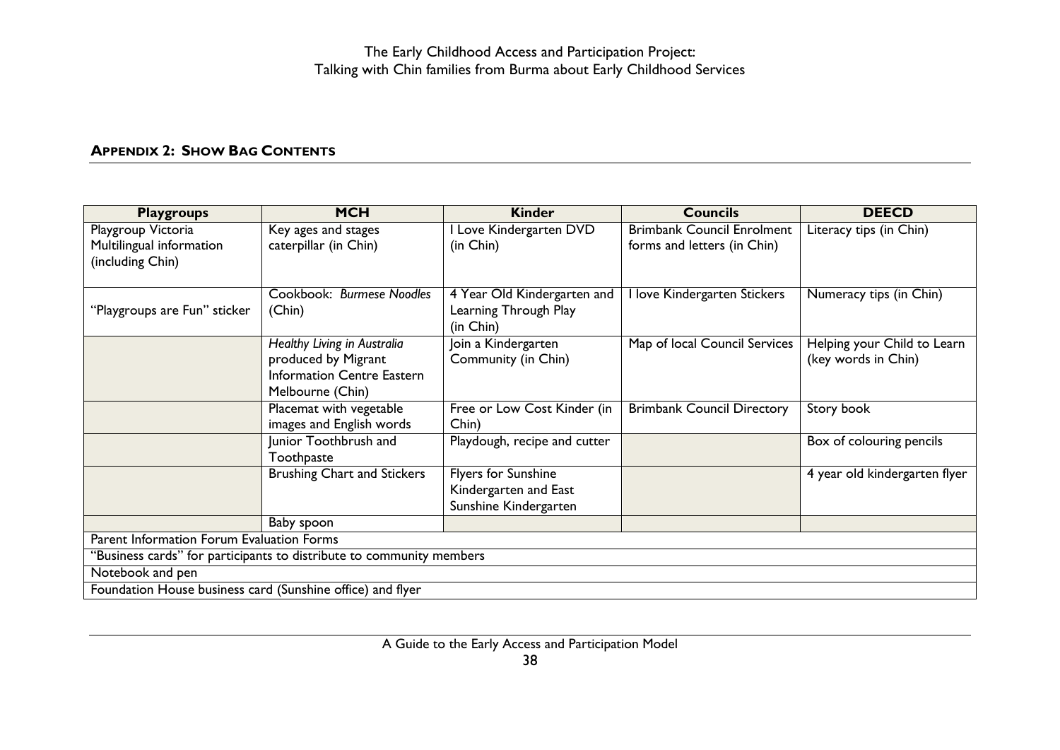## APPENDIX 2: SHOW BAG CONTENTS

| Playgroups | MCH | Kinder | Councils | DEECD |
|---|---|---|---|---|
| Playgroup Victoria Multilingual information (including Chin) | Key ages and stages caterpillar (in Chin) | I Love Kindergarten DVD (in Chin) | Brimbank Council Enrolment forms and letters (in Chin) | Literacy tips (in Chin) |
| "Playgroups are Fun" sticker | Cookbook: *Burmese Noodles* (Chin) | 4 Year Old Kindergarten and Learning Through Play (in Chin) | I love Kindergarten Stickers | Numeracy tips (in Chin) |
| | *Healthy Living in Australia* produced by Migrant Information Centre Eastern Melbourne (Chin) | Join a Kindergarten Community (in Chin) | Map of local Council Services | Helping your Child to Learn (key words in Chin) |
| | Placemat with vegetable images and English words | Free or Low Cost Kinder (in Chin) | Brimbank Council Directory | Story book |
| | Junior Toothbrush and Toothpaste | Playdough, recipe and cutter | | Box of colouring pencils |
| | Brushing Chart and Stickers | Flyers for Sunshine Kindergarten and East Sunshine Kindergarten | | 4 year old kindergarten flyer |
| | Baby spoon | | | |
| Parent Information Forum Evaluation Forms | | | | |
| "Business cards" for participants to distribute to community members | | | | |
| Notebook and pen | | | | |
| Foundation House business card (Sunshine office) and flyer | | | | |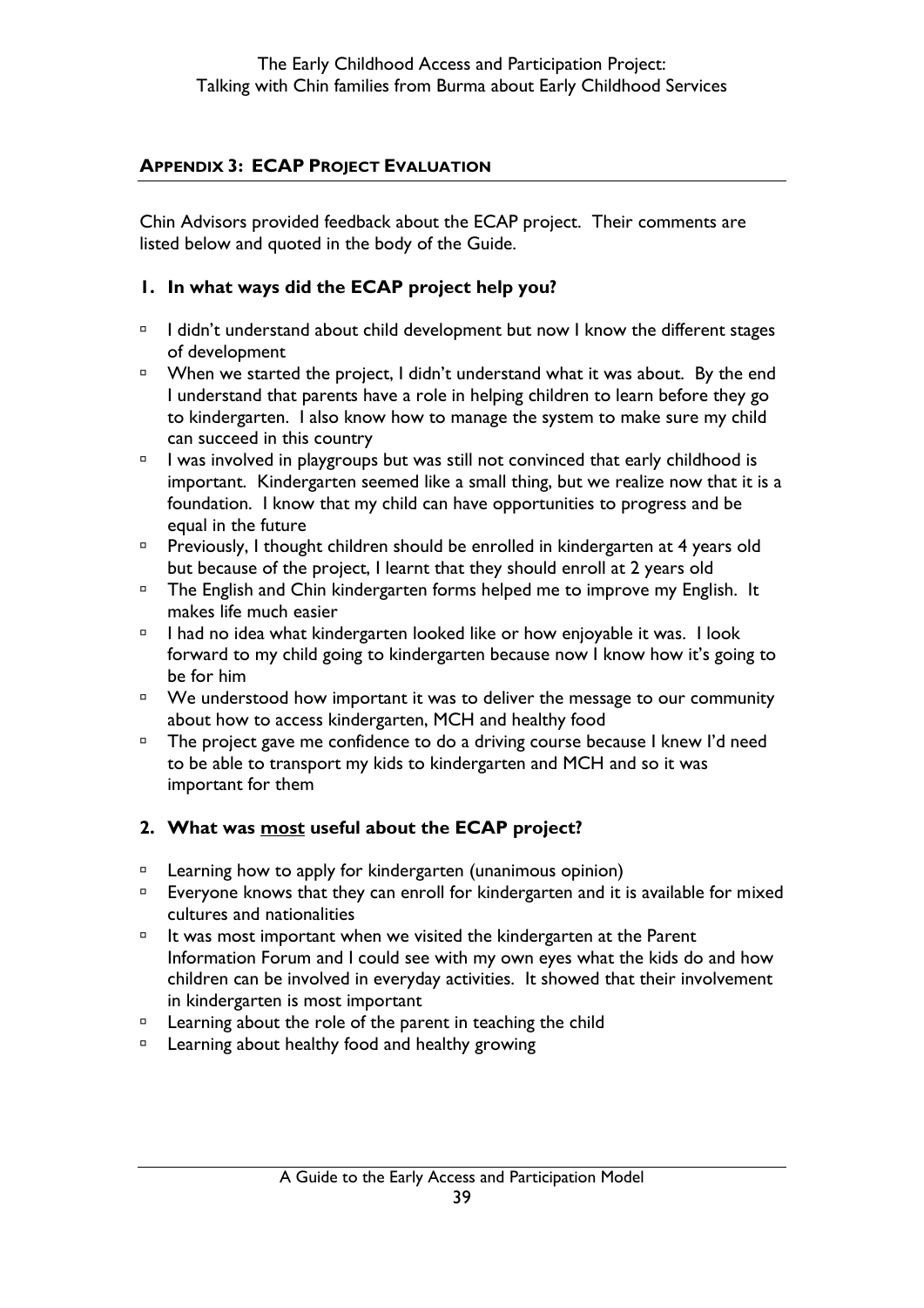## APPENDIX 3: ECAP PROJECT EVALUATION

Chin Advisors provided feedback about the ECAP project. Their comments are listed below and quoted in the body of the Guide.

### 1. In what ways did the ECAP project help you?

- I didn't understand about child development but now I know the different stages of development
- When we started the project, I didn't understand what it was about. By the end I understand that parents have a role in helping children to learn before they go to kindergarten. I also know how to manage the system to make sure my child can succeed in this country
- I was involved in playgroups but was still not convinced that early childhood is important. Kindergarten seemed like a small thing, but we realize now that it is a foundation. I know that my child can have opportunities to progress and be equal in the future
- Previously, I thought children should be enrolled in kindergarten at 4 years old but because of the project, I learnt that they should enroll at 2 years old
- The English and Chin kindergarten forms helped me to improve my English. It makes life much easier
- I had no idea what kindergarten looked like or how enjoyable it was. I look forward to my child going to kindergarten because now I know how it's going to be for him
- We understood how important it was to deliver the message to our community about how to access kindergarten, MCH and healthy food
- The project gave me confidence to do a driving course because I knew I'd need to be able to transport my kids to kindergarten and MCH and so it was important for them

### 2. What was <u>most</u> useful about the ECAP project?

- Learning how to apply for kindergarten (unanimous opinion)
- Everyone knows that they can enroll for kindergarten and it is available for mixed cultures and nationalities
- It was most important when we visited the kindergarten at the Parent Information Forum and I could see with my own eyes what the kids do and how children can be involved in everyday activities. It showed that their involvement in kindergarten is most important
- Learning about the role of the parent in teaching the child
- Learning about healthy food and healthy growing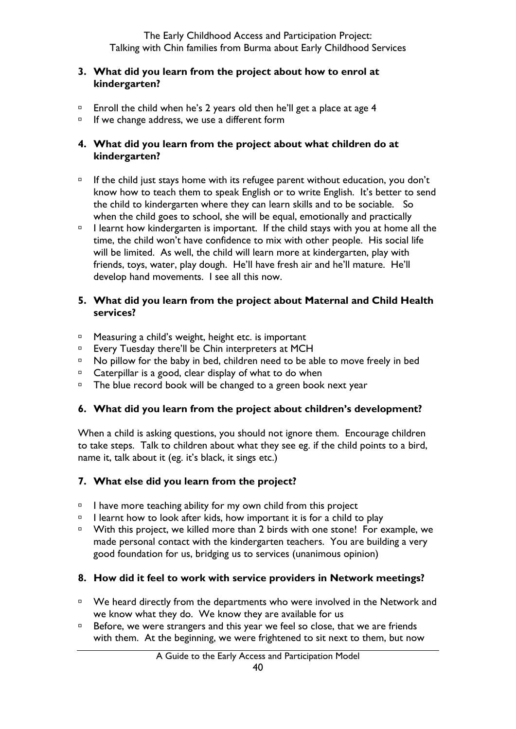**3. What did you learn from the project about how to enrol at kindergarten?**

- Enroll the child when he's 2 years old then he'll get a place at age 4
- If we change address, we use a different form

**4. What did you learn from the project about what children do at kindergarten?**

- If the child just stays home with its refugee parent without education, you don't know how to teach them to speak English or to write English. It's better to send the child to kindergarten where they can learn skills and to be sociable. So when the child goes to school, she will be equal, emotionally and practically
- I learnt how kindergarten is important. If the child stays with you at home all the time, the child won't have confidence to mix with other people. His social life will be limited. As well, the child will learn more at kindergarten, play with friends, toys, water, play dough. He'll have fresh air and he'll mature. He'll develop hand movements. I see all this now.

**5. What did you learn from the project about Maternal and Child Health services?**

- Measuring a child's weight, height etc. is important
- Every Tuesday there'll be Chin interpreters at MCH
- No pillow for the baby in bed, children need to be able to move freely in bed
- Caterpillar is a good, clear display of what to do when
- The blue record book will be changed to a green book next year

**6. What did you learn from the project about children's development?**

When a child is asking questions, you should not ignore them. Encourage children to take steps. Talk to children about what they see eg. if the child points to a bird, name it, talk about it (eg. it's black, it sings etc.)

**7. What else did you learn from the project?**

- I have more teaching ability for my own child from this project
- I learnt how to look after kids, how important it is for a child to play
- With this project, we killed more than 2 birds with one stone! For example, we made personal contact with the kindergarten teachers. You are building a very good foundation for us, bridging us to services (unanimous opinion)

**8. How did it feel to work with service providers in Network meetings?**

- We heard directly from the departments who were involved in the Network and we know what they do. We know they are available for us
- Before, we were strangers and this year we feel so close, that we are friends with them. At the beginning, we were frightened to sit next to them, but now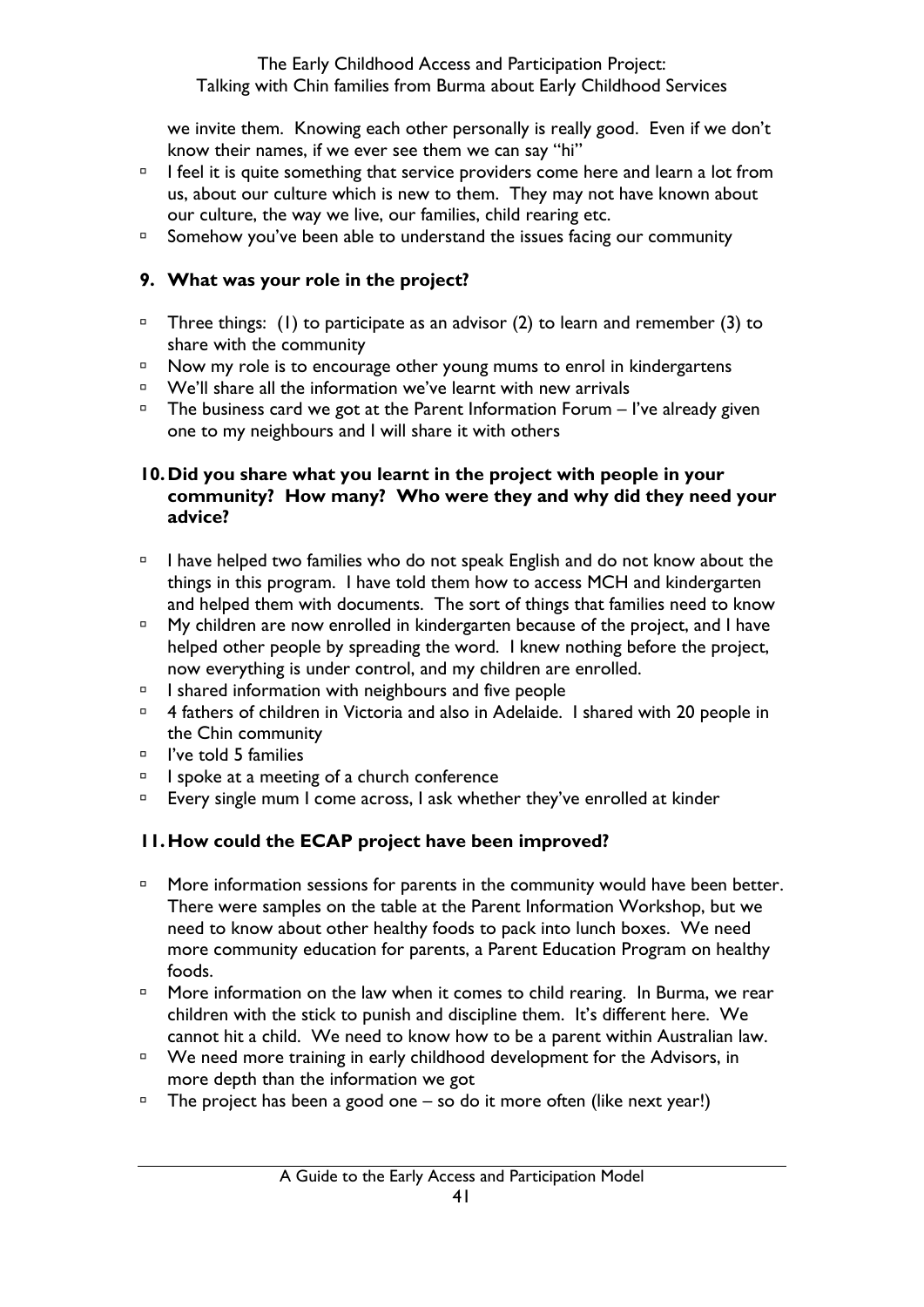we invite them. Knowing each other personally is really good. Even if we don't know their names, if we ever see them we can say "hi"

- I feel it is quite something that service providers come here and learn a lot from us, about our culture which is new to them. They may not have known about our culture, the way we live, our families, child rearing etc.
- Somehow you've been able to understand the issues facing our community

## 9. What was your role in the project?

- Three things: (1) to participate as an advisor (2) to learn and remember (3) to share with the community
- Now my role is to encourage other young mums to enrol in kindergartens
- We'll share all the information we've learnt with new arrivals
- The business card we got at the Parent Information Forum – I've already given one to my neighbours and I will share it with others

## 10. Did you share what you learnt in the project with people in your community? How many? Who were they and why did they need your advice?

- I have helped two families who do not speak English and do not know about the things in this program. I have told them how to access MCH and kindergarten and helped them with documents. The sort of things that families need to know
- My children are now enrolled in kindergarten because of the project, and I have helped other people by spreading the word. I knew nothing before the project, now everything is under control, and my children are enrolled.
- I shared information with neighbours and five people
- 4 fathers of children in Victoria and also in Adelaide. I shared with 20 people in the Chin community
- I've told 5 families
- I spoke at a meeting of a church conference
- Every single mum I come across, I ask whether they've enrolled at kinder

## 11. How could the ECAP project have been improved?

- More information sessions for parents in the community would have been better. There were samples on the table at the Parent Information Workshop, but we need to know about other healthy foods to pack into lunch boxes. We need more community education for parents, a Parent Education Program on healthy foods.
- More information on the law when it comes to child rearing. In Burma, we rear children with the stick to punish and discipline them. It's different here. We cannot hit a child. We need to know how to be a parent within Australian law.
- We need more training in early childhood development for the Advisors, in more depth than the information we got
- The project has been a good one – so do it more often (like next year!)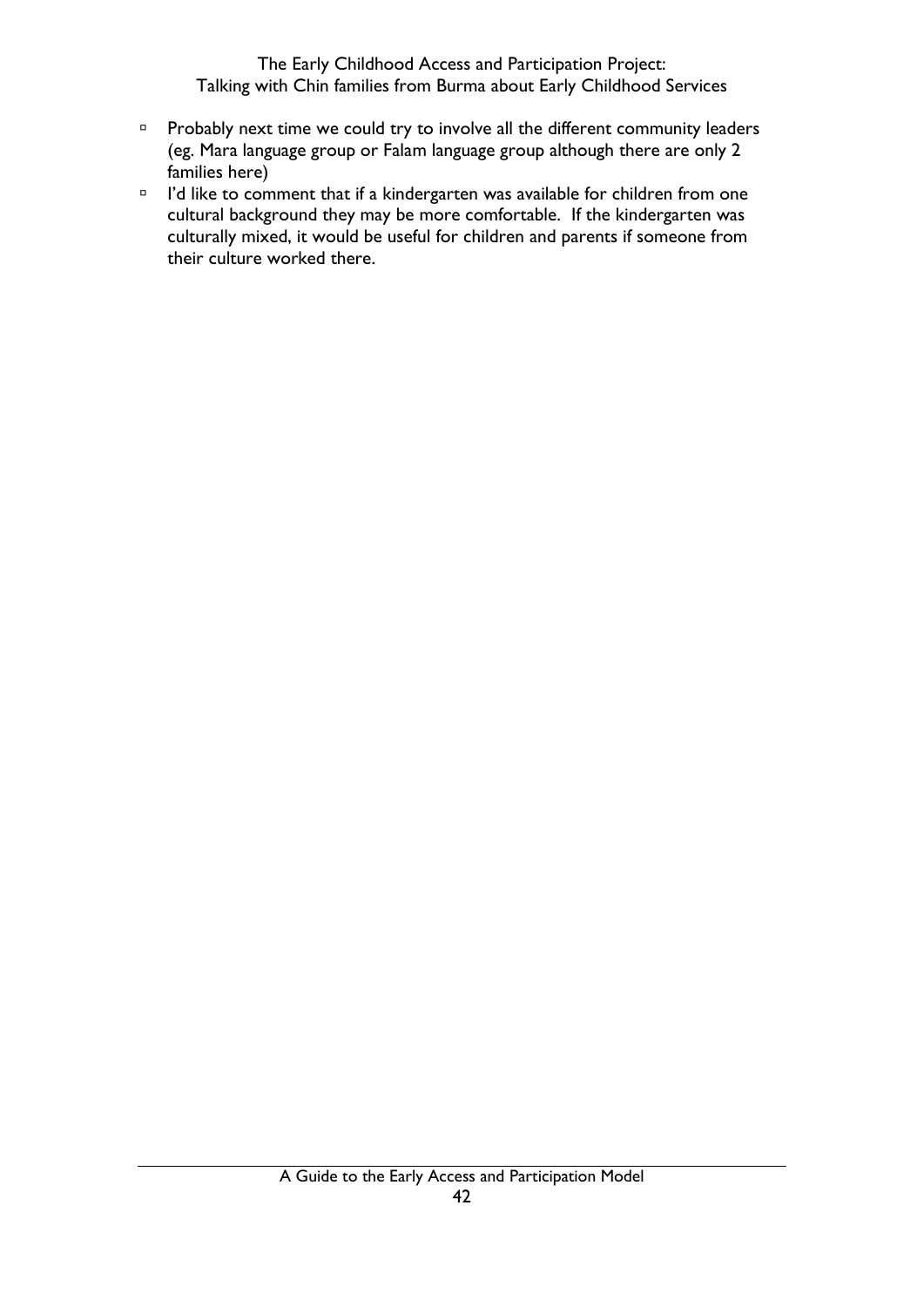- Probably next time we could try to involve all the different community leaders (eg. Mara language group or Falam language group although there are only 2 families here)
- I'd like to comment that if a kindergarten was available for children from one cultural background they may be more comfortable. If the kindergarten was culturally mixed, it would be useful for children and parents if someone from their culture worked there.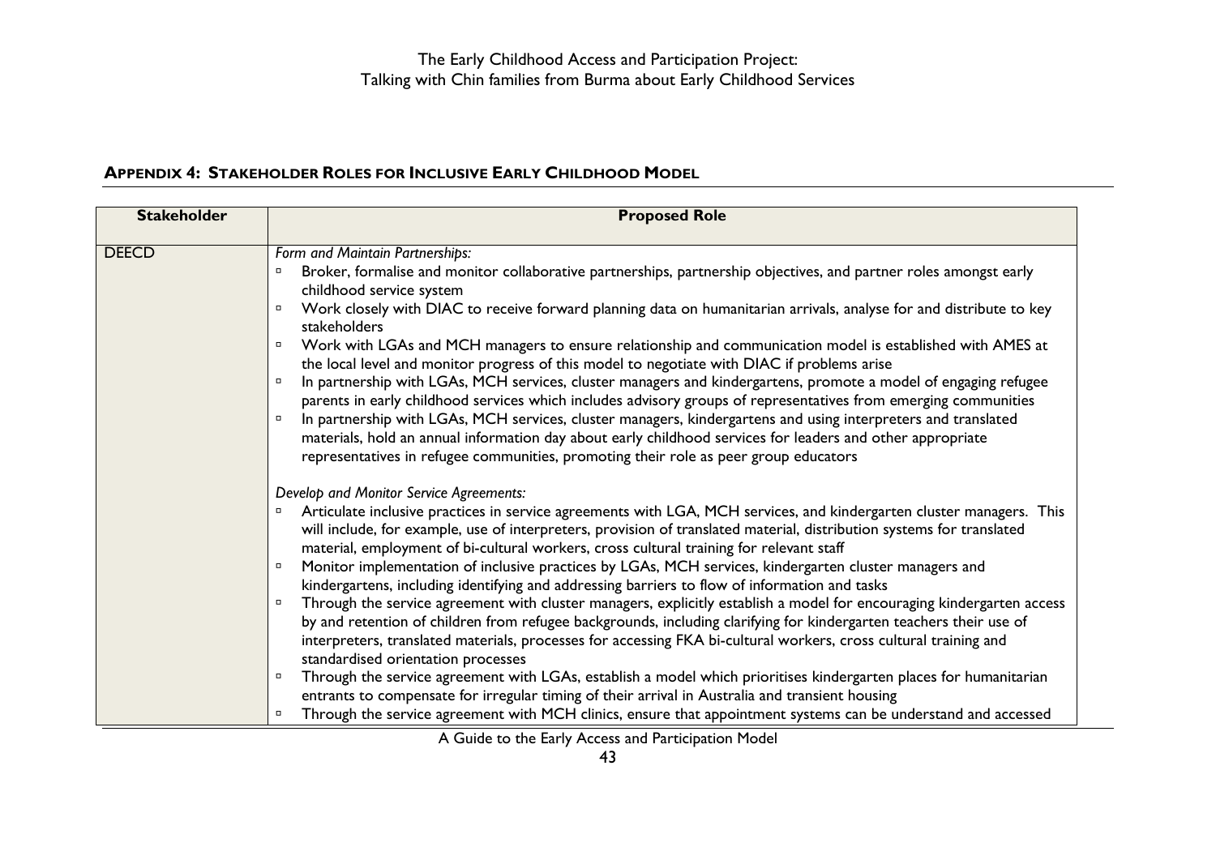## APPENDIX 4: STAKEHOLDER ROLES FOR INCLUSIVE EARLY CHILDHOOD MODEL

| Stakeholder | Proposed Role |
| --- | --- |
| DEECD | *Form and Maintain Partnerships:*<br>▫ Broker, formalise and monitor collaborative partnerships, partnership objectives, and partner roles amongst early childhood service system<br>▫ Work closely with DIAC to receive forward planning data on humanitarian arrivals, analyse for and distribute to key stakeholders<br>▫ Work with LGAs and MCH managers to ensure relationship and communication model is established with AMES at the local level and monitor progress of this model to negotiate with DIAC if problems arise<br>▫ In partnership with LGAs, MCH services, cluster managers and kindergartens, promote a model of engaging refugee parents in early childhood services which includes advisory groups of representatives from emerging communities<br>▫ In partnership with LGAs, MCH services, cluster managers, kindergartens and using interpreters and translated materials, hold an annual information day about early childhood services for leaders and other appropriate representatives in refugee communities, promoting their role as peer group educators<br><br>*Develop and Monitor Service Agreements:*<br>▫ Articulate inclusive practices in service agreements with LGA, MCH services, and kindergarten cluster managers. This will include, for example, use of interpreters, provision of translated material, distribution systems for translated material, employment of bi-cultural workers, cross cultural training for relevant staff<br>▫ Monitor implementation of inclusive practices by LGAs, MCH services, kindergarten cluster managers and kindergartens, including identifying and addressing barriers to flow of information and tasks<br>▫ Through the service agreement with cluster managers, explicitly establish a model for encouraging kindergarten access by and retention of children from refugee backgrounds, including clarifying for kindergarten teachers their use of interpreters, translated materials, processes for accessing FKA bi-cultural workers, cross cultural training and standardised orientation processes<br>▫ Through the service agreement with LGAs, establish a model which prioritises kindergarten places for humanitarian entrants to compensate for irregular timing of their arrival in Australia and transient housing<br>▫ Through the service agreement with MCH clinics, ensure that appointment systems can be understand and accessed |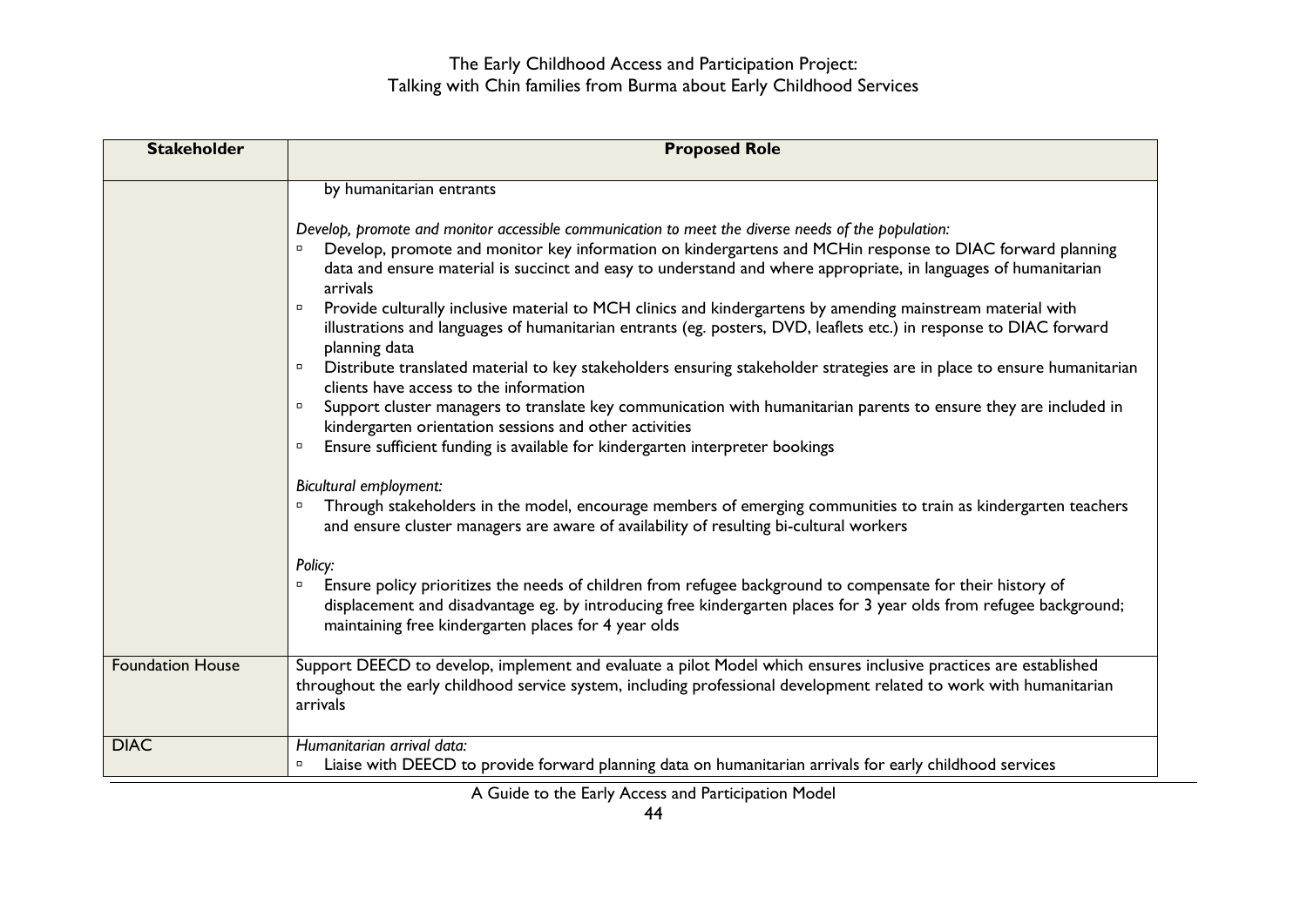| Stakeholder | Proposed Role |
|---|---|
| | by humanitarian entrants<br><br>*Develop, promote and monitor accessible communication to meet the diverse needs of the population:*<br>▫ Develop, promote and monitor key information on kindergartens and MCHin response to DIAC forward planning data and ensure material is succinct and easy to understand and where appropriate, in languages of humanitarian arrivals<br>▫ Provide culturally inclusive material to MCH clinics and kindergartens by amending mainstream material with illustrations and languages of humanitarian entrants (eg. posters, DVD, leaflets etc.) in response to DIAC forward planning data<br>▫ Distribute translated material to key stakeholders ensuring stakeholder strategies are in place to ensure humanitarian clients have access to the information<br>▫ Support cluster managers to translate key communication with humanitarian parents to ensure they are included in kindergarten orientation sessions and other activities<br>▫ Ensure sufficient funding is available for kindergarten interpreter bookings<br><br>*Bicultural employment:*<br>▫ Through stakeholders in the model, encourage members of emerging communities to train as kindergarten teachers and ensure cluster managers are aware of availability of resulting bi-cultural workers<br><br>*Policy:*<br>▫ Ensure policy prioritizes the needs of children from refugee background to compensate for their history of displacement and disadvantage eg. by introducing free kindergarten places for 3 year olds from refugee background; maintaining free kindergarten places for 4 year olds |
| Foundation House | Support DEECD to develop, implement and evaluate a pilot Model which ensures inclusive practices are established throughout the early childhood service system, including professional development related to work with humanitarian arrivals |
| DIAC | *Humanitarian arrival data:*<br>▫ Liaise with DEECD to provide forward planning data on humanitarian arrivals for early childhood services |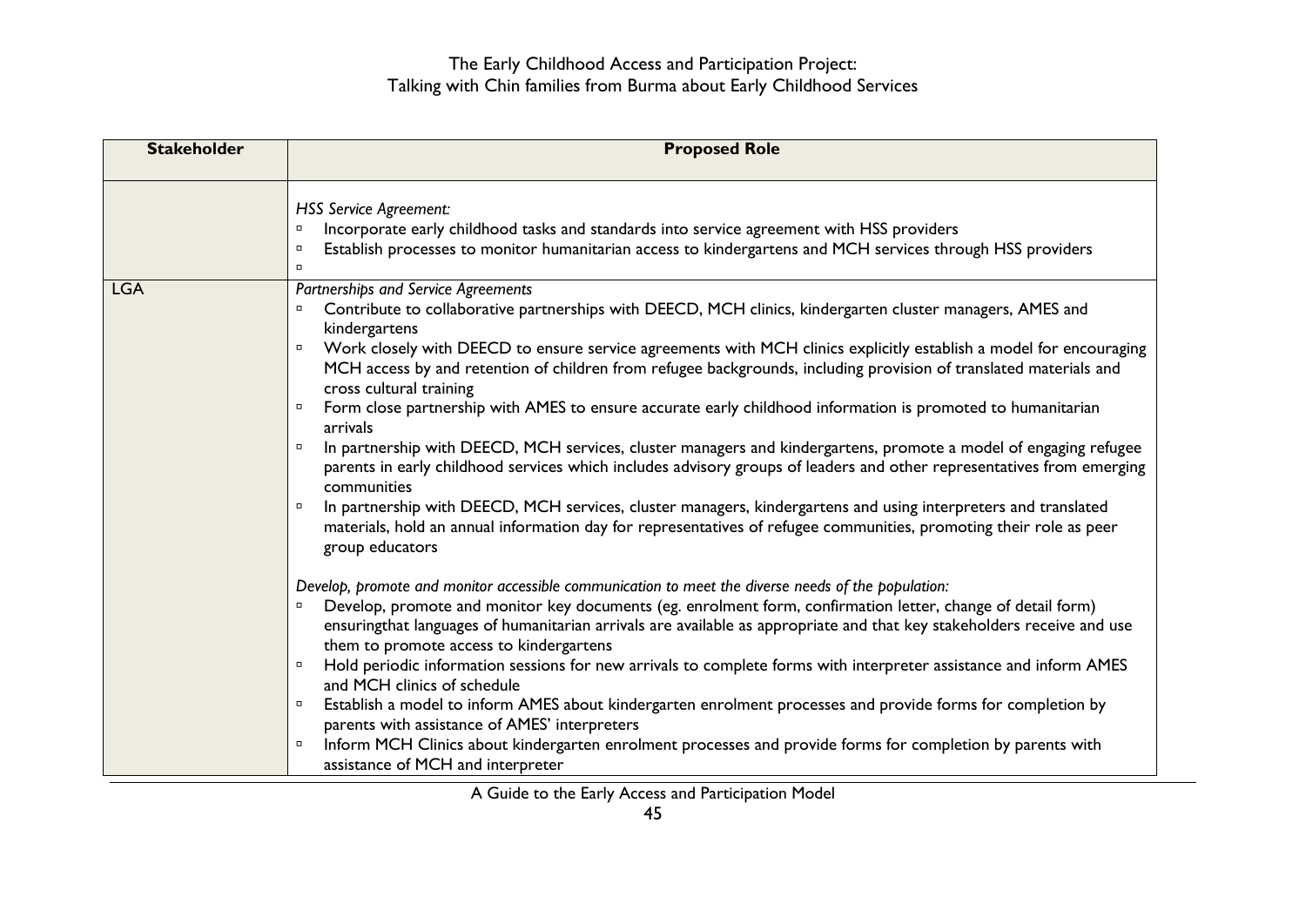| Stakeholder | Proposed Role |
|---|---|
| | *HSS Service Agreement:*<br>▫ Incorporate early childhood tasks and standards into service agreement with HSS providers<br>▫ Establish processes to monitor humanitarian access to kindergartens and MCH services through HSS providers<br>▫ |
| LGA | *Partnerships and Service Agreements*<br>▫ Contribute to collaborative partnerships with DEECD, MCH clinics, kindergarten cluster managers, AMES and kindergartens<br>▫ Work closely with DEECD to ensure service agreements with MCH clinics explicitly establish a model for encouraging MCH access by and retention of children from refugee backgrounds, including provision of translated materials and cross cultural training<br>▫ Form close partnership with AMES to ensure accurate early childhood information is promoted to humanitarian arrivals<br>▫ In partnership with DEECD, MCH services, cluster managers and kindergartens, promote a model of engaging refugee parents in early childhood services which includes advisory groups of leaders and other representatives from emerging communities<br>▫ In partnership with DEECD, MCH services, cluster managers, kindergartens and using interpreters and translated materials, hold an annual information day for representatives of refugee communities, promoting their role as peer group educators<br><br>*Develop, promote and monitor accessible communication to meet the diverse needs of the population:*<br>▫ Develop, promote and monitor key documents (eg. enrolment form, confirmation letter, change of detail form) ensuringthat languages of humanitarian arrivals are available as appropriate and that key stakeholders receive and use them to promote access to kindergartens<br>▫ Hold periodic information sessions for new arrivals to complete forms with interpreter assistance and inform AMES and MCH clinics of schedule<br>▫ Establish a model to inform AMES about kindergarten enrolment processes and provide forms for completion by parents with assistance of AMES' interpreters<br>▫ Inform MCH Clinics about kindergarten enrolment processes and provide forms for completion by parents with assistance of MCH and interpreter |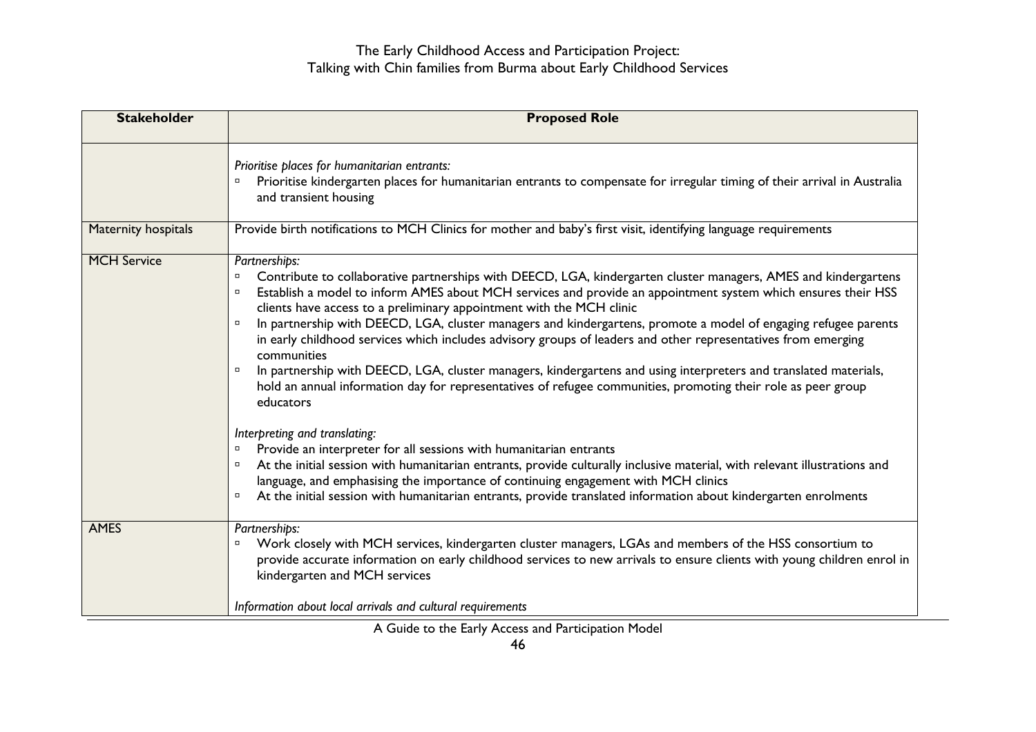| Stakeholder | Proposed Role |
|---|---|
| | *Prioritise places for humanitarian entrants:*<br>▫ Prioritise kindergarten places for humanitarian entrants to compensate for irregular timing of their arrival in Australia and transient housing |
| Maternity hospitals | Provide birth notifications to MCH Clinics for mother and baby's first visit, identifying language requirements |
| MCH Service | *Partnerships:*<br>▫ Contribute to collaborative partnerships with DEECD, LGA, kindergarten cluster managers, AMES and kindergartens<br>▫ Establish a model to inform AMES about MCH services and provide an appointment system which ensures their HSS clients have access to a preliminary appointment with the MCH clinic<br>▫ In partnership with DEECD, LGA, cluster managers and kindergartens, promote a model of engaging refugee parents in early childhood services which includes advisory groups of leaders and other representatives from emerging communities<br>▫ In partnership with DEECD, LGA, cluster managers, kindergartens and using interpreters and translated materials, hold an annual information day for representatives of refugee communities, promoting their role as peer group educators<br><br>*Interpreting and translating:*<br>▫ Provide an interpreter for all sessions with humanitarian entrants<br>▫ At the initial session with humanitarian entrants, provide culturally inclusive material, with relevant illustrations and language, and emphasising the importance of continuing engagement with MCH clinics<br>▫ At the initial session with humanitarian entrants, provide translated information about kindergarten enrolments |
| AMES | *Partnerships:*<br>▫ Work closely with MCH services, kindergarten cluster managers, LGAs and members of the HSS consortium to provide accurate information on early childhood services to new arrivals to ensure clients with young children enrol in kindergarten and MCH services<br><br>*Information about local arrivals and cultural requirements* |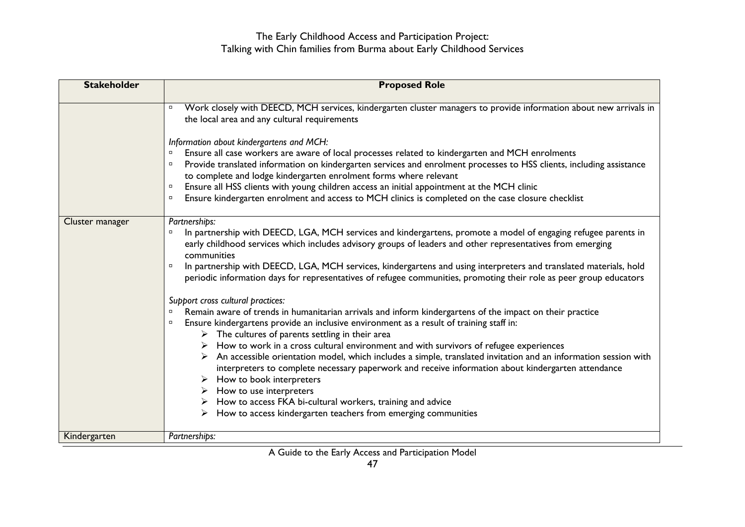| Stakeholder | Proposed Role |
|---|---|
| | ▫ Work closely with DEECD, MCH services, kindergarten cluster managers to provide information about new arrivals in the local area and any cultural requirements<br><br>*Information about kindergartens and MCH:*<br>▫ Ensure all case workers are aware of local processes related to kindergarten and MCH enrolments<br>▫ Provide translated information on kindergarten services and enrolment processes to HSS clients, including assistance to complete and lodge kindergarten enrolment forms where relevant<br>▫ Ensure all HSS clients with young children access an initial appointment at the MCH clinic<br>▫ Ensure kindergarten enrolment and access to MCH clinics is completed on the case closure checklist |
| Cluster manager | *Partnerships:*<br>▫ In partnership with DEECD, LGA, MCH services and kindergartens, promote a model of engaging refugee parents in early childhood services which includes advisory groups of leaders and other representatives from emerging communities<br>▫ In partnership with DEECD, LGA, MCH services, kindergartens and using interpreters and translated materials, hold periodic information days for representatives of refugee communities, promoting their role as peer group educators<br><br>*Support cross cultural practices:*<br>▫ Remain aware of trends in humanitarian arrivals and inform kindergartens of the impact on their practice<br>▫ Ensure kindergartens provide an inclusive environment as a result of training staff in:<br>➢ The cultures of parents settling in their area<br>➢ How to work in a cross cultural environment and with survivors of refugee experiences<br>➢ An accessible orientation model, which includes a simple, translated invitation and an information session with interpreters to complete necessary paperwork and receive information about kindergarten attendance<br>➢ How to book interpreters<br>➢ How to use interpreters<br>➢ How to access FKA bi-cultural workers, training and advice<br>➢ How to access kindergarten teachers from emerging communities |
| Kindergarten | *Partnerships:* |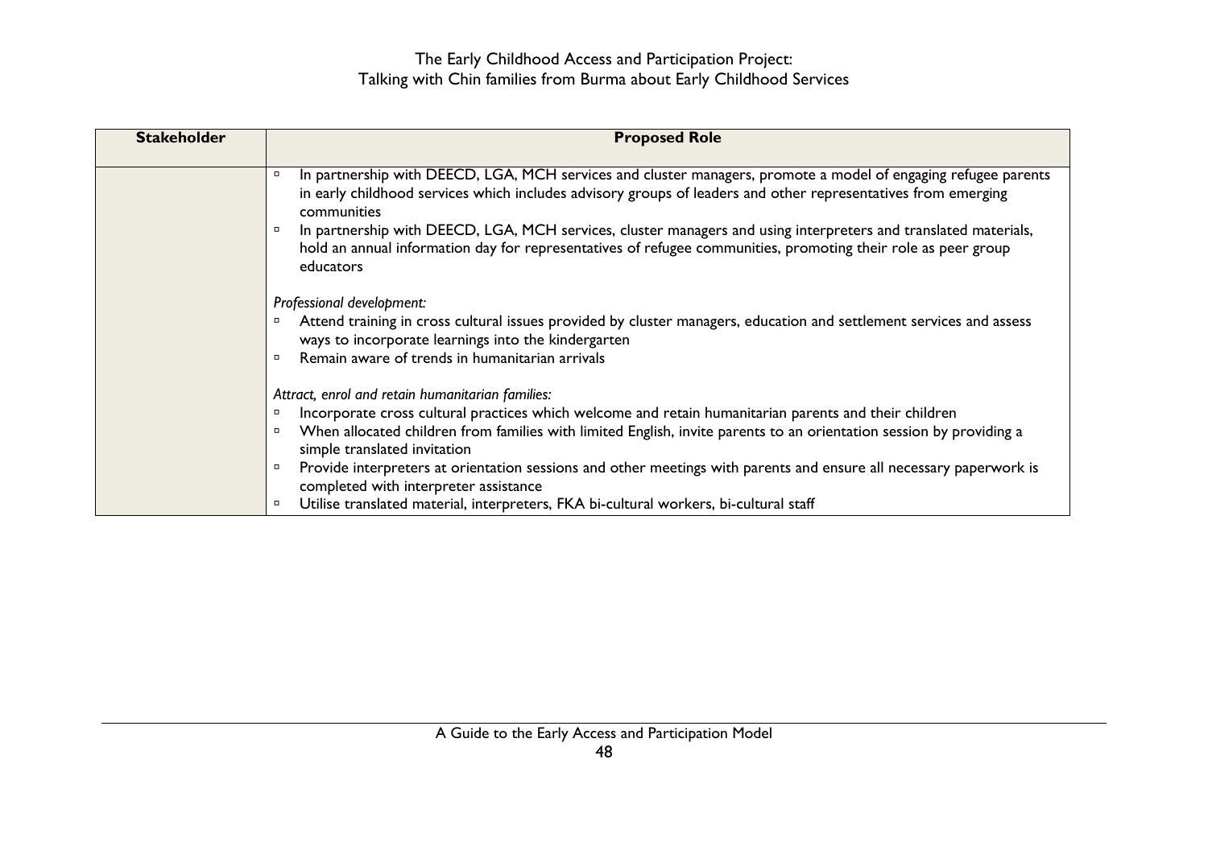| Stakeholder | Proposed Role |
| --- | --- |
| | ▫ In partnership with DEECD, LGA, MCH services and cluster managers, promote a model of engaging refugee parents in early childhood services which includes advisory groups of leaders and other representatives from emerging communities<br>▫ In partnership with DEECD, LGA, MCH services, cluster managers and using interpreters and translated materials, hold an annual information day for representatives of refugee communities, promoting their role as peer group educators<br><br>*Professional development:*<br>▫ Attend training in cross cultural issues provided by cluster managers, education and settlement services and assess ways to incorporate learnings into the kindergarten<br>▫ Remain aware of trends in humanitarian arrivals<br><br>*Attract, enrol and retain humanitarian families:*<br>▫ Incorporate cross cultural practices which welcome and retain humanitarian parents and their children<br>▫ When allocated children from families with limited English, invite parents to an orientation session by providing a simple translated invitation<br>▫ Provide interpreters at orientation sessions and other meetings with parents and ensure all necessary paperwork is completed with interpreter assistance<br>▫ Utilise translated material, interpreters, FKA bi-cultural workers, bi-cultural staff |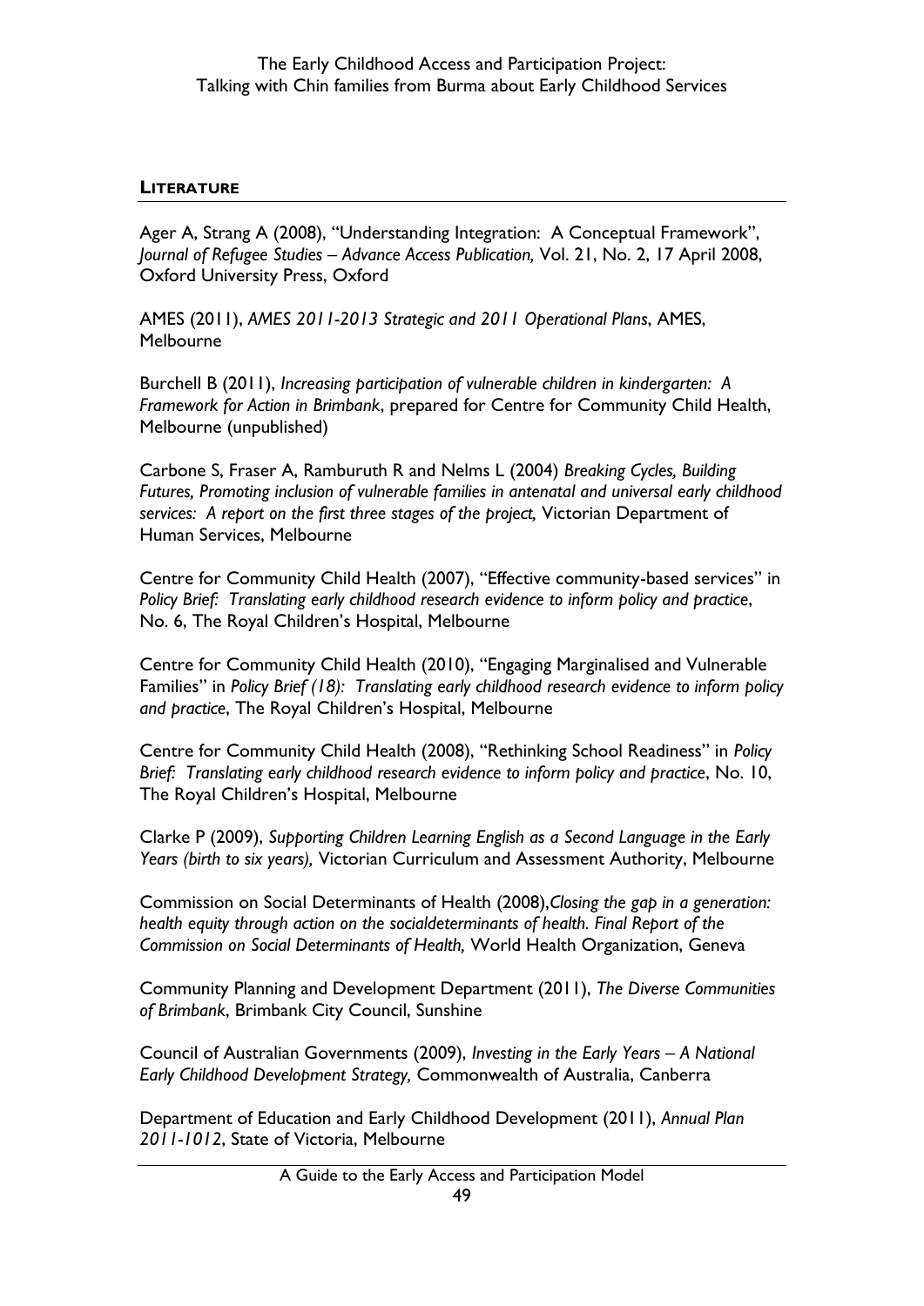## LITERATURE

Ager A, Strang A (2008), "Understanding Integration: A Conceptual Framework", *Journal of Refugee Studies – Advance Access Publication,* Vol. 21, No. 2, 17 April 2008, Oxford University Press, Oxford

AMES (2011), *AMES 2011-2013 Strategic and 2011 Operational Plans*, AMES, Melbourne

Burchell B (2011), *Increasing participation of vulnerable children in kindergarten: A Framework for Action in Brimbank*, prepared for Centre for Community Child Health, Melbourne (unpublished)

Carbone S, Fraser A, Ramburuth R and Nelms L (2004) *Breaking Cycles, Building Futures, Promoting inclusion of vulnerable families in antenatal and universal early childhood services: A report on the first three stages of the project,* Victorian Department of Human Services, Melbourne

Centre for Community Child Health (2007), "Effective community-based services" in *Policy Brief: Translating early childhood research evidence to inform policy and practice*, No. 6, The Royal Children's Hospital, Melbourne

Centre for Community Child Health (2010), "Engaging Marginalised and Vulnerable Families" in *Policy Brief (18): Translating early childhood research evidence to inform policy and practice*, The Royal Children's Hospital, Melbourne

Centre for Community Child Health (2008), "Rethinking School Readiness" in *Policy Brief: Translating early childhood research evidence to inform policy and practice*, No. 10, The Royal Children's Hospital, Melbourne

Clarke P (2009), *Supporting Children Learning English as a Second Language in the Early Years (birth to six years),* Victorian Curriculum and Assessment Authority, Melbourne

Commission on Social Determinants of Health (2008),*Closing the gap in a generation: health equity through action on the socialdeterminants of health. Final Report of the Commission on Social Determinants of Health,* World Health Organization, Geneva

Community Planning and Development Department (2011), *The Diverse Communities of Brimbank*, Brimbank City Council, Sunshine

Council of Australian Governments (2009), *Investing in the Early Years – A National Early Childhood Development Strategy,* Commonwealth of Australia, Canberra

Department of Education and Early Childhood Development (2011), *Annual Plan 2011-1012*, State of Victoria, Melbourne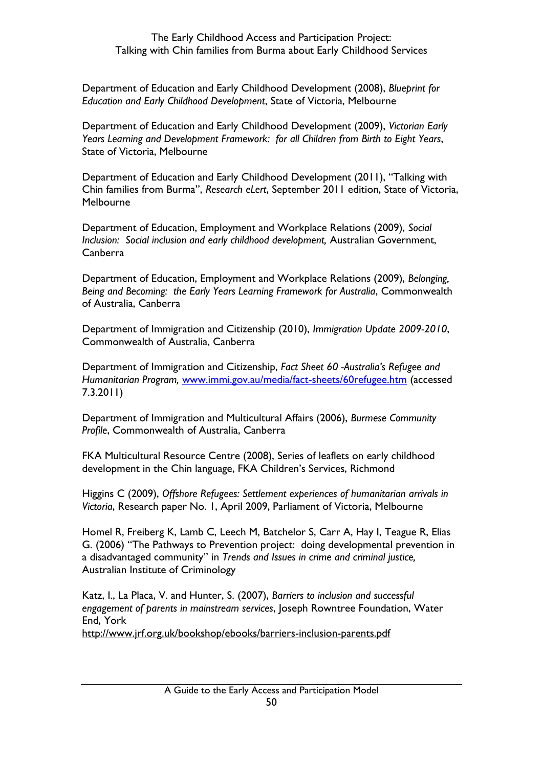Department of Education and Early Childhood Development (2008), *Blueprint for Education and Early Childhood Development*, State of Victoria, Melbourne

Department of Education and Early Childhood Development (2009), *Victorian Early Years Learning and Development Framework: for all Children from Birth to Eight Years*, State of Victoria, Melbourne

Department of Education and Early Childhood Development (2011), "Talking with Chin families from Burma", *Research eLert*, September 2011 edition, State of Victoria, Melbourne

Department of Education, Employment and Workplace Relations (2009), *Social Inclusion: Social inclusion and early childhood development,* Australian Government, Canberra

Department of Education, Employment and Workplace Relations (2009), *Belonging, Being and Becoming: the Early Years Learning Framework for Australia*, Commonwealth of Australia, Canberra

Department of Immigration and Citizenship (2010), *Immigration Update 2009-2010*, Commonwealth of Australia, Canberra

Department of Immigration and Citizenship, *Fact Sheet 60 -Australia's Refugee and Humanitarian Program,* [www.immi.gov.au/media/fact-sheets/60refugee.htm](www.immi.gov.au/media/fact-sheets/60refugee.htm) (accessed 7.3.2011)

Department of Immigration and Multicultural Affairs (2006), *Burmese Community Profile*, Commonwealth of Australia, Canberra

FKA Multicultural Resource Centre (2008), Series of leaflets on early childhood development in the Chin language, FKA Children's Services, Richmond

Higgins C (2009), *Offshore Refugees: Settlement experiences of humanitarian arrivals in Victoria*, Research paper No. 1, April 2009, Parliament of Victoria, Melbourne

Homel R, Freiberg K, Lamb C, Leech M, Batchelor S, Carr A, Hay I, Teague R, Elias G. (2006) "The Pathways to Prevention project: doing developmental prevention in a disadvantaged community" in *Trends and Issues in crime and criminal justice,* Australian Institute of Criminology

Katz, I., La Placa, V. and Hunter, S. (2007), *Barriers to inclusion and successful engagement of parents in mainstream services*, Joseph Rowntree Foundation, Water End, York
<http://www.jrf.org.uk/bookshop/ebooks/barriers-inclusion-parents.pdf>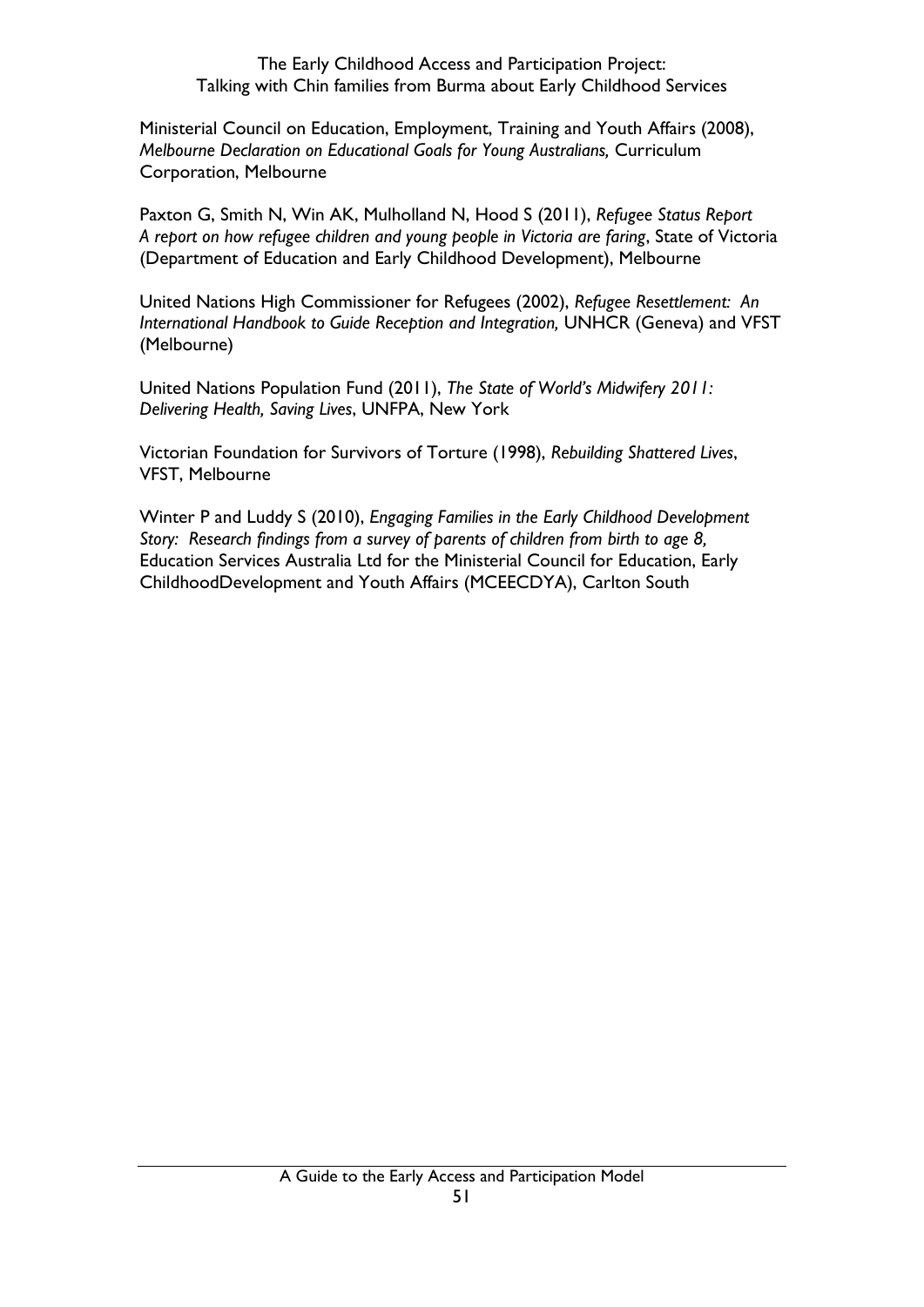Ministerial Council on Education, Employment, Training and Youth Affairs (2008), *Melbourne Declaration on Educational Goals for Young Australians,* Curriculum Corporation, Melbourne

Paxton G, Smith N, Win AK, Mulholland N, Hood S (2011), *Refugee Status Report A report on how refugee children and young people in Victoria are faring*, State of Victoria (Department of Education and Early Childhood Development), Melbourne

United Nations High Commissioner for Refugees (2002), *Refugee Resettlement: An International Handbook to Guide Reception and Integration,* UNHCR (Geneva) and VFST (Melbourne)

United Nations Population Fund (2011), *The State of World's Midwifery 2011: Delivering Health, Saving Lives*, UNFPA, New York

Victorian Foundation for Survivors of Torture (1998), *Rebuilding Shattered Lives*, VFST, Melbourne

Winter P and Luddy S (2010), *Engaging Families in the Early Childhood Development Story: Research findings from a survey of parents of children from birth to age 8,* Education Services Australia Ltd for the Ministerial Council for Education, Early ChildhoodDevelopment and Youth Affairs (MCEECDYA), Carlton South